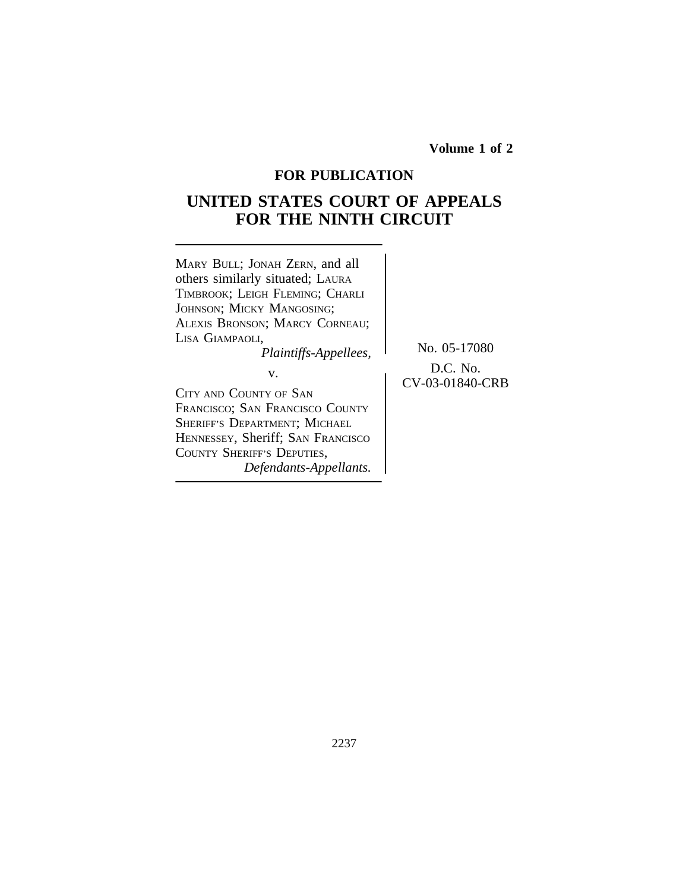Volume 1 of 2

**FOR PUBLICATION**

# UNITED STATES COURT OF APPEALS FOR THE NINTH CIRCUIT

MARY BULL; JONAH ZERN, and all others similarly situated; LAURA TIMBROOK; LEIGH FLEMING; CHARLI JOHNSON; MICKY MANGOSING; ALEXIS BRONSON; MARCY CORNEAU; LISA GIAMPAOLI,
*Plaintiffs-Appellees,*

v.

CITY AND COUNTY OF SAN FRANCISCO; SAN FRANCISCO COUNTY SHERIFF'S DEPARTMENT; MICHAEL HENNESSEY, Sheriff; SAN FRANCISCO COUNTY SHERIFF'S DEPUTIES,
*Defendants-Appellants.*

No. 05-17080

D.C. No.
CV-03-01840-CRB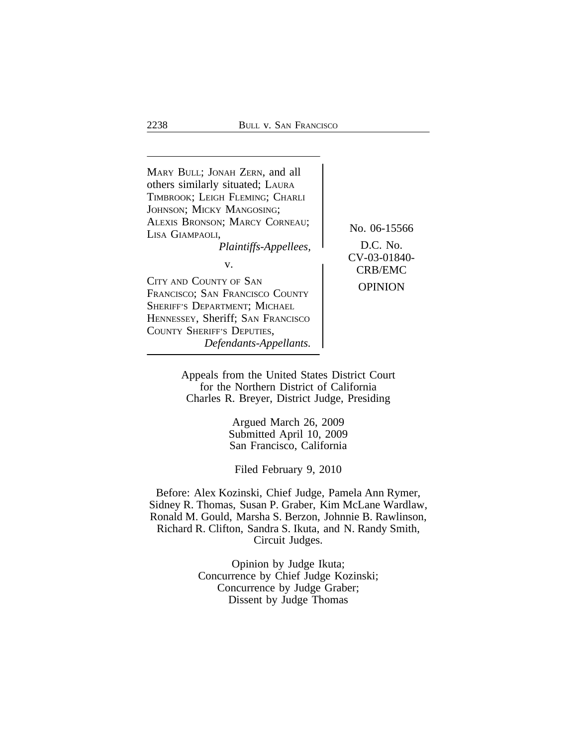MARY BULL; JONAH ZERN, and all others similarly situated; LAURA TIMBROOK; LEIGH FLEMING; CHARLI JOHNSON; MICKY MANGOSING; ALEXIS BRONSON; MARCY CORNEAU; LISA GIAMPAOLI,
*Plaintiffs-Appellees,*

v.

CITY AND COUNTY OF SAN FRANCISCO; SAN FRANCISCO COUNTY SHERIFF'S DEPARTMENT; MICHAEL HENNESSEY, Sheriff; SAN FRANCISCO COUNTY SHERIFF'S DEPUTIES,
*Defendants-Appellants.*

No. 06-15566

D.C. No. CV-03-01840-CRB/EMC

OPINION

Appeals from the United States District Court
for the Northern District of California
Charles R. Breyer, District Judge, Presiding

Argued March 26, 2009
Submitted April 10, 2009
San Francisco, California

Filed February 9, 2010

Before: Alex Kozinski, Chief Judge, Pamela Ann Rymer, Sidney R. Thomas, Susan P. Graber, Kim McLane Wardlaw, Ronald M. Gould, Marsha S. Berzon, Johnnie B. Rawlinson, Richard R. Clifton, Sandra S. Ikuta, and N. Randy Smith, Circuit Judges.

Opinion by Judge Ikuta;
Concurrence by Chief Judge Kozinski;
Concurrence by Judge Graber;
Dissent by Judge Thomas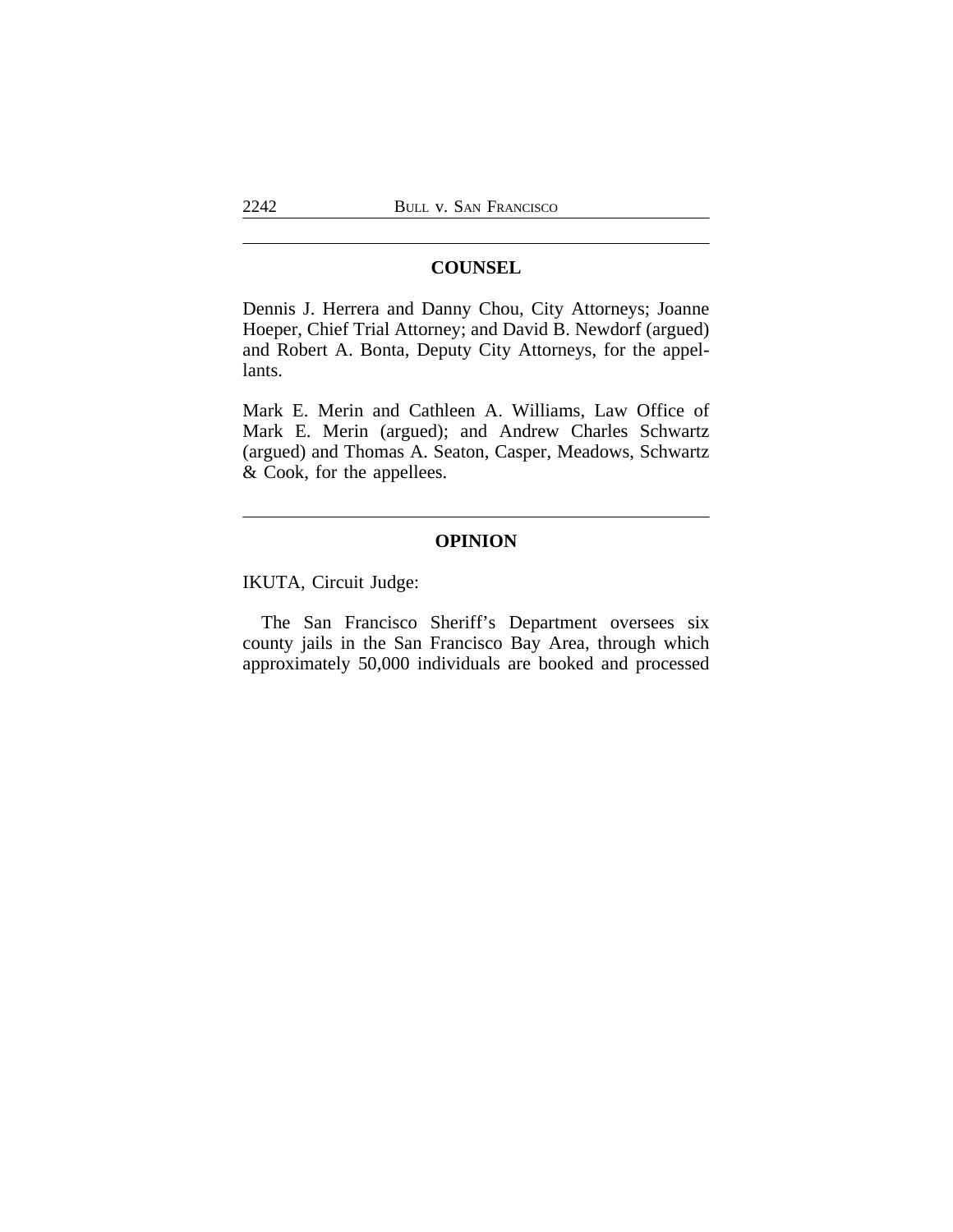## COUNSEL

Dennis J. Herrera and Danny Chou, City Attorneys; Joanne Hoeper, Chief Trial Attorney; and David B. Newdorf (argued) and Robert A. Bonta, Deputy City Attorneys, for the appellants.

Mark E. Merin and Cathleen A. Williams, Law Office of Mark E. Merin (argued); and Andrew Charles Schwartz (argued) and Thomas A. Seaton, Casper, Meadows, Schwartz & Cook, for the appellees.

## OPINION

IKUTA, Circuit Judge:

The San Francisco Sheriff's Department oversees six county jails in the San Francisco Bay Area, through which approximately 50,000 individuals are booked and processed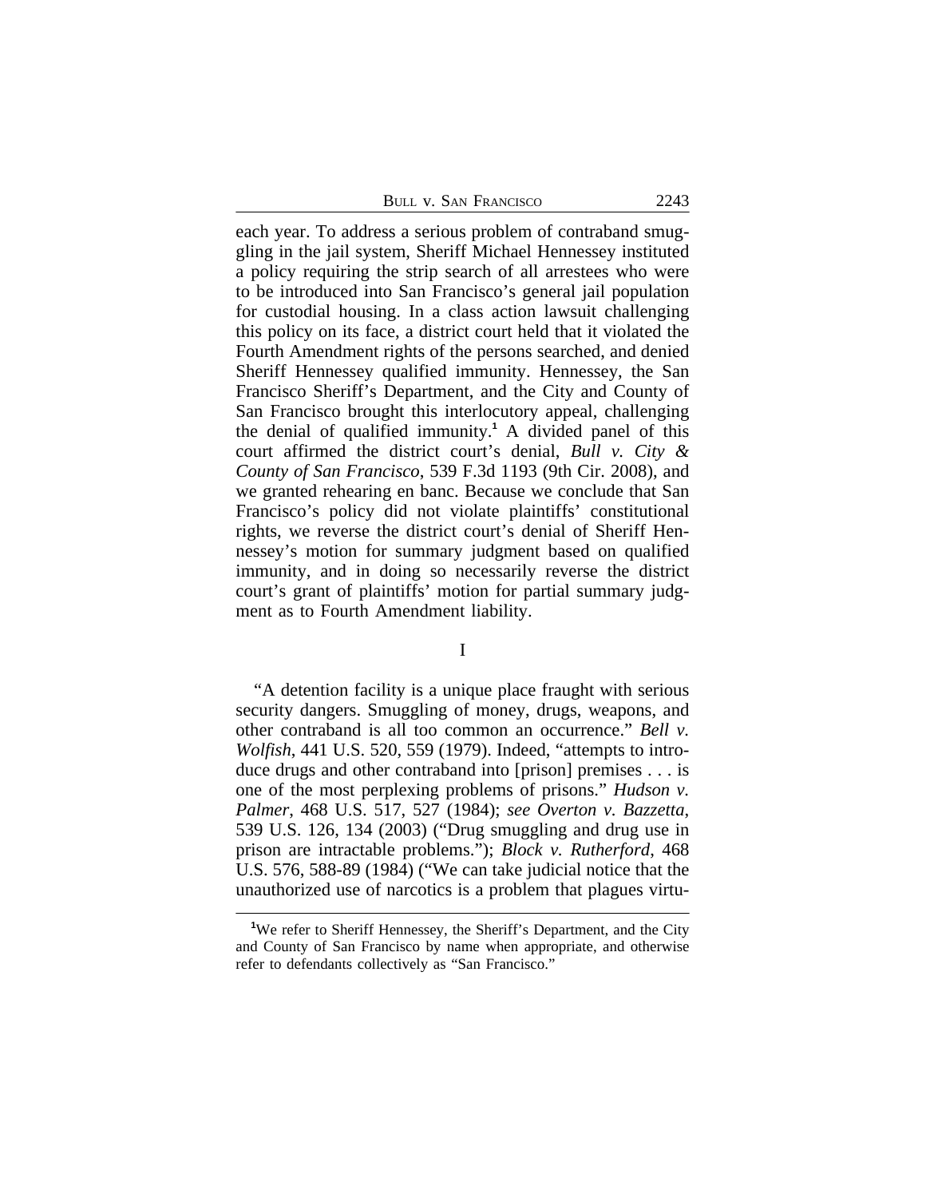each year. To address a serious problem of contraband smuggling in the jail system, Sheriff Michael Hennessey instituted a policy requiring the strip search of all arrestees who were to be introduced into San Francisco's general jail population for custodial housing. In a class action lawsuit challenging this policy on its face, a district court held that it violated the Fourth Amendment rights of the persons searched, and denied Sheriff Hennessey qualified immunity. Hennessey, the San Francisco Sheriff's Department, and the City and County of San Francisco brought this interlocutory appeal, challenging the denial of qualified immunity.[1] A divided panel of this court affirmed the district court's denial, *Bull v. City & County of San Francisco*, 539 F.3d 1193 (9th Cir. 2008), and we granted rehearing en banc. Because we conclude that San Francisco's policy did not violate plaintiffs' constitutional rights, we reverse the district court's denial of Sheriff Hennessey's motion for summary judgment based on qualified immunity, and in doing so necessarily reverse the district court's grant of plaintiffs' motion for partial summary judgment as to Fourth Amendment liability.

## I

"A detention facility is a unique place fraught with serious security dangers. Smuggling of money, drugs, weapons, and other contraband is all too common an occurrence." *Bell v. Wolfish*, 441 U.S. 520, 559 (1979). Indeed, "attempts to introduce drugs and other contraband into [prison] premises . . . is one of the most perplexing problems of prisons." *Hudson v. Palmer*, 468 U.S. 517, 527 (1984); *see Overton v. Bazzetta*, 539 U.S. 126, 134 (2003) ("Drug smuggling and drug use in prison are intractable problems."); *Block v. Rutherford*, 468 U.S. 576, 588-89 (1984) ("We can take judicial notice that the unauthorized use of narcotics is a problem that plagues virtu-

[1] We refer to Sheriff Hennessey, the Sheriff's Department, and the City and County of San Francisco by name when appropriate, and otherwise refer to defendants collectively as "San Francisco."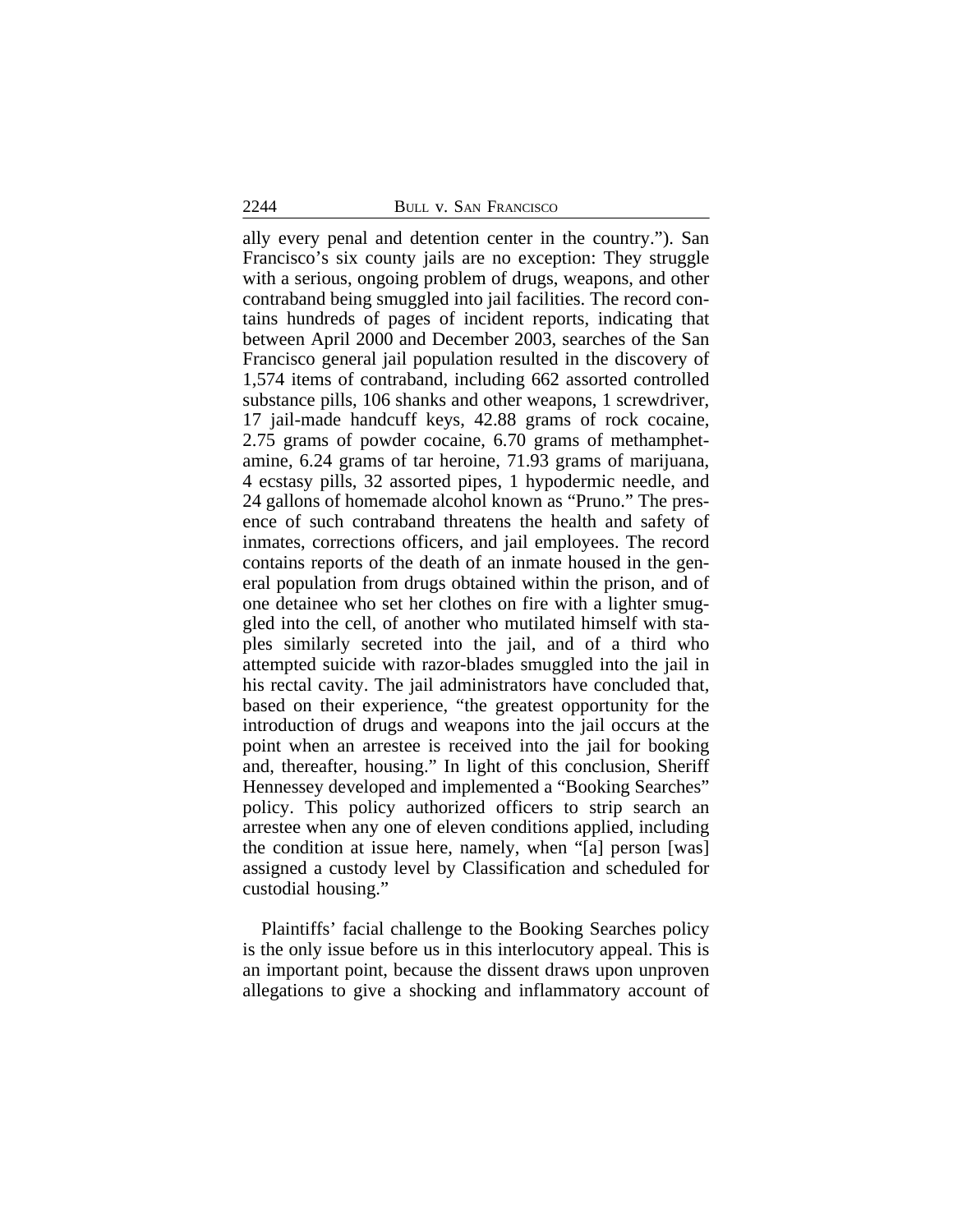ally every penal and detention center in the country."). San Francisco's six county jails are no exception: They struggle with a serious, ongoing problem of drugs, weapons, and other contraband being smuggled into jail facilities. The record contains hundreds of pages of incident reports, indicating that between April 2000 and December 2003, searches of the San Francisco general jail population resulted in the discovery of 1,574 items of contraband, including 662 assorted controlled substance pills, 106 shanks and other weapons, 1 screwdriver, 17 jail-made handcuff keys, 42.88 grams of rock cocaine, 2.75 grams of powder cocaine, 6.70 grams of methamphetamine, 6.24 grams of tar heroine, 71.93 grams of marijuana, 4 ecstasy pills, 32 assorted pipes, 1 hypodermic needle, and 24 gallons of homemade alcohol known as "Pruno." The presence of such contraband threatens the health and safety of inmates, corrections officers, and jail employees. The record contains reports of the death of an inmate housed in the general population from drugs obtained within the prison, and of one detainee who set her clothes on fire with a lighter smuggled into the cell, of another who mutilated himself with staples similarly secreted into the jail, and of a third who attempted suicide with razor-blades smuggled into the jail in his rectal cavity. The jail administrators have concluded that, based on their experience, "the greatest opportunity for the introduction of drugs and weapons into the jail occurs at the point when an arrestee is received into the jail for booking and, thereafter, housing." In light of this conclusion, Sheriff Hennessey developed and implemented a "Booking Searches" policy. This policy authorized officers to strip search an arrestee when any one of eleven conditions applied, including the condition at issue here, namely, when "[a] person [was] assigned a custody level by Classification and scheduled for custodial housing."

Plaintiffs' facial challenge to the Booking Searches policy is the only issue before us in this interlocutory appeal. This is an important point, because the dissent draws upon unproven allegations to give a shocking and inflammatory account of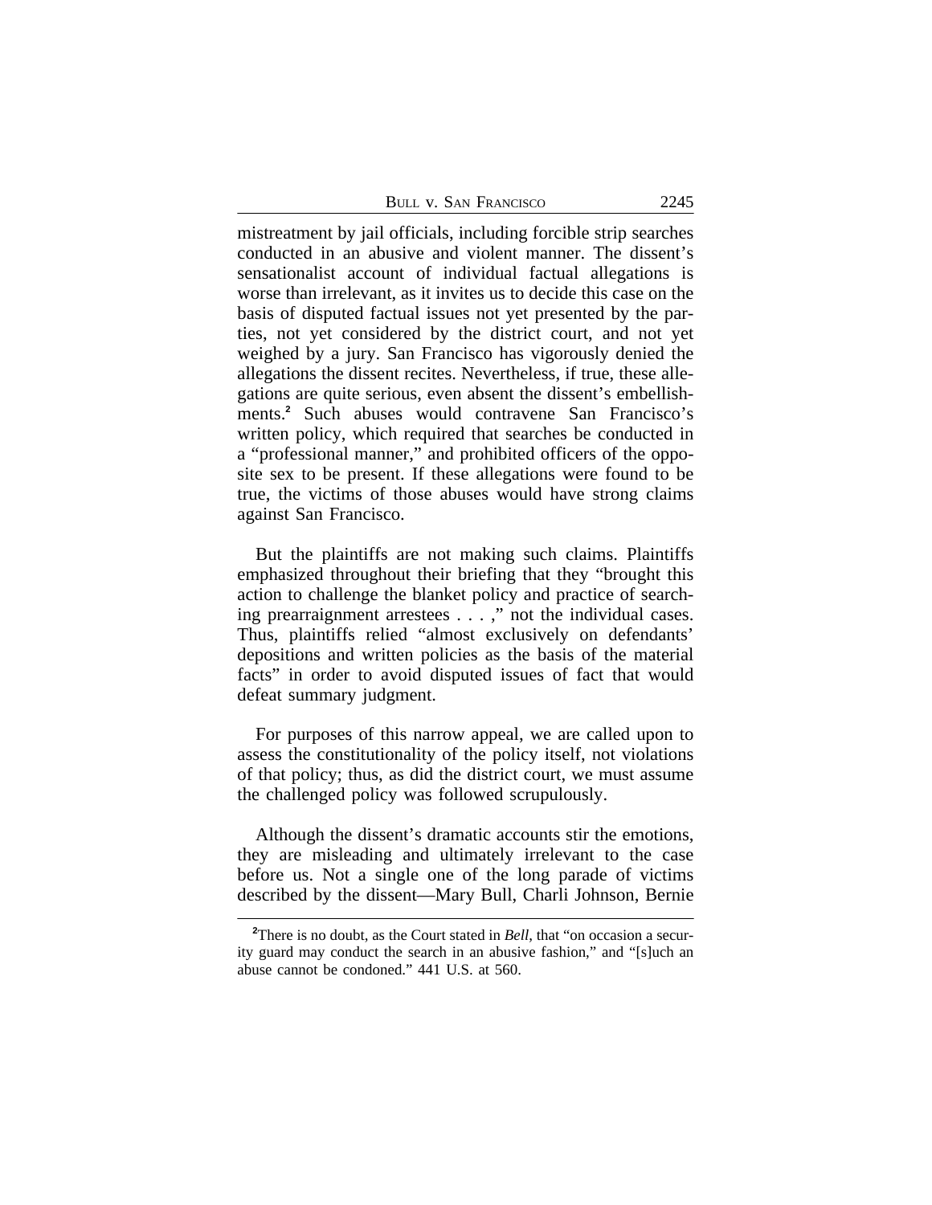mistreatment by jail officials, including forcible strip searches conducted in an abusive and violent manner. The dissent's sensationalist account of individual factual allegations is worse than irrelevant, as it invites us to decide this case on the basis of disputed factual issues not yet presented by the parties, not yet considered by the district court, and not yet weighed by a jury. San Francisco has vigorously denied the allegations the dissent recites. Nevertheless, if true, these allegations are quite serious, even absent the dissent's embellishments.[2] Such abuses would contravene San Francisco's written policy, which required that searches be conducted in a "professional manner," and prohibited officers of the opposite sex to be present. If these allegations were found to be true, the victims of those abuses would have strong claims against San Francisco.

But the plaintiffs are not making such claims. Plaintiffs emphasized throughout their briefing that they "brought this action to challenge the blanket policy and practice of searching prearraignment arrestees . . . ," not the individual cases. Thus, plaintiffs relied "almost exclusively on defendants' depositions and written policies as the basis of the material facts" in order to avoid disputed issues of fact that would defeat summary judgment.

For purposes of this narrow appeal, we are called upon to assess the constitutionality of the policy itself, not violations of that policy; thus, as did the district court, we must assume the challenged policy was followed scrupulously.

Although the dissent's dramatic accounts stir the emotions, they are misleading and ultimately irrelevant to the case before us. Not a single one of the long parade of victims described by the dissent—Mary Bull, Charli Johnson, Bernie

---

[2]There is no doubt, as the Court stated in *Bell*, that "on occasion a security guard may conduct the search in an abusive fashion," and "[s]uch an abuse cannot be condoned." 441 U.S. at 560.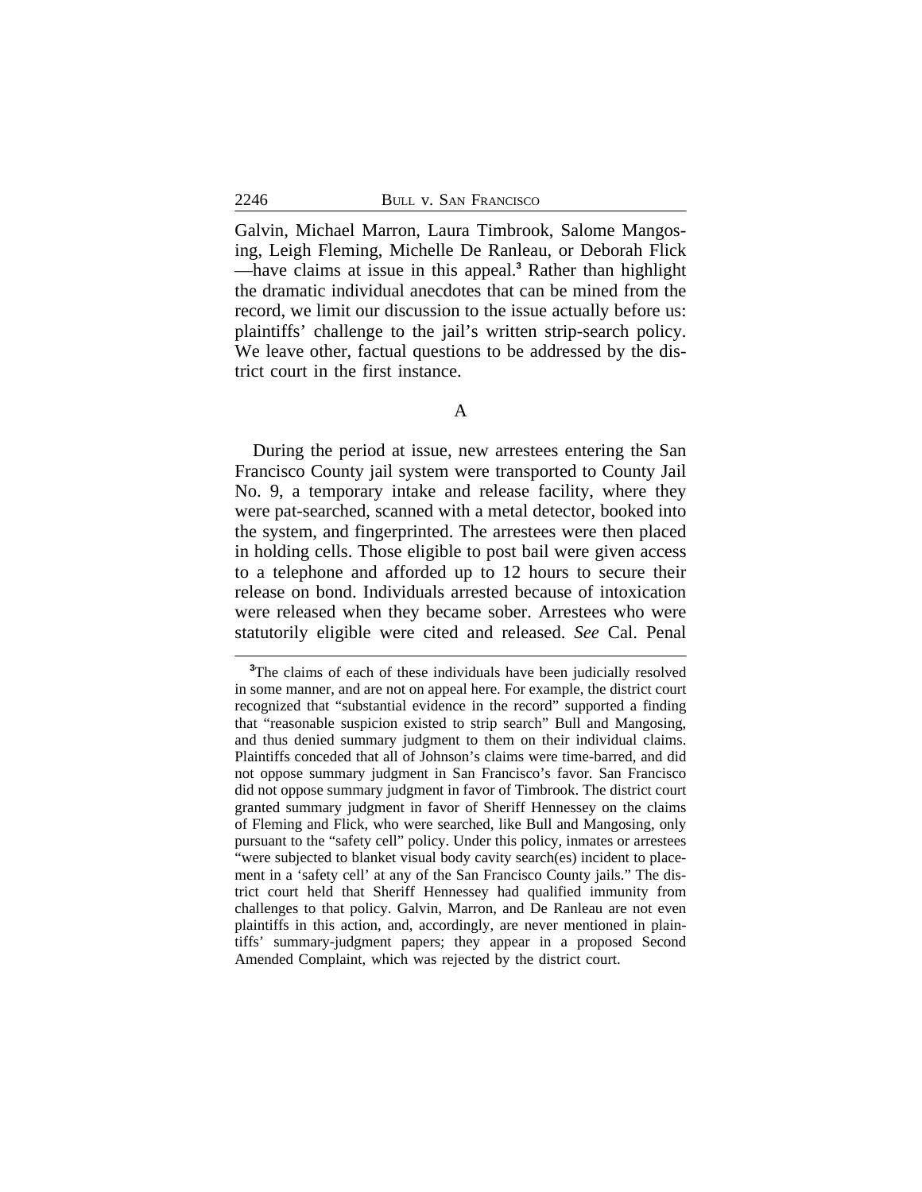Galvin, Michael Marron, Laura Timbrook, Salome Mangosing, Leigh Fleming, Michelle De Ranleau, or Deborah Flick —have claims at issue in this appeal.[3] Rather than highlight the dramatic individual anecdotes that can be mined from the record, we limit our discussion to the issue actually before us: plaintiffs' challenge to the jail's written strip-search policy. We leave other, factual questions to be addressed by the district court in the first instance.

A

During the period at issue, new arrestees entering the San Francisco County jail system were transported to County Jail No. 9, a temporary intake and release facility, where they were pat-searched, scanned with a metal detector, booked into the system, and fingerprinted. The arrestees were then placed in holding cells. Those eligible to post bail were given access to a telephone and afforded up to 12 hours to secure their release on bond. Individuals arrested because of intoxication were released when they became sober. Arrestees who were statutorily eligible were cited and released. *See* Cal. Penal

[3]The claims of each of these individuals have been judicially resolved in some manner, and are not on appeal here. For example, the district court recognized that "substantial evidence in the record" supported a finding that "reasonable suspicion existed to strip search" Bull and Mangosing, and thus denied summary judgment to them on their individual claims. Plaintiffs conceded that all of Johnson's claims were time-barred, and did not oppose summary judgment in San Francisco's favor. San Francisco did not oppose summary judgment in favor of Timbrook. The district court granted summary judgment in favor of Sheriff Hennessey on the claims of Fleming and Flick, who were searched, like Bull and Mangosing, only pursuant to the "safety cell" policy. Under this policy, inmates or arrestees "were subjected to blanket visual body cavity search(es) incident to placement in a 'safety cell' at any of the San Francisco County jails." The district court held that Sheriff Hennessey had qualified immunity from challenges to that policy. Galvin, Marron, and De Ranleau are not even plaintiffs in this action, and, accordingly, are never mentioned in plaintiffs' summary-judgment papers; they appear in a proposed Second Amended Complaint, which was rejected by the district court.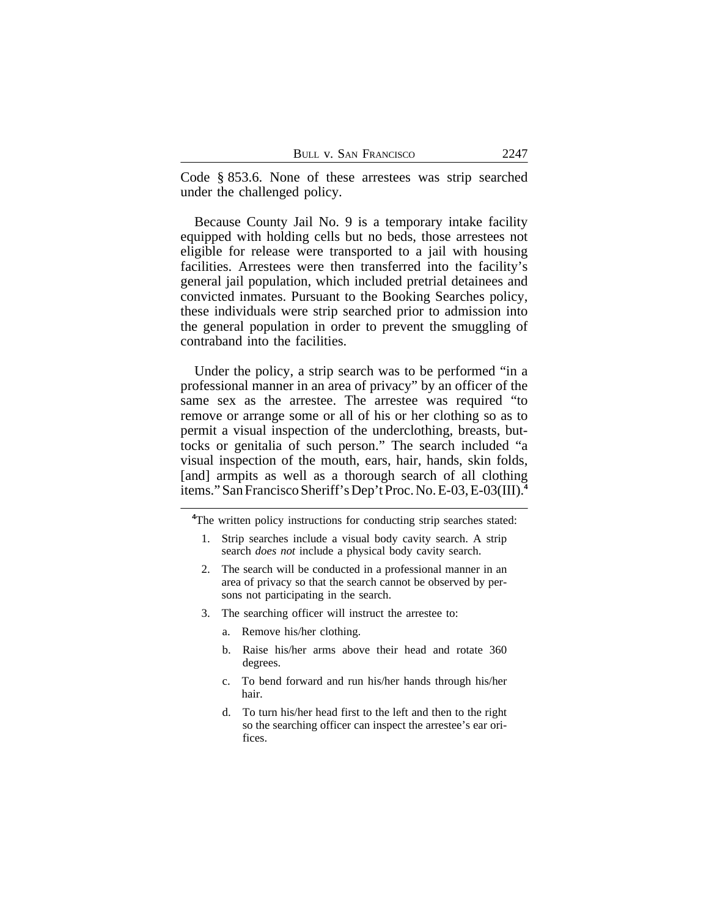Code § 853.6. None of these arrestees was strip searched under the challenged policy.

Because County Jail No. 9 is a temporary intake facility equipped with holding cells but no beds, those arrestees not eligible for release were transported to a jail with housing facilities. Arrestees were then transferred into the facility's general jail population, which included pretrial detainees and convicted inmates. Pursuant to the Booking Searches policy, these individuals were strip searched prior to admission into the general population in order to prevent the smuggling of contraband into the facilities.

Under the policy, a strip search was to be performed "in a professional manner in an area of privacy" by an officer of the same sex as the arrestee. The arrestee was required "to remove or arrange some or all of his or her clothing so as to permit a visual inspection of the underclothing, breasts, buttocks or genitalia of such person." The search included "a visual inspection of the mouth, ears, hair, hands, skin folds, [and] armpits as well as a thorough search of all clothing items." San Francisco Sheriff's Dep't Proc. No. E-03, E-03(III).[4]

---

[4]The written policy instructions for conducting strip searches stated:

1. Strip searches include a visual body cavity search. A strip search *does not* include a physical body cavity search.
2. The search will be conducted in a professional manner in an area of privacy so that the search cannot be observed by persons not participating in the search.
3. The searching officer will instruct the arrestee to:
   a. Remove his/her clothing.
   b. Raise his/her arms above their head and rotate 360 degrees.
   c. To bend forward and run his/her hands through his/her hair.
   d. To turn his/her head first to the left and then to the right so the searching officer can inspect the arrestee's ear orifices.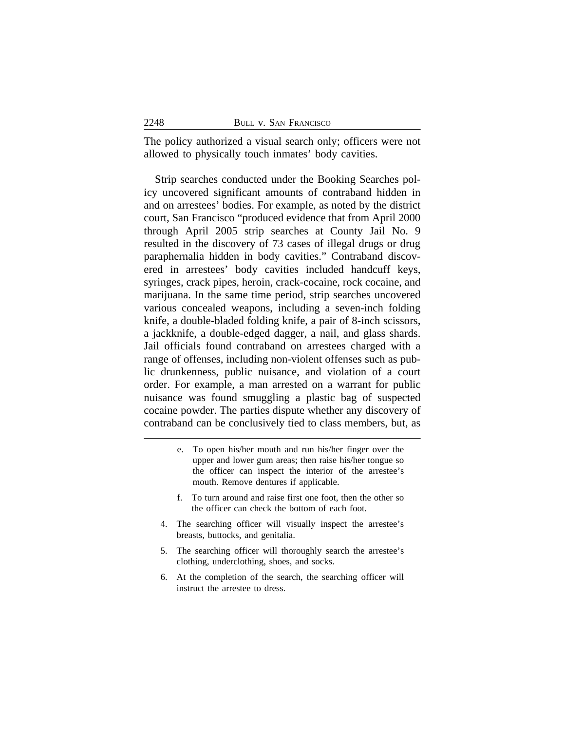The policy authorized a visual search only; officers were not allowed to physically touch inmates' body cavities.

Strip searches conducted under the Booking Searches policy uncovered significant amounts of contraband hidden in and on arrestees' bodies. For example, as noted by the district court, San Francisco "produced evidence that from April 2000 through April 2005 strip searches at County Jail No. 9 resulted in the discovery of 73 cases of illegal drugs or drug paraphernalia hidden in body cavities." Contraband discovered in arrestees' body cavities included handcuff keys, syringes, crack pipes, heroin, crack-cocaine, rock cocaine, and marijuana. In the same time period, strip searches uncovered various concealed weapons, including a seven-inch folding knife, a double-bladed folding knife, a pair of 8-inch scissors, a jackknife, a double-edged dagger, a nail, and glass shards. Jail officials found contraband on arrestees charged with a range of offenses, including non-violent offenses such as public drunkenness, public nuisance, and violation of a court order. For example, a man arrested on a warrant for public nuisance was found smuggling a plastic bag of suspected cocaine powder. The parties dispute whether any discovery of contraband can be conclusively tied to class members, but, as

---

e. To open his/her mouth and run his/her finger over the upper and lower gum areas; then raise his/her tongue so the officer can inspect the interior of the arrestee's mouth. Remove dentures if applicable.

f. To turn around and raise first one foot, then the other so the officer can check the bottom of each foot.

4. The searching officer will visually inspect the arrestee's breasts, buttocks, and genitalia.

5. The searching officer will thoroughly search the arrestee's clothing, underclothing, shoes, and socks.

6. At the completion of the search, the searching officer will instruct the arrestee to dress.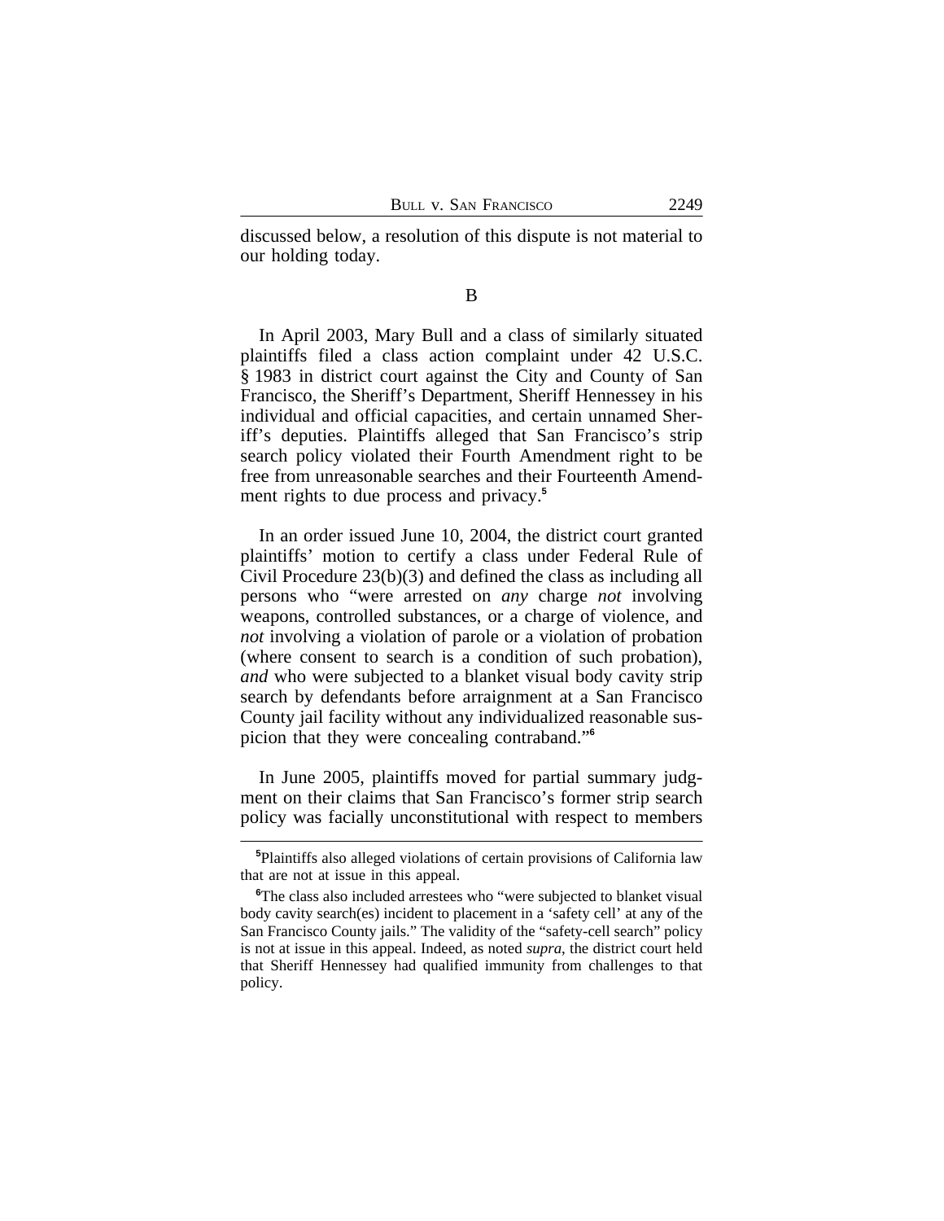discussed below, a resolution of this dispute is not material to our holding today.

B

In April 2003, Mary Bull and a class of similarly situated plaintiffs filed a class action complaint under 42 U.S.C. § 1983 in district court against the City and County of San Francisco, the Sheriff's Department, Sheriff Hennessey in his individual and official capacities, and certain unnamed Sheriff's deputies. Plaintiffs alleged that San Francisco's strip search policy violated their Fourth Amendment right to be free from unreasonable searches and their Fourteenth Amendment rights to due process and privacy.[5]

In an order issued June 10, 2004, the district court granted plaintiffs' motion to certify a class under Federal Rule of Civil Procedure 23(b)(3) and defined the class as including all persons who "were arrested on *any* charge *not* involving weapons, controlled substances, or a charge of violence, and *not* involving a violation of parole or a violation of probation (where consent to search is a condition of such probation), *and* who were subjected to a blanket visual body cavity strip search by defendants before arraignment at a San Francisco County jail facility without any individualized reasonable suspicion that they were concealing contraband."[6]

In June 2005, plaintiffs moved for partial summary judgment on their claims that San Francisco's former strip search policy was facially unconstitutional with respect to members

[5]Plaintiffs also alleged violations of certain provisions of California law that are not at issue in this appeal.

[6]The class also included arrestees who "were subjected to blanket visual body cavity search(es) incident to placement in a 'safety cell' at any of the San Francisco County jails." The validity of the "safety-cell search" policy is not at issue in this appeal. Indeed, as noted *supra*, the district court held that Sheriff Hennessey had qualified immunity from challenges to that policy.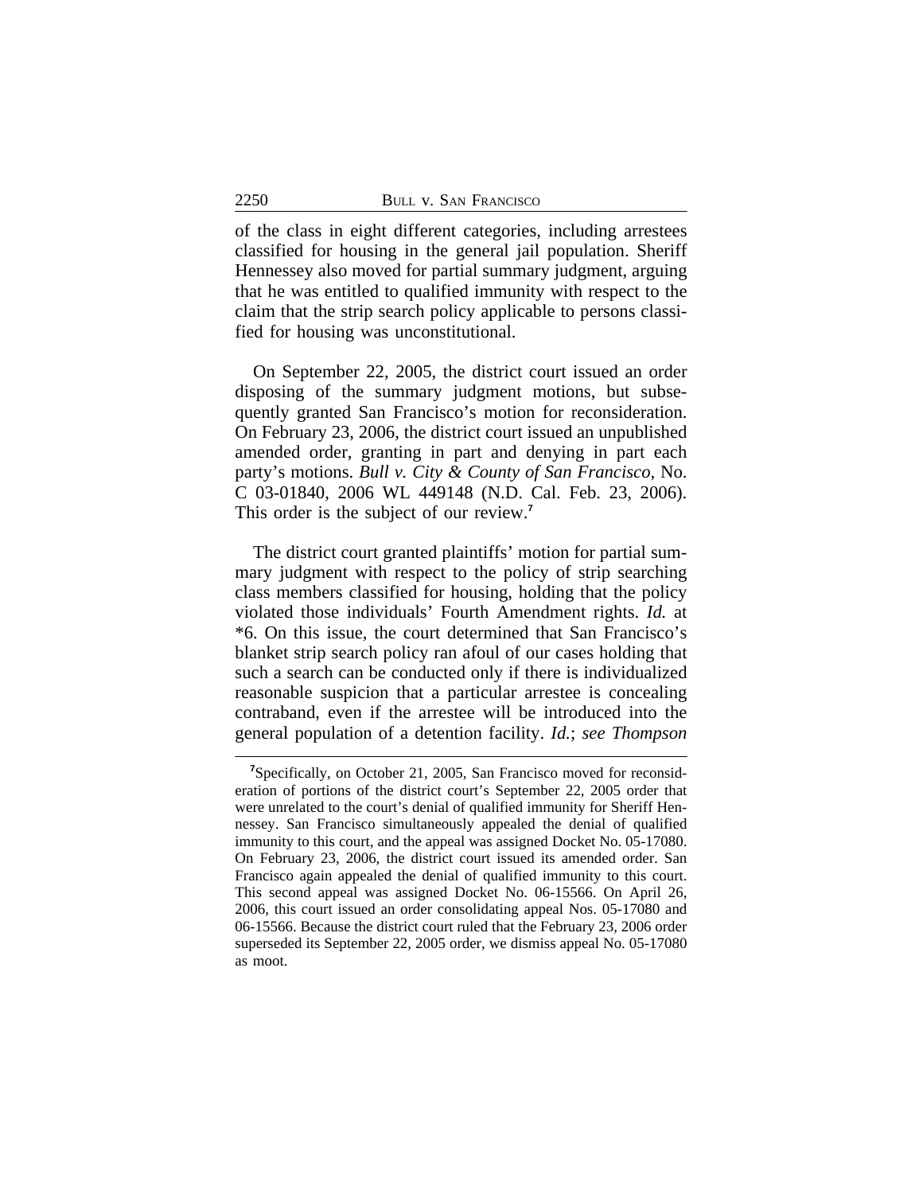of the class in eight different categories, including arrestees classified for housing in the general jail population. Sheriff Hennessey also moved for partial summary judgment, arguing that he was entitled to qualified immunity with respect to the claim that the strip search policy applicable to persons classified for housing was unconstitutional.

On September 22, 2005, the district court issued an order disposing of the summary judgment motions, but subsequently granted San Francisco's motion for reconsideration. On February 23, 2006, the district court issued an unpublished amended order, granting in part and denying in part each party's motions. *Bull v. City & County of San Francisco*, No. C 03-01840, 2006 WL 449148 (N.D. Cal. Feb. 23, 2006). This order is the subject of our review.[7]

The district court granted plaintiffs' motion for partial summary judgment with respect to the policy of strip searching class members classified for housing, holding that the policy violated those individuals' Fourth Amendment rights. *Id.* at *6. On this issue, the court determined that San Francisco's blanket strip search policy ran afoul of our cases holding that such a search can be conducted only if there is individualized reasonable suspicion that a particular arrestee is concealing contraband, even if the arrestee will be introduced into the general population of a detention facility. *Id.*; *see Thompson*

[7]Specifically, on October 21, 2005, San Francisco moved for reconsideration of portions of the district court's September 22, 2005 order that were unrelated to the court's denial of qualified immunity for Sheriff Hennessey. San Francisco simultaneously appealed the denial of qualified immunity to this court, and the appeal was assigned Docket No. 05-17080. On February 23, 2006, the district court issued its amended order. San Francisco again appealed the denial of qualified immunity to this court. This second appeal was assigned Docket No. 06-15566. On April 26, 2006, this court issued an order consolidating appeal Nos. 05-17080 and 06-15566. Because the district court ruled that the February 23, 2006 order superseded its September 22, 2005 order, we dismiss appeal No. 05-17080 as moot.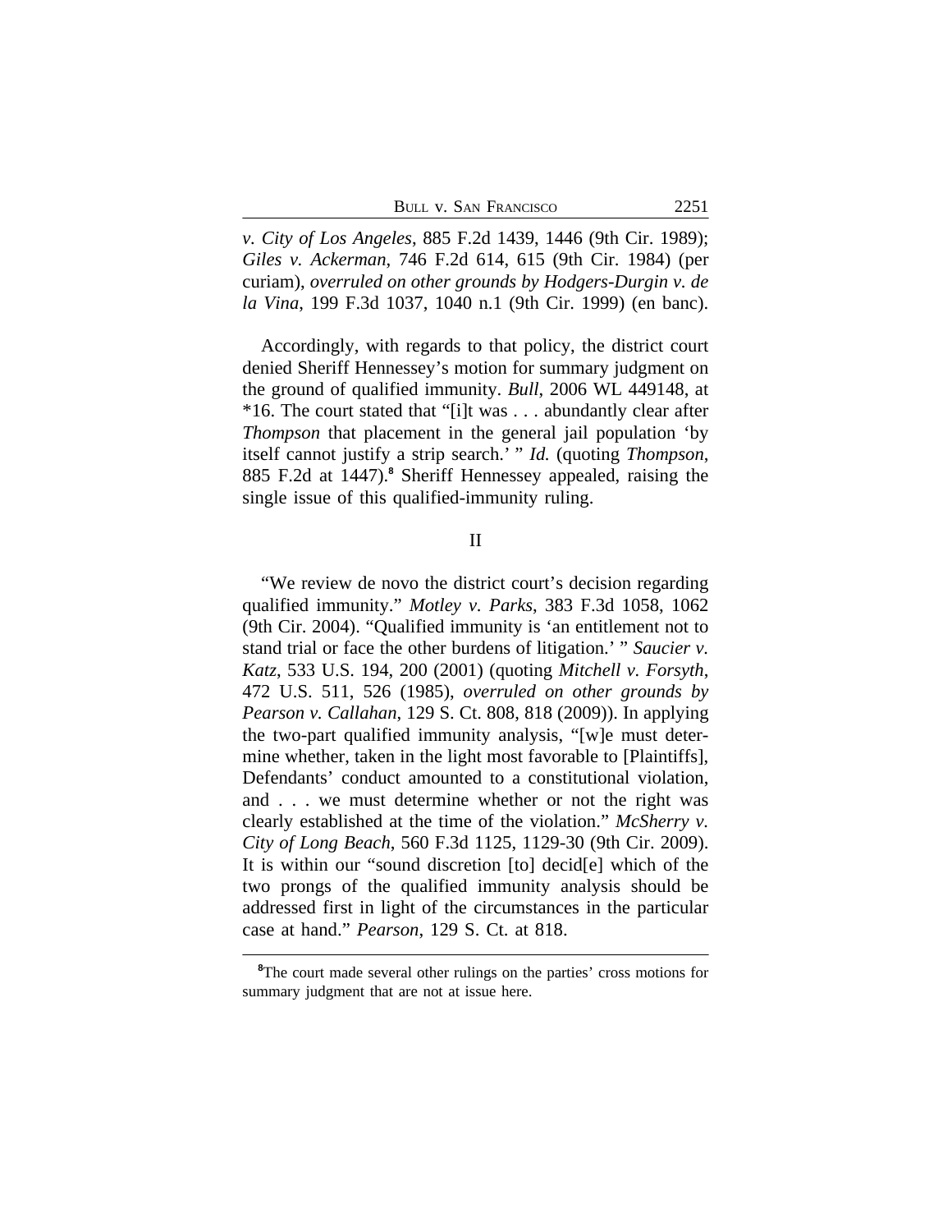*v. City of Los Angeles*, 885 F.2d 1439, 1446 (9th Cir. 1989); *Giles v. Ackerman*, 746 F.2d 614, 615 (9th Cir. 1984) (per curiam), *overruled on other grounds by Hodgers-Durgin v. de la Vina*, 199 F.3d 1037, 1040 n.1 (9th Cir. 1999) (en banc).

Accordingly, with regards to that policy, the district court denied Sheriff Hennessey's motion for summary judgment on the ground of qualified immunity. *Bull*, 2006 WL 449148, at *16. The court stated that "[i]t was . . . abundantly clear after *Thompson* that placement in the general jail population 'by itself cannot justify a strip search.' " *Id.* (quoting *Thompson*, 885 F.2d at 1447).[8] Sheriff Hennessey appealed, raising the single issue of this qualified-immunity ruling.

## II

"We review de novo the district court's decision regarding qualified immunity." *Motley v. Parks*, 383 F.3d 1058, 1062 (9th Cir. 2004). "Qualified immunity is 'an entitlement not to stand trial or face the other burdens of litigation.' " *Saucier v. Katz*, 533 U.S. 194, 200 (2001) (quoting *Mitchell v. Forsyth*, 472 U.S. 511, 526 (1985), *overruled on other grounds by Pearson v. Callahan*, 129 S. Ct. 808, 818 (2009)). In applying the two-part qualified immunity analysis, "[w]e must determine whether, taken in the light most favorable to [Plaintiffs], Defendants' conduct amounted to a constitutional violation, and . . . we must determine whether or not the right was clearly established at the time of the violation." *McSherry v. City of Long Beach*, 560 F.3d 1125, 1129-30 (9th Cir. 2009). It is within our "sound discretion [to] decid[e] which of the two prongs of the qualified immunity analysis should be addressed first in light of the circumstances in the particular case at hand." *Pearson*, 129 S. Ct. at 818.

---

[8]The court made several other rulings on the parties' cross motions for summary judgment that are not at issue here.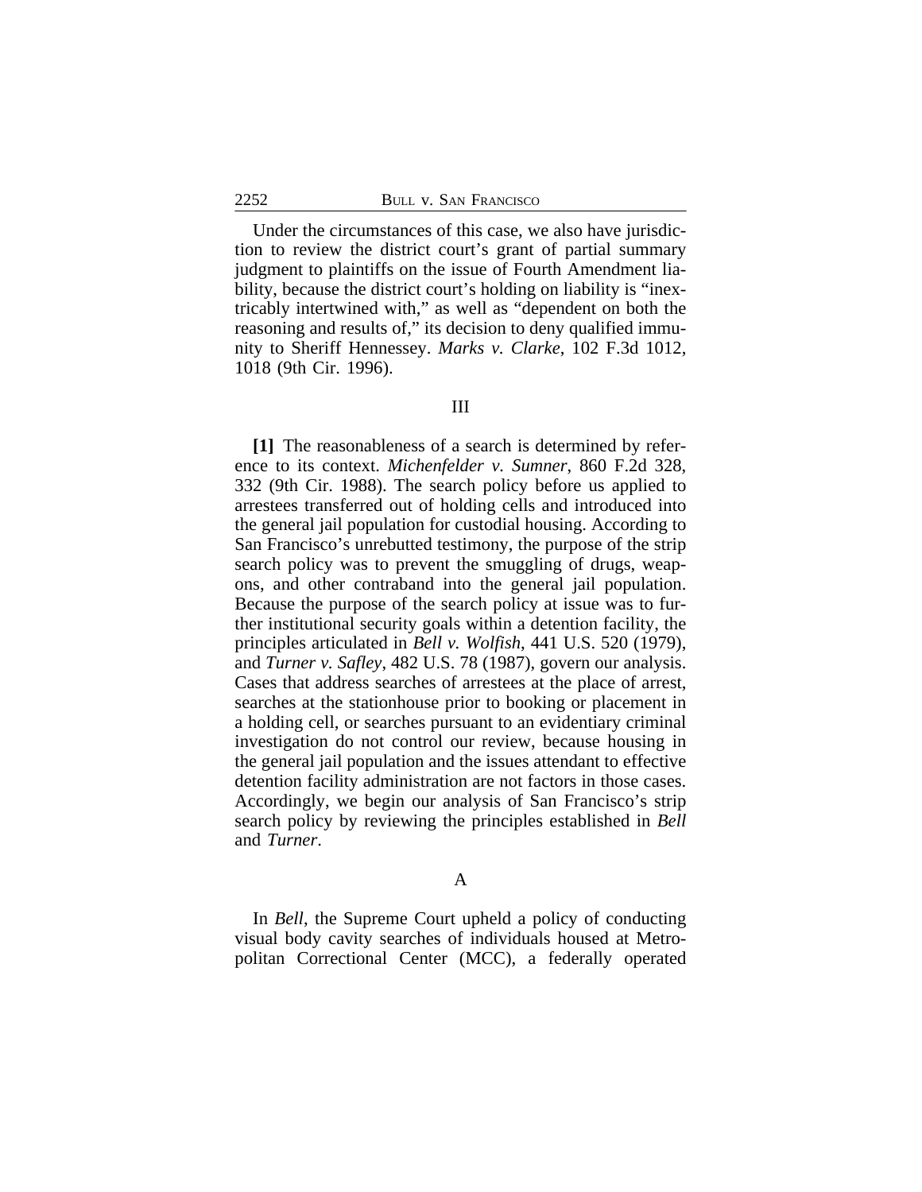Under the circumstances of this case, we also have jurisdiction to review the district court's grant of partial summary judgment to plaintiffs on the issue of Fourth Amendment liability, because the district court's holding on liability is "inextricably intertwined with," as well as "dependent on both the reasoning and results of," its decision to deny qualified immunity to Sheriff Hennessey. *Marks v. Clarke*, 102 F.3d 1012, 1018 (9th Cir. 1996).

## III

**[1]** The reasonableness of a search is determined by reference to its context. *Michenfelder v. Sumner*, 860 F.2d 328, 332 (9th Cir. 1988). The search policy before us applied to arrestees transferred out of holding cells and introduced into the general jail population for custodial housing. According to San Francisco's unrebutted testimony, the purpose of the strip search policy was to prevent the smuggling of drugs, weapons, and other contraband into the general jail population. Because the purpose of the search policy at issue was to further institutional security goals within a detention facility, the principles articulated in *Bell v. Wolfish*, 441 U.S. 520 (1979), and *Turner v. Safley*, 482 U.S. 78 (1987), govern our analysis. Cases that address searches of arrestees at the place of arrest, searches at the stationhouse prior to booking or placement in a holding cell, or searches pursuant to an evidentiary criminal investigation do not control our review, because housing in the general jail population and the issues attendant to effective detention facility administration are not factors in those cases. Accordingly, we begin our analysis of San Francisco's strip search policy by reviewing the principles established in *Bell* and *Turner*.

### A

In *Bell*, the Supreme Court upheld a policy of conducting visual body cavity searches of individuals housed at Metropolitan Correctional Center (MCC), a federally operated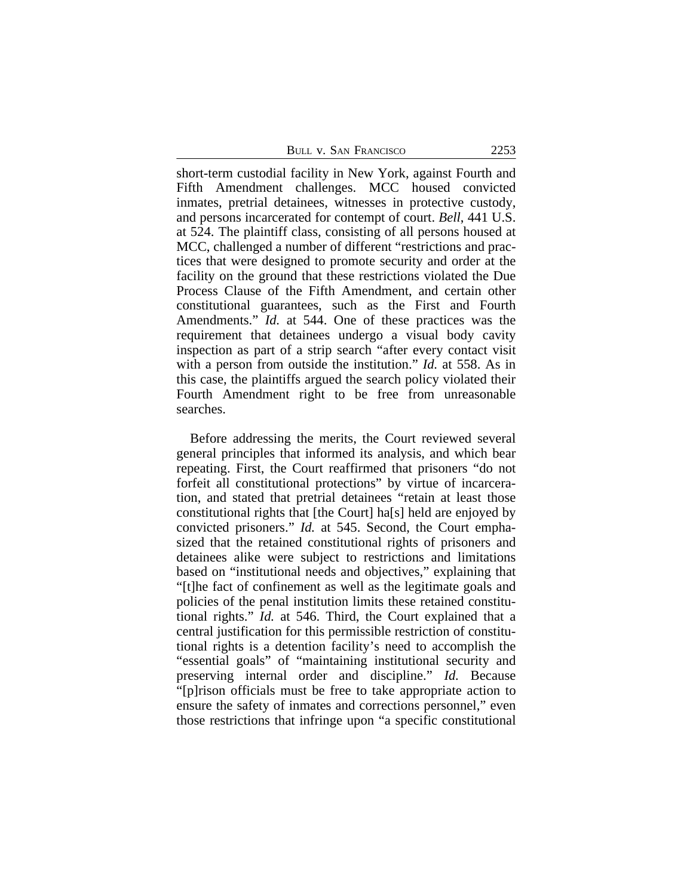short-term custodial facility in New York, against Fourth and Fifth Amendment challenges. MCC housed convicted inmates, pretrial detainees, witnesses in protective custody, and persons incarcerated for contempt of court. *Bell*, 441 U.S. at 524. The plaintiff class, consisting of all persons housed at MCC, challenged a number of different "restrictions and practices that were designed to promote security and order at the facility on the ground that these restrictions violated the Due Process Clause of the Fifth Amendment, and certain other constitutional guarantees, such as the First and Fourth Amendments." *Id.* at 544. One of these practices was the requirement that detainees undergo a visual body cavity inspection as part of a strip search "after every contact visit with a person from outside the institution." *Id.* at 558. As in this case, the plaintiffs argued the search policy violated their Fourth Amendment right to be free from unreasonable searches.

Before addressing the merits, the Court reviewed several general principles that informed its analysis, and which bear repeating. First, the Court reaffirmed that prisoners "do not forfeit all constitutional protections" by virtue of incarceration, and stated that pretrial detainees "retain at least those constitutional rights that [the Court] ha[s] held are enjoyed by convicted prisoners." *Id.* at 545. Second, the Court emphasized that the retained constitutional rights of prisoners and detainees alike were subject to restrictions and limitations based on "institutional needs and objectives," explaining that "[t]he fact of confinement as well as the legitimate goals and policies of the penal institution limits these retained constitutional rights." *Id.* at 546. Third, the Court explained that a central justification for this permissible restriction of constitutional rights is a detention facility's need to accomplish the "essential goals" of "maintaining institutional security and preserving internal order and discipline." *Id.* Because "[p]rison officials must be free to take appropriate action to ensure the safety of inmates and corrections personnel," even those restrictions that infringe upon "a specific constitutional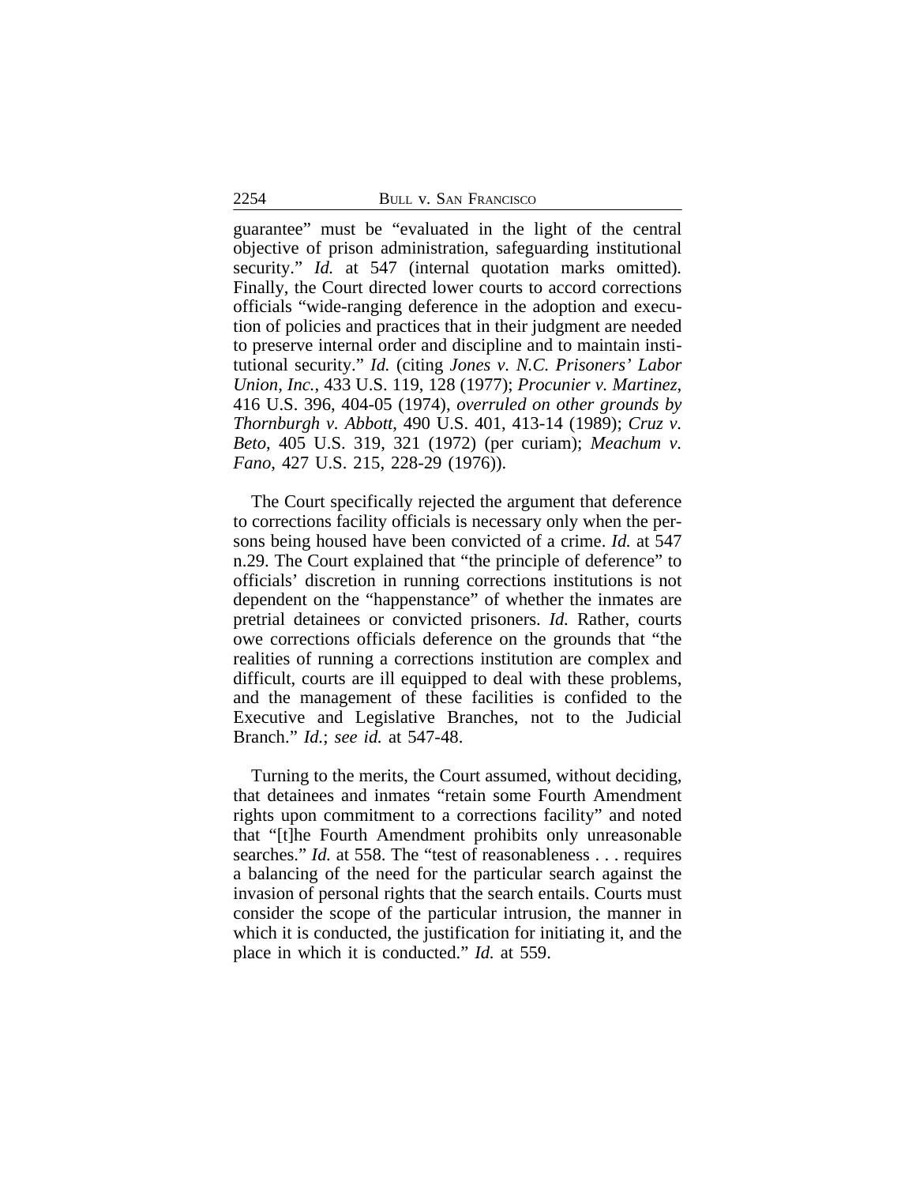guarantee" must be "evaluated in the light of the central objective of prison administration, safeguarding institutional security." *Id.* at 547 (internal quotation marks omitted). Finally, the Court directed lower courts to accord corrections officials "wide-ranging deference in the adoption and execution of policies and practices that in their judgment are needed to preserve internal order and discipline and to maintain institutional security." *Id.* (citing *Jones v. N.C. Prisoners' Labor Union, Inc.*, 433 U.S. 119, 128 (1977); *Procunier v. Martinez*, 416 U.S. 396, 404-05 (1974), *overruled on other grounds by Thornburgh v. Abbott*, 490 U.S. 401, 413-14 (1989); *Cruz v. Beto*, 405 U.S. 319, 321 (1972) (per curiam); *Meachum v. Fano*, 427 U.S. 215, 228-29 (1976)).

The Court specifically rejected the argument that deference to corrections facility officials is necessary only when the persons being housed have been convicted of a crime. *Id.* at 547 n.29. The Court explained that "the principle of deference" to officials' discretion in running corrections institutions is not dependent on the "happenstance" of whether the inmates are pretrial detainees or convicted prisoners. *Id.* Rather, courts owe corrections officials deference on the grounds that "the realities of running a corrections institution are complex and difficult, courts are ill equipped to deal with these problems, and the management of these facilities is confided to the Executive and Legislative Branches, not to the Judicial Branch." *Id.*; *see id.* at 547-48.

Turning to the merits, the Court assumed, without deciding, that detainees and inmates "retain some Fourth Amendment rights upon commitment to a corrections facility" and noted that "[t]he Fourth Amendment prohibits only unreasonable searches." *Id.* at 558. The "test of reasonableness . . . requires a balancing of the need for the particular search against the invasion of personal rights that the search entails. Courts must consider the scope of the particular intrusion, the manner in which it is conducted, the justification for initiating it, and the place in which it is conducted." *Id.* at 559.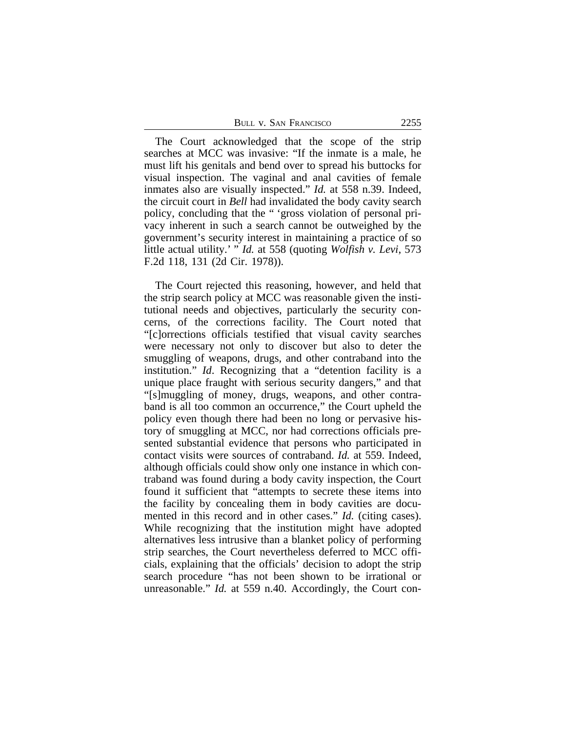The Court acknowledged that the scope of the strip searches at MCC was invasive: "If the inmate is a male, he must lift his genitals and bend over to spread his buttocks for visual inspection. The vaginal and anal cavities of female inmates also are visually inspected." *Id.* at 558 n.39. Indeed, the circuit court in *Bell* had invalidated the body cavity search policy, concluding that the " 'gross violation of personal privacy inherent in such a search cannot be outweighed by the government's security interest in maintaining a practice of so little actual utility.' " *Id.* at 558 (quoting *Wolfish v. Levi*, 573 F.2d 118, 131 (2d Cir. 1978)).

The Court rejected this reasoning, however, and held that the strip search policy at MCC was reasonable given the institutional needs and objectives, particularly the security concerns, of the corrections facility. The Court noted that "[c]orrections officials testified that visual cavity searches were necessary not only to discover but also to deter the smuggling of weapons, drugs, and other contraband into the institution." *Id*. Recognizing that a "detention facility is a unique place fraught with serious security dangers," and that "[s]muggling of money, drugs, weapons, and other contraband is all too common an occurrence," the Court upheld the policy even though there had been no long or pervasive history of smuggling at MCC, nor had corrections officials presented substantial evidence that persons who participated in contact visits were sources of contraband. *Id.* at 559. Indeed, although officials could show only one instance in which contraband was found during a body cavity inspection, the Court found it sufficient that "attempts to secrete these items into the facility by concealing them in body cavities are documented in this record and in other cases." *Id.* (citing cases). While recognizing that the institution might have adopted alternatives less intrusive than a blanket policy of performing strip searches, the Court nevertheless deferred to MCC officials, explaining that the officials' decision to adopt the strip search procedure "has not been shown to be irrational or unreasonable." *Id.* at 559 n.40. Accordingly, the Court con-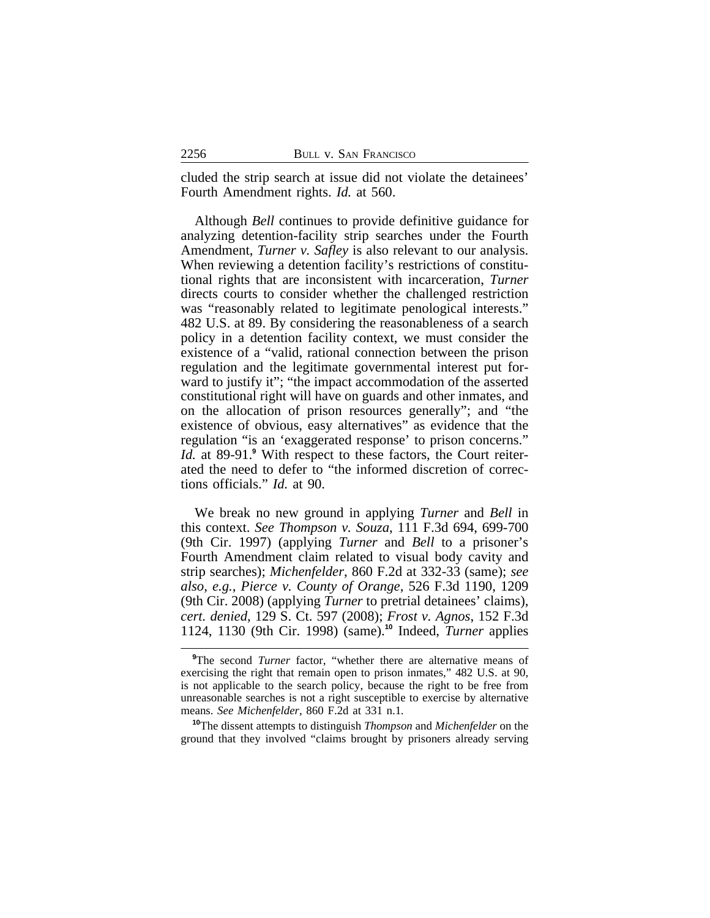cluded the strip search at issue did not violate the detainees' Fourth Amendment rights. *Id.* at 560.

Although *Bell* continues to provide definitive guidance for analyzing detention-facility strip searches under the Fourth Amendment, *Turner v. Safley* is also relevant to our analysis. When reviewing a detention facility's restrictions of constitutional rights that are inconsistent with incarceration, *Turner* directs courts to consider whether the challenged restriction was "reasonably related to legitimate penological interests." 482 U.S. at 89. By considering the reasonableness of a search policy in a detention facility context, we must consider the existence of a "valid, rational connection between the prison regulation and the legitimate governmental interest put forward to justify it"; "the impact accommodation of the asserted constitutional right will have on guards and other inmates, and on the allocation of prison resources generally"; and "the existence of obvious, easy alternatives" as evidence that the regulation "is an 'exaggerated response' to prison concerns." *Id.* at 89-91.[9] With respect to these factors, the Court reiterated the need to defer to "the informed discretion of corrections officials." *Id.* at 90.

We break no new ground in applying *Turner* and *Bell* in this context. *See Thompson v. Souza*, 111 F.3d 694, 699-700 (9th Cir. 1997) (applying *Turner* and *Bell* to a prisoner's Fourth Amendment claim related to visual body cavity and strip searches); *Michenfelder*, 860 F.2d at 332-33 (same); *see also, e.g.*, *Pierce v. County of Orange*, 526 F.3d 1190, 1209 (9th Cir. 2008) (applying *Turner* to pretrial detainees' claims), *cert. denied*, 129 S. Ct. 597 (2008); *Frost v. Agnos*, 152 F.3d 1124, 1130 (9th Cir. 1998) (same).[10] Indeed, *Turner* applies

[9]The second *Turner* factor, "whether there are alternative means of exercising the right that remain open to prison inmates," 482 U.S. at 90, is not applicable to the search policy, because the right to be free from unreasonable searches is not a right susceptible to exercise by alternative means. *See Michenfelder*, 860 F.2d at 331 n.1.

[10]The dissent attempts to distinguish *Thompson* and *Michenfelder* on the ground that they involved "claims brought by prisoners already serving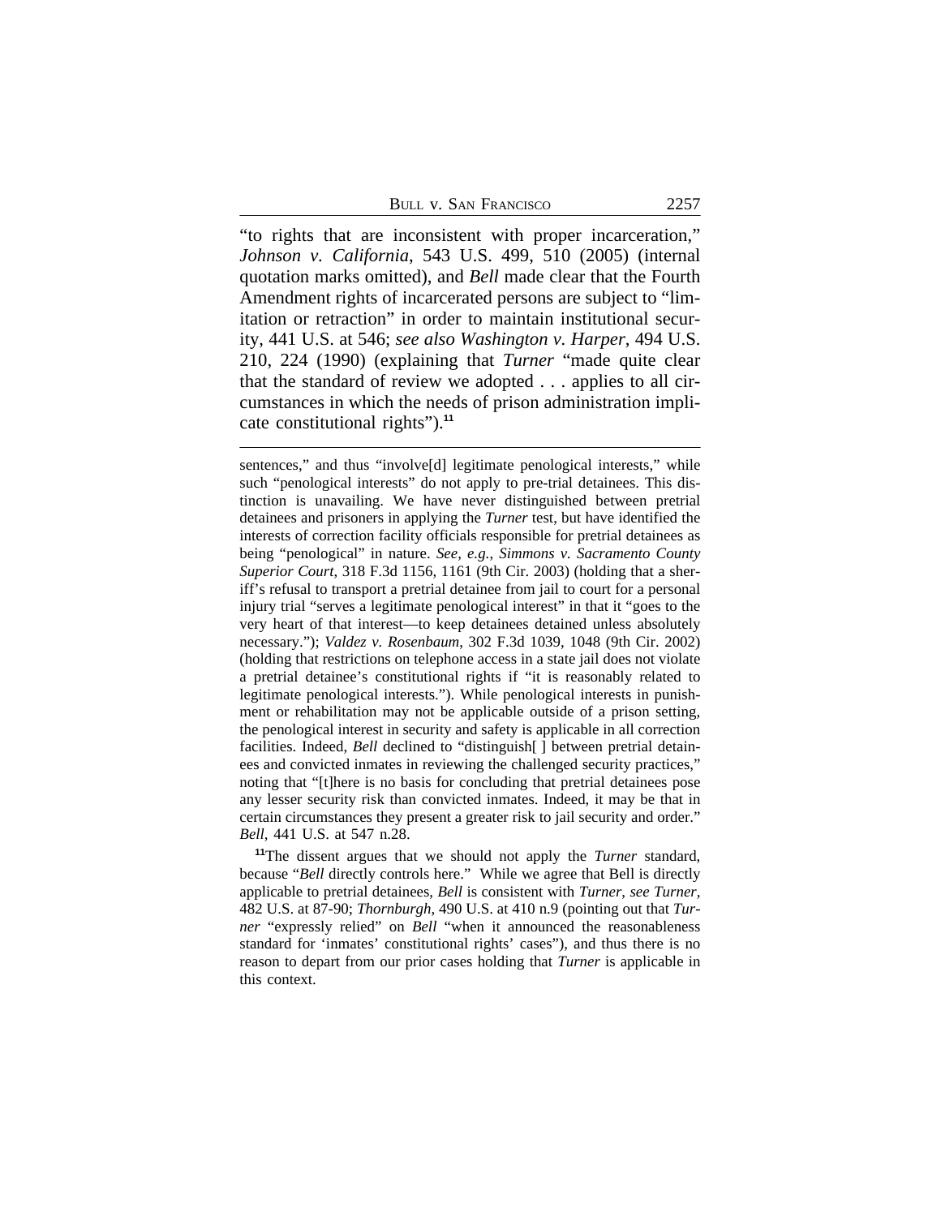"to rights that are inconsistent with proper incarceration," *Johnson v. California*, 543 U.S. 499, 510 (2005) (internal quotation marks omitted), and *Bell* made clear that the Fourth Amendment rights of incarcerated persons are subject to "limitation or retraction" in order to maintain institutional security, 441 U.S. at 546; *see also Washington v. Harper*, 494 U.S. 210, 224 (1990) (explaining that *Turner* "made quite clear that the standard of review we adopted . . . applies to all circumstances in which the needs of prison administration implicate constitutional rights").[11]

---

sentences," and thus "involve[d] legitimate penological interests," while such "penological interests" do not apply to pre-trial detainees. This distinction is unavailing. We have never distinguished between pretrial detainees and prisoners in applying the *Turner* test, but have identified the interests of correction facility officials responsible for pretrial detainees as being "penological" in nature. *See, e.g.*, *Simmons v. Sacramento County Superior Court*, 318 F.3d 1156, 1161 (9th Cir. 2003) (holding that a sheriff's refusal to transport a pretrial detainee from jail to court for a personal injury trial "serves a legitimate penological interest" in that it "goes to the very heart of that interest—to keep detainees detained unless absolutely necessary."); *Valdez v. Rosenbaum*, 302 F.3d 1039, 1048 (9th Cir. 2002) (holding that restrictions on telephone access in a state jail does not violate a pretrial detainee's constitutional rights if "it is reasonably related to legitimate penological interests."). While penological interests in punishment or rehabilitation may not be applicable outside of a prison setting, the penological interest in security and safety is applicable in all correction facilities. Indeed, *Bell* declined to "distinguish[ ] between pretrial detainees and convicted inmates in reviewing the challenged security practices," noting that "[t]here is no basis for concluding that pretrial detainees pose any lesser security risk than convicted inmates. Indeed, it may be that in certain circumstances they present a greater risk to jail security and order." *Bell*, 441 U.S. at 547 n.28.

[11]The dissent argues that we should not apply the *Turner* standard, because "*Bell* directly controls here." While we agree that Bell is directly applicable to pretrial detainees, *Bell* is consistent with *Turner*, *see Turner*, 482 U.S. at 87-90; *Thornburgh*, 490 U.S. at 410 n.9 (pointing out that *Turner* "expressly relied" on *Bell* "when it announced the reasonableness standard for 'inmates' constitutional rights' cases"), and thus there is no reason to depart from our prior cases holding that *Turner* is applicable in this context.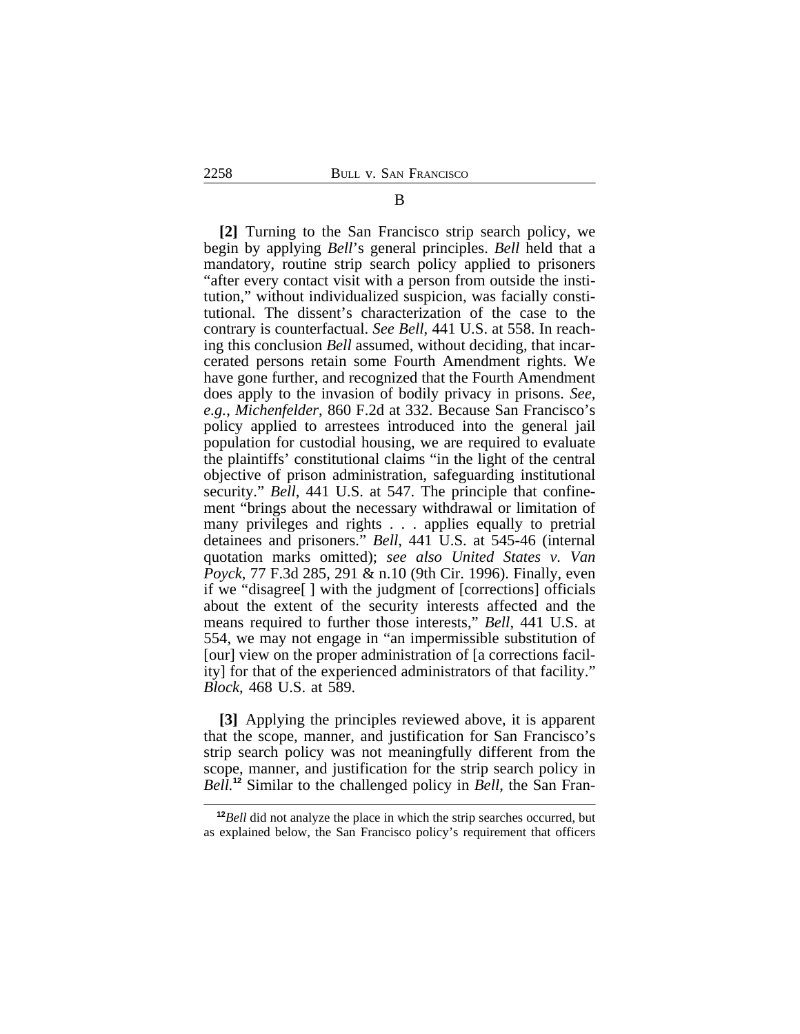### B

**[2]** Turning to the San Francisco strip search policy, we begin by applying *Bell*'s general principles. *Bell* held that a mandatory, routine strip search policy applied to prisoners "after every contact visit with a person from outside the institution," without individualized suspicion, was facially constitutional. The dissent's characterization of the case to the contrary is counterfactual. *See Bell*, 441 U.S. at 558. In reaching this conclusion *Bell* assumed, without deciding, that incarcerated persons retain some Fourth Amendment rights. We have gone further, and recognized that the Fourth Amendment does apply to the invasion of bodily privacy in prisons. *See, e.g.*, *Michenfelder*, 860 F.2d at 332. Because San Francisco's policy applied to arrestees introduced into the general jail population for custodial housing, we are required to evaluate the plaintiffs' constitutional claims "in the light of the central objective of prison administration, safeguarding institutional security." *Bell*, 441 U.S. at 547. The principle that confinement "brings about the necessary withdrawal or limitation of many privileges and rights . . . applies equally to pretrial detainees and prisoners." *Bell*, 441 U.S. at 545-46 (internal quotation marks omitted); *see also United States v. Van Poyck*, 77 F.3d 285, 291 & n.10 (9th Cir. 1996). Finally, even if we "disagree[ ] with the judgment of [corrections] officials about the extent of the security interests affected and the means required to further those interests," *Bell*, 441 U.S. at 554, we may not engage in "an impermissible substitution of [our] view on the proper administration of [a corrections facility] for that of the experienced administrators of that facility." *Block*, 468 U.S. at 589.

**[3]** Applying the principles reviewed above, it is apparent that the scope, manner, and justification for San Francisco's strip search policy was not meaningfully different from the scope, manner, and justification for the strip search policy in *Bell.*[12] Similar to the challenged policy in *Bell*, the San Fran-

[12]*Bell* did not analyze the place in which the strip searches occurred, but as explained below, the San Francisco policy's requirement that officers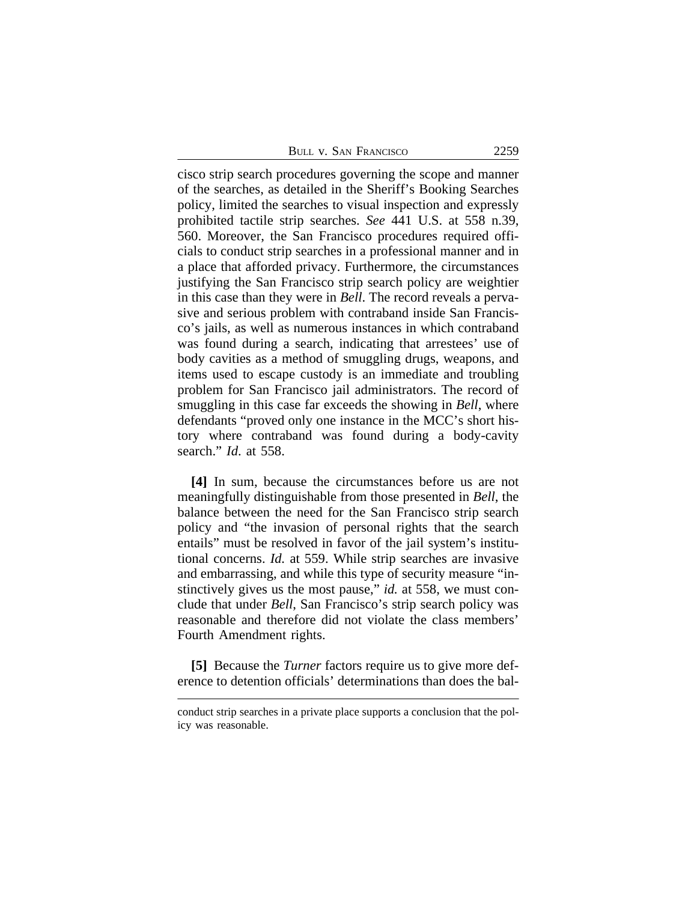cisco strip search procedures governing the scope and manner of the searches, as detailed in the Sheriff's Booking Searches policy, limited the searches to visual inspection and expressly prohibited tactile strip searches. *See* 441 U.S. at 558 n.39, 560. Moreover, the San Francisco procedures required officials to conduct strip searches in a professional manner and in a place that afforded privacy. Furthermore, the circumstances justifying the San Francisco strip search policy are weightier in this case than they were in *Bell*. The record reveals a pervasive and serious problem with contraband inside San Francisco's jails, as well as numerous instances in which contraband was found during a search, indicating that arrestees' use of body cavities as a method of smuggling drugs, weapons, and items used to escape custody is an immediate and troubling problem for San Francisco jail administrators. The record of smuggling in this case far exceeds the showing in *Bell*, where defendants "proved only one instance in the MCC's short history where contraband was found during a body-cavity search." *Id.* at 558.

**[4]** In sum, because the circumstances before us are not meaningfully distinguishable from those presented in *Bell*, the balance between the need for the San Francisco strip search policy and "the invasion of personal rights that the search entails" must be resolved in favor of the jail system's institutional concerns. *Id.* at 559. While strip searches are invasive and embarrassing, and while this type of security measure "instinctively gives us the most pause," *id.* at 558, we must conclude that under *Bell*, San Francisco's strip search policy was reasonable and therefore did not violate the class members' Fourth Amendment rights.

**[5]** Because the *Turner* factors require us to give more deference to detention officials' determinations than does the bal-

---

conduct strip searches in a private place supports a conclusion that the policy was reasonable.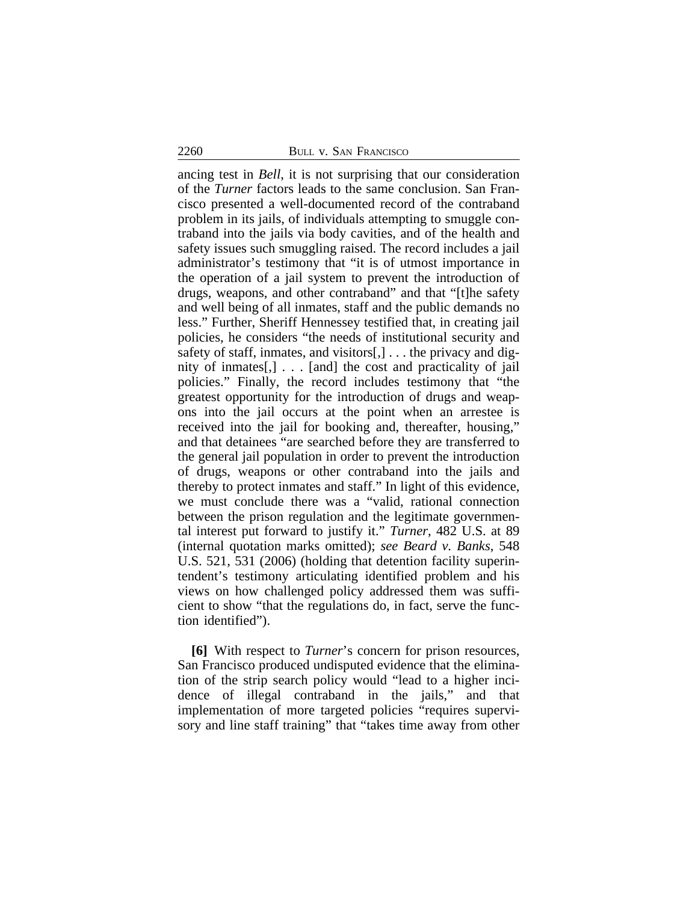ancing test in *Bell*, it is not surprising that our consideration of the *Turner* factors leads to the same conclusion. San Francisco presented a well-documented record of the contraband problem in its jails, of individuals attempting to smuggle contraband into the jails via body cavities, and of the health and safety issues such smuggling raised. The record includes a jail administrator's testimony that "it is of utmost importance in the operation of a jail system to prevent the introduction of drugs, weapons, and other contraband" and that "[t]he safety and well being of all inmates, staff and the public demands no less." Further, Sheriff Hennessey testified that, in creating jail policies, he considers "the needs of institutional security and safety of staff, inmates, and visitors[,] . . . the privacy and dignity of inmates[,] . . . [and] the cost and practicality of jail policies." Finally, the record includes testimony that "the greatest opportunity for the introduction of drugs and weapons into the jail occurs at the point when an arrestee is received into the jail for booking and, thereafter, housing," and that detainees "are searched before they are transferred to the general jail population in order to prevent the introduction of drugs, weapons or other contraband into the jails and thereby to protect inmates and staff." In light of this evidence, we must conclude there was a "valid, rational connection between the prison regulation and the legitimate governmental interest put forward to justify it." *Turner*, 482 U.S. at 89 (internal quotation marks omitted); *see Beard v. Banks*, 548 U.S. 521, 531 (2006) (holding that detention facility superintendent's testimony articulating identified problem and his views on how challenged policy addressed them was sufficient to show "that the regulations do, in fact, serve the function identified").

**[6]** With respect to *Turner*'s concern for prison resources, San Francisco produced undisputed evidence that the elimination of the strip search policy would "lead to a higher incidence of illegal contraband in the jails," and that implementation of more targeted policies "requires supervisory and line staff training" that "takes time away from other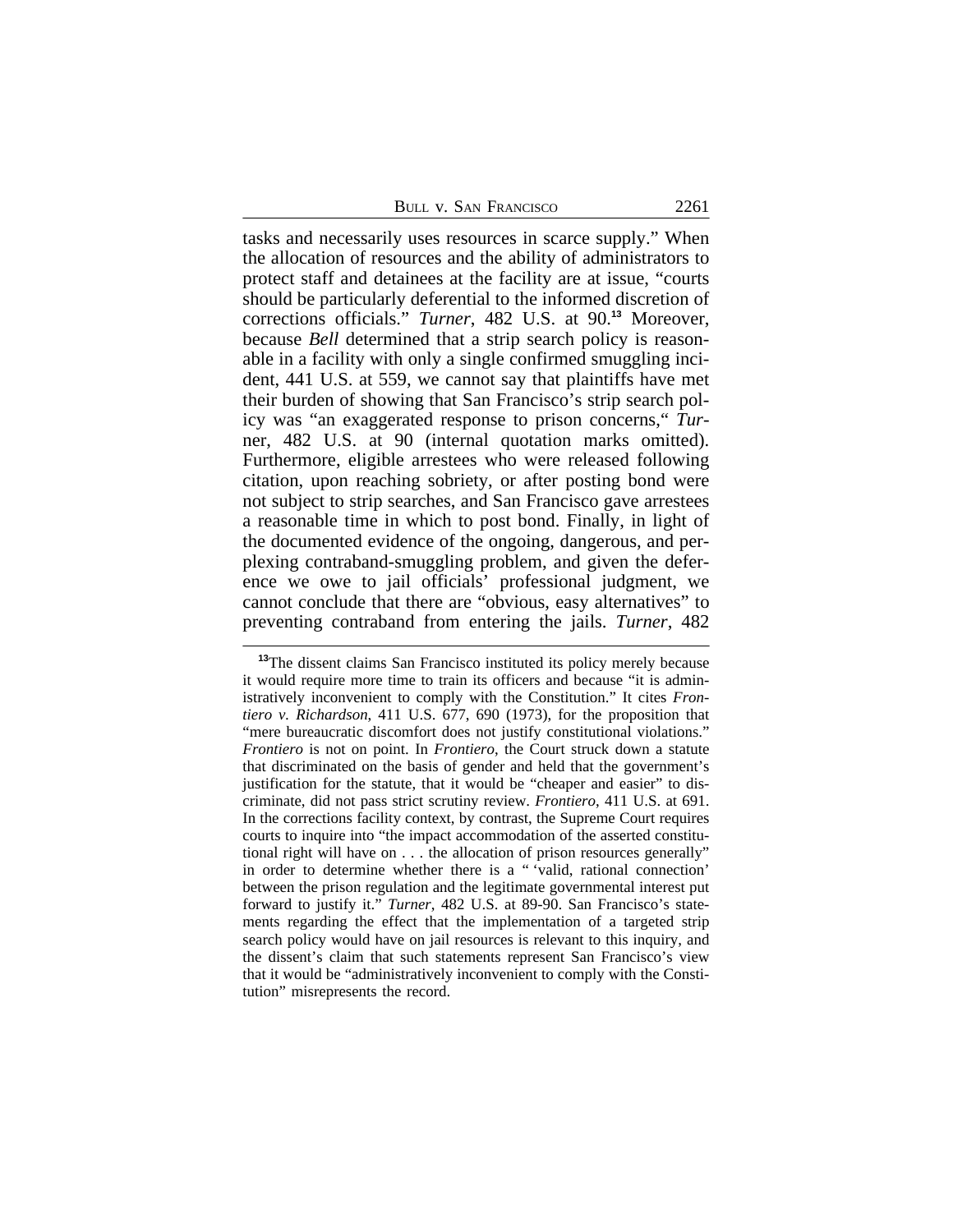tasks and necessarily uses resources in scarce supply." When the allocation of resources and the ability of administrators to protect staff and detainees at the facility are at issue, "courts should be particularly deferential to the informed discretion of corrections officials." *Turner*, 482 U.S. at 90.[13] Moreover, because *Bell* determined that a strip search policy is reasonable in a facility with only a single confirmed smuggling incident, 441 U.S. at 559, we cannot say that plaintiffs have met their burden of showing that San Francisco's strip search policy was "an exaggerated response to prison concerns," *Turner*, 482 U.S. at 90 (internal quotation marks omitted). Furthermore, eligible arrestees who were released following citation, upon reaching sobriety, or after posting bond were not subject to strip searches, and San Francisco gave arrestees a reasonable time in which to post bond. Finally, in light of the documented evidence of the ongoing, dangerous, and perplexing contraband-smuggling problem, and given the deference we owe to jail officials' professional judgment, we cannot conclude that there are "obvious, easy alternatives" to preventing contraband from entering the jails. *Turner*, 482

[13]The dissent claims San Francisco instituted its policy merely because it would require more time to train its officers and because "it is administratively inconvenient to comply with the Constitution." It cites *Frontiero v. Richardson*, 411 U.S. 677, 690 (1973), for the proposition that "mere bureaucratic discomfort does not justify constitutional violations." *Frontiero* is not on point. In *Frontiero*, the Court struck down a statute that discriminated on the basis of gender and held that the government's justification for the statute, that it would be "cheaper and easier" to discriminate, did not pass strict scrutiny review. *Frontiero*, 411 U.S. at 691. In the corrections facility context, by contrast, the Supreme Court requires courts to inquire into "the impact accommodation of the asserted constitutional right will have on . . . the allocation of prison resources generally" in order to determine whether there is a " 'valid, rational connection' between the prison regulation and the legitimate governmental interest put forward to justify it." *Turner*, 482 U.S. at 89-90. San Francisco's statements regarding the effect that the implementation of a targeted strip search policy would have on jail resources is relevant to this inquiry, and the dissent's claim that such statements represent San Francisco's view that it would be "administratively inconvenient to comply with the Constitution" misrepresents the record.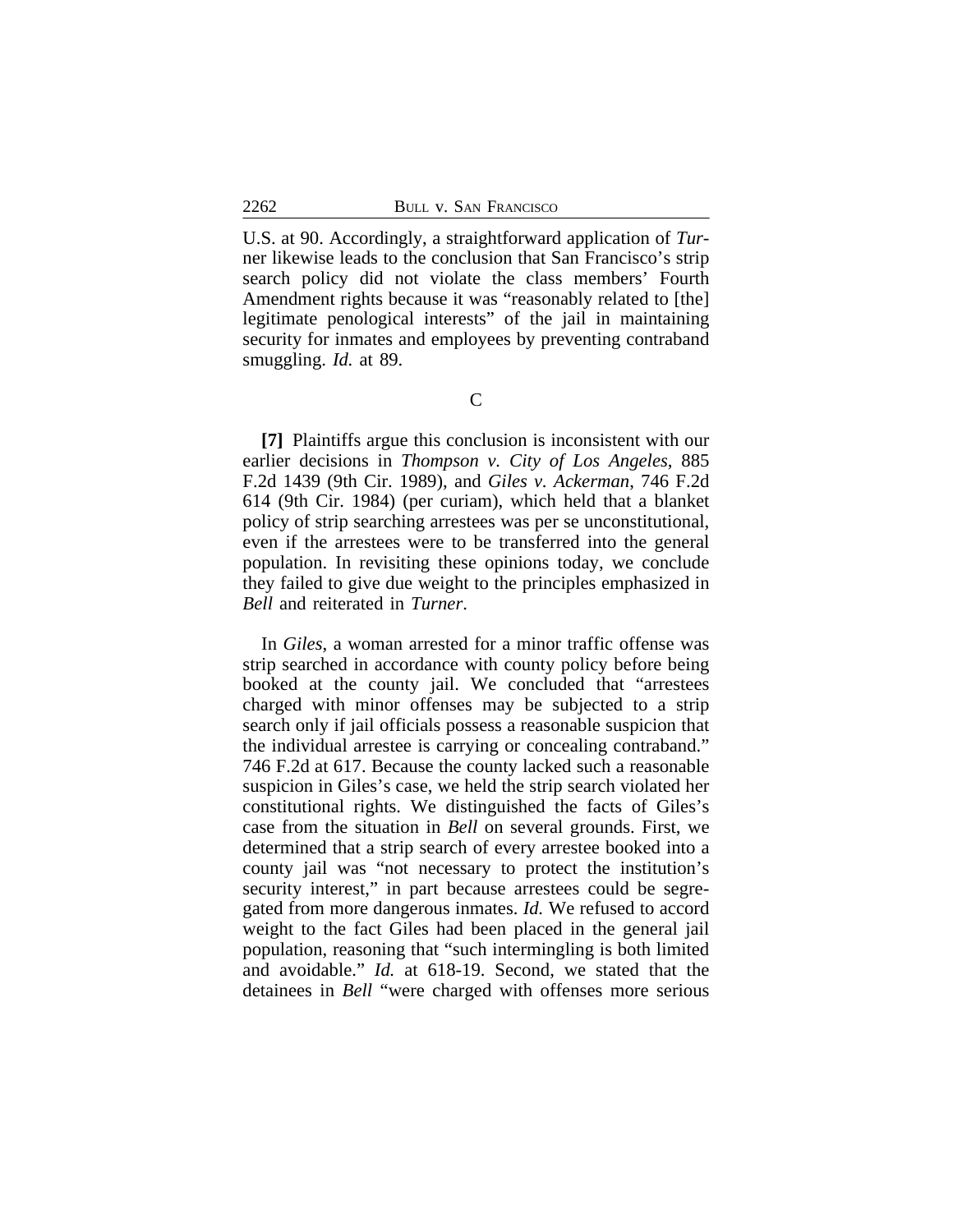U.S. at 90. Accordingly, a straightforward application of *Turner* likewise leads to the conclusion that San Francisco's strip search policy did not violate the class members' Fourth Amendment rights because it was "reasonably related to [the] legitimate penological interests" of the jail in maintaining security for inmates and employees by preventing contraband smuggling. *Id.* at 89.

C

**[7]** Plaintiffs argue this conclusion is inconsistent with our earlier decisions in *Thompson v. City of Los Angeles*, 885 F.2d 1439 (9th Cir. 1989), and *Giles v. Ackerman*, 746 F.2d 614 (9th Cir. 1984) (per curiam), which held that a blanket policy of strip searching arrestees was per se unconstitutional, even if the arrestees were to be transferred into the general population. In revisiting these opinions today, we conclude they failed to give due weight to the principles emphasized in *Bell* and reiterated in *Turner*.

In *Giles*, a woman arrested for a minor traffic offense was strip searched in accordance with county policy before being booked at the county jail. We concluded that "arrestees charged with minor offenses may be subjected to a strip search only if jail officials possess a reasonable suspicion that the individual arrestee is carrying or concealing contraband." 746 F.2d at 617. Because the county lacked such a reasonable suspicion in Giles's case, we held the strip search violated her constitutional rights. We distinguished the facts of Giles's case from the situation in *Bell* on several grounds. First, we determined that a strip search of every arrestee booked into a county jail was "not necessary to protect the institution's security interest," in part because arrestees could be segregated from more dangerous inmates. *Id.* We refused to accord weight to the fact Giles had been placed in the general jail population, reasoning that "such intermingling is both limited and avoidable." *Id.* at 618-19. Second, we stated that the detainees in *Bell* "were charged with offenses more serious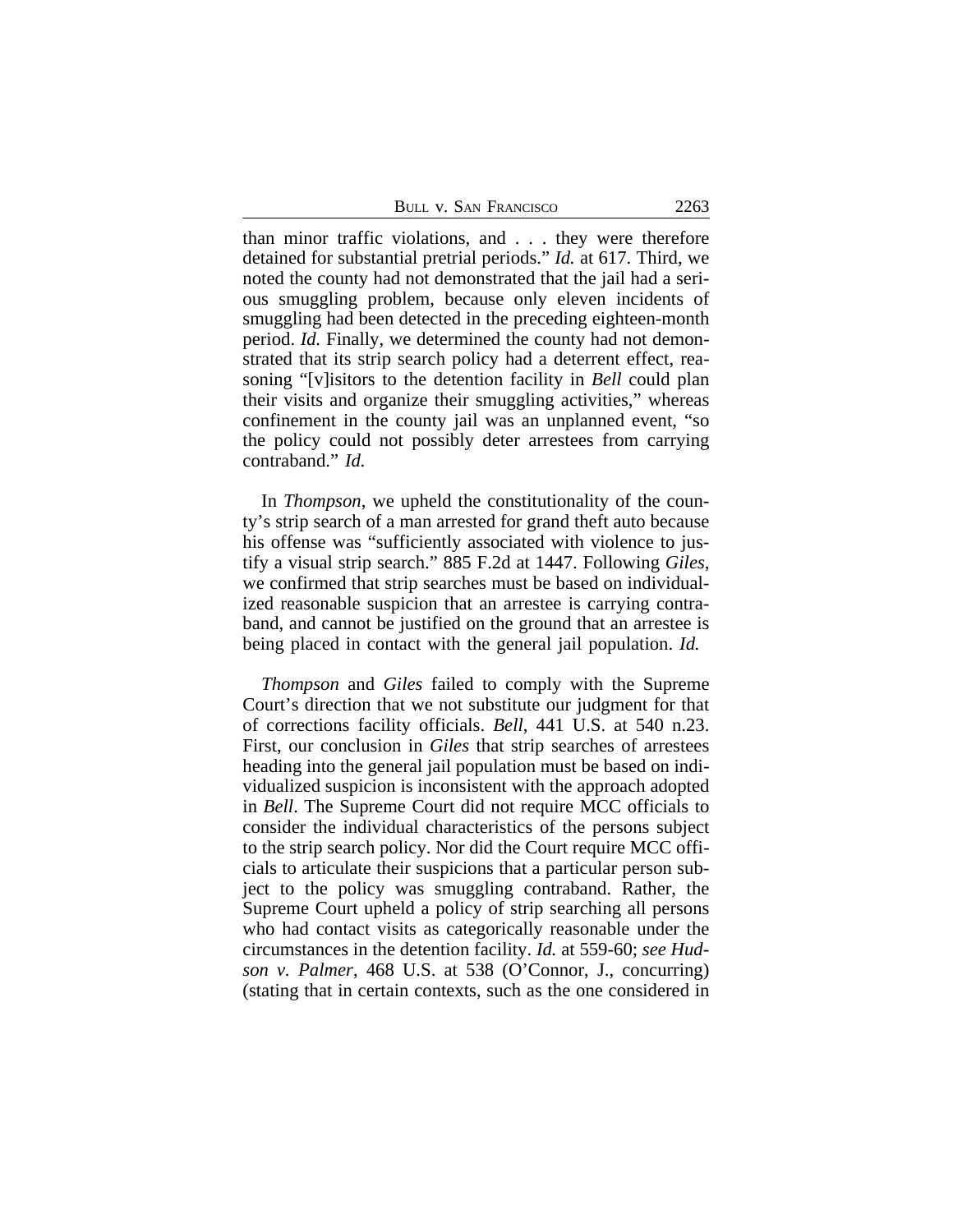than minor traffic violations, and . . . they were therefore detained for substantial pretrial periods." *Id.* at 617. Third, we noted the county had not demonstrated that the jail had a serious smuggling problem, because only eleven incidents of smuggling had been detected in the preceding eighteen-month period. *Id.* Finally, we determined the county had not demonstrated that its strip search policy had a deterrent effect, reasoning "[v]isitors to the detention facility in *Bell* could plan their visits and organize their smuggling activities," whereas confinement in the county jail was an unplanned event, "so the policy could not possibly deter arrestees from carrying contraband." *Id.*

In *Thompson*, we upheld the constitutionality of the county's strip search of a man arrested for grand theft auto because his offense was "sufficiently associated with violence to justify a visual strip search." 885 F.2d at 1447. Following *Giles*, we confirmed that strip searches must be based on individualized reasonable suspicion that an arrestee is carrying contraband, and cannot be justified on the ground that an arrestee is being placed in contact with the general jail population. *Id.*

*Thompson* and *Giles* failed to comply with the Supreme Court's direction that we not substitute our judgment for that of corrections facility officials. *Bell*, 441 U.S. at 540 n.23. First, our conclusion in *Giles* that strip searches of arrestees heading into the general jail population must be based on individualized suspicion is inconsistent with the approach adopted in *Bell*. The Supreme Court did not require MCC officials to consider the individual characteristics of the persons subject to the strip search policy. Nor did the Court require MCC officials to articulate their suspicions that a particular person subject to the policy was smuggling contraband. Rather, the Supreme Court upheld a policy of strip searching all persons who had contact visits as categorically reasonable under the circumstances in the detention facility. *Id.* at 559-60; *see Hudson v. Palmer*, 468 U.S. at 538 (O'Connor, J., concurring) (stating that in certain contexts, such as the one considered in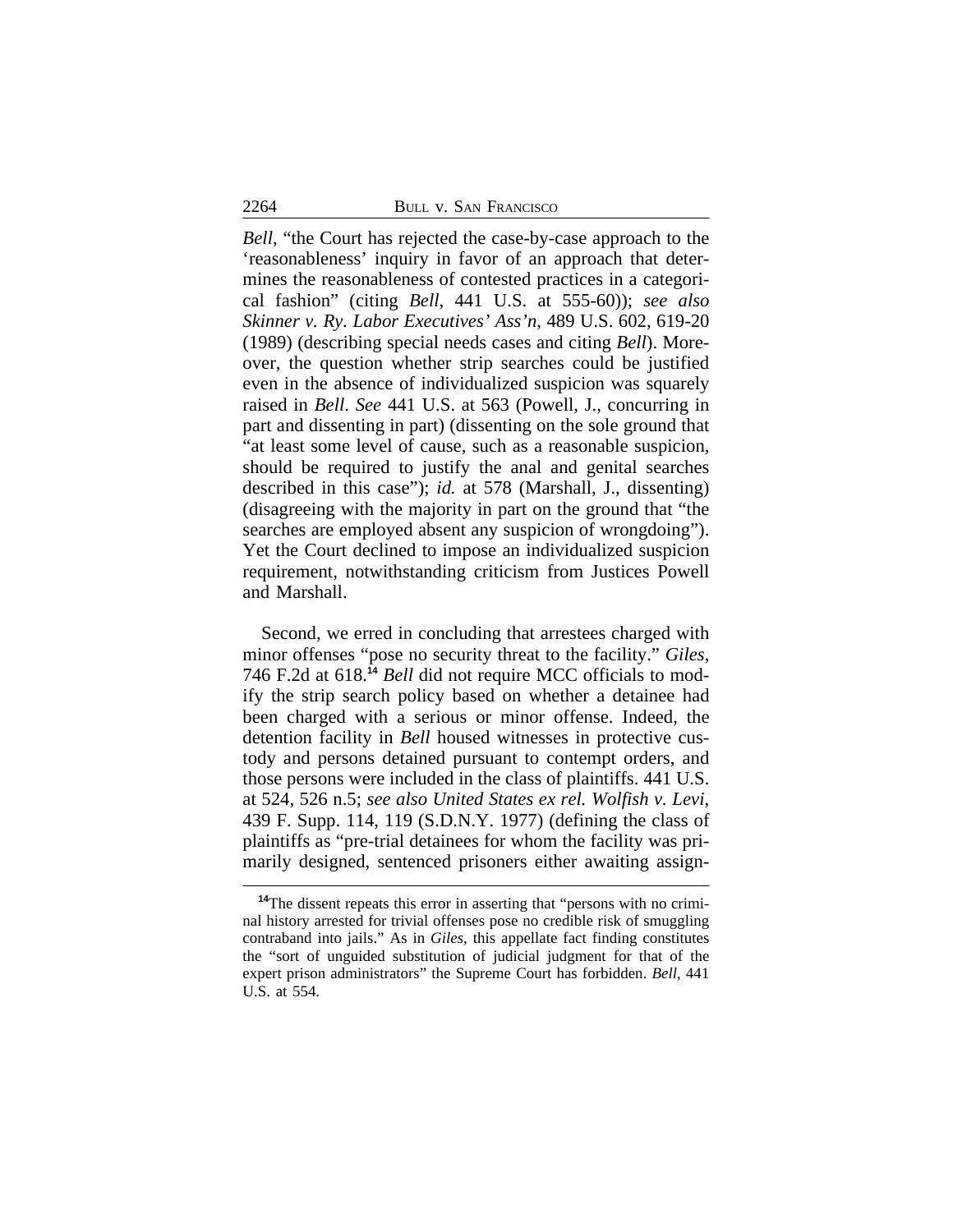*Bell*, "the Court has rejected the case-by-case approach to the 'reasonableness' inquiry in favor of an approach that determines the reasonableness of contested practices in a categorical fashion" (citing *Bell*, 441 U.S. at 555-60)); *see also Skinner v. Ry. Labor Executives' Ass'n*, 489 U.S. 602, 619-20 (1989) (describing special needs cases and citing *Bell*). Moreover, the question whether strip searches could be justified even in the absence of individualized suspicion was squarely raised in *Bell*. *See* 441 U.S. at 563 (Powell, J., concurring in part and dissenting in part) (dissenting on the sole ground that "at least some level of cause, such as a reasonable suspicion, should be required to justify the anal and genital searches described in this case"); *id.* at 578 (Marshall, J., dissenting) (disagreeing with the majority in part on the ground that "the searches are employed absent any suspicion of wrongdoing"). Yet the Court declined to impose an individualized suspicion requirement, notwithstanding criticism from Justices Powell and Marshall.

Second, we erred in concluding that arrestees charged with minor offenses "pose no security threat to the facility." *Giles*, 746 F.2d at 618.[14] *Bell* did not require MCC officials to modify the strip search policy based on whether a detainee had been charged with a serious or minor offense. Indeed, the detention facility in *Bell* housed witnesses in protective custody and persons detained pursuant to contempt orders, and those persons were included in the class of plaintiffs. 441 U.S. at 524, 526 n.5; *see also United States ex rel. Wolfish v. Levi*, 439 F. Supp. 114, 119 (S.D.N.Y. 1977) (defining the class of plaintiffs as "pre-trial detainees for whom the facility was primarily designed, sentenced prisoners either awaiting assign-

[14]The dissent repeats this error in asserting that "persons with no criminal history arrested for trivial offenses pose no credible risk of smuggling contraband into jails." As in *Giles*, this appellate fact finding constitutes the "sort of unguided substitution of judicial judgment for that of the expert prison administrators" the Supreme Court has forbidden. *Bell*, 441 U.S. at 554.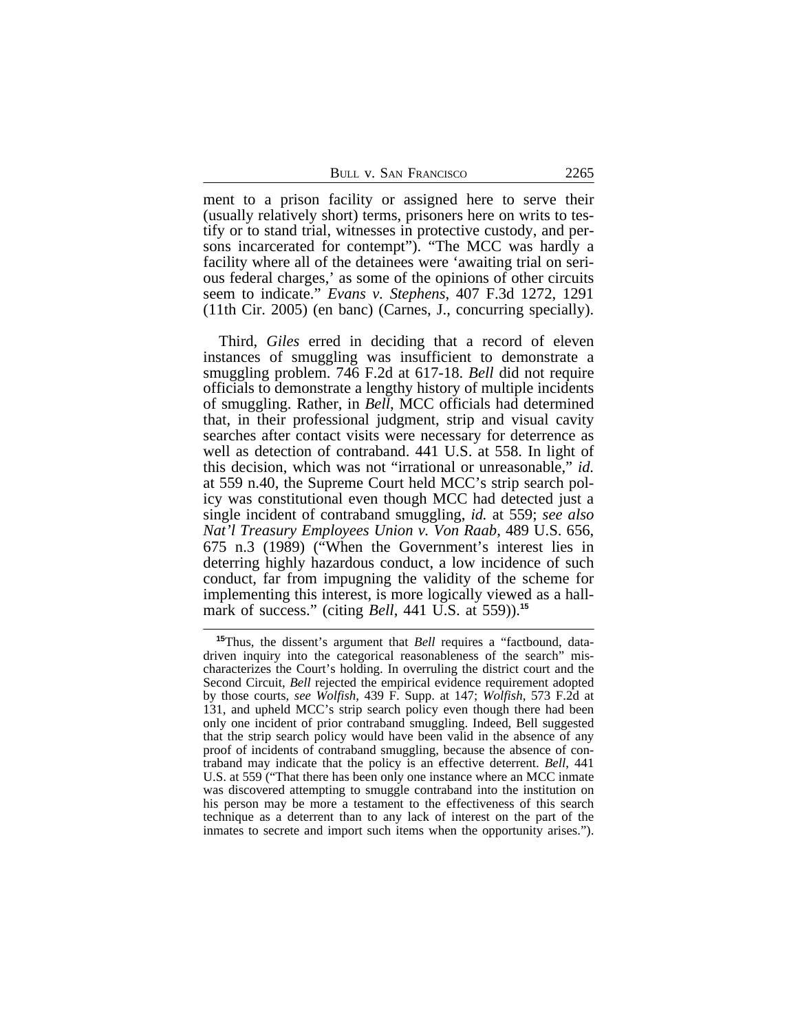ment to a prison facility or assigned here to serve their (usually relatively short) terms, prisoners here on writs to testify or to stand trial, witnesses in protective custody, and persons incarcerated for contempt"). "The MCC was hardly a facility where all of the detainees were 'awaiting trial on serious federal charges,' as some of the opinions of other circuits seem to indicate." *Evans v. Stephens*, 407 F.3d 1272, 1291 (11th Cir. 2005) (en banc) (Carnes, J., concurring specially).

Third, *Giles* erred in deciding that a record of eleven instances of smuggling was insufficient to demonstrate a smuggling problem. 746 F.2d at 617-18. *Bell* did not require officials to demonstrate a lengthy history of multiple incidents of smuggling. Rather, in *Bell*, MCC officials had determined that, in their professional judgment, strip and visual cavity searches after contact visits were necessary for deterrence as well as detection of contraband. 441 U.S. at 558. In light of this decision, which was not "irrational or unreasonable," *id.* at 559 n.40, the Supreme Court held MCC's strip search policy was constitutional even though MCC had detected just a single incident of contraband smuggling, *id.* at 559; *see also Nat'l Treasury Employees Union v. Von Raab*, 489 U.S. 656, 675 n.3 (1989) ("When the Government's interest lies in deterring highly hazardous conduct, a low incidence of such conduct, far from impugning the validity of the scheme for implementing this interest, is more logically viewed as a hallmark of success." (citing *Bell*, 441 U.S. at 559)).[15]

[15]Thus, the dissent's argument that *Bell* requires a "factbound, data-driven inquiry into the categorical reasonableness of the search" mischaracterizes the Court's holding. In overruling the district court and the Second Circuit, *Bell* rejected the empirical evidence requirement adopted by those courts, *see Wolfish*, 439 F. Supp. at 147; *Wolfish*, 573 F.2d at 131, and upheld MCC's strip search policy even though there had been only one incident of prior contraband smuggling. Indeed, Bell suggested that the strip search policy would have been valid in the absence of any proof of incidents of contraband smuggling, because the absence of contraband may indicate that the policy is an effective deterrent. *Bell*, 441 U.S. at 559 ("That there has been only one instance where an MCC inmate was discovered attempting to smuggle contraband into the institution on his person may be more a testament to the effectiveness of this search technique as a deterrent than to any lack of interest on the part of the inmates to secrete and import such items when the opportunity arises.").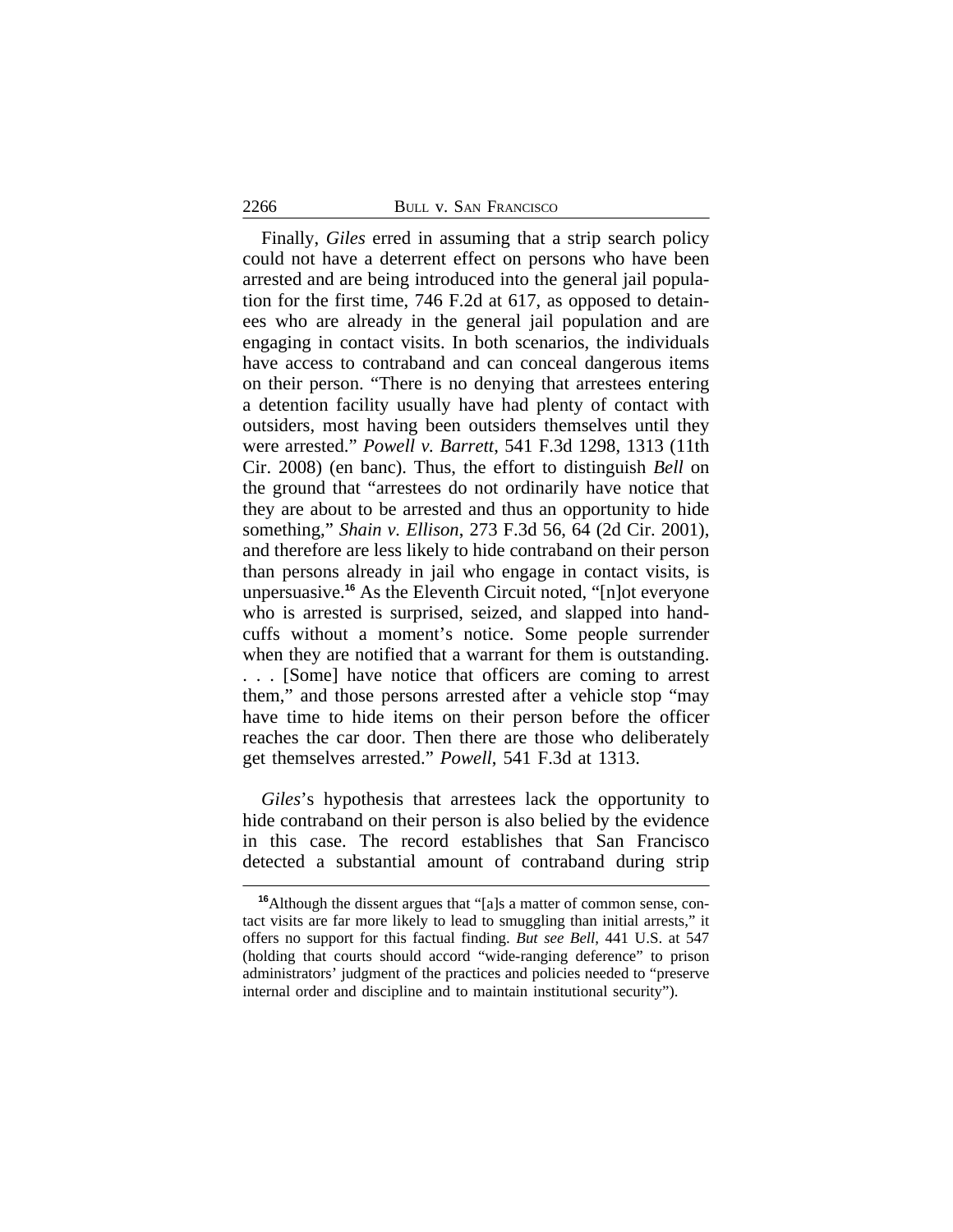Finally, *Giles* erred in assuming that a strip search policy could not have a deterrent effect on persons who have been arrested and are being introduced into the general jail population for the first time, 746 F.2d at 617, as opposed to detainees who are already in the general jail population and are engaging in contact visits. In both scenarios, the individuals have access to contraband and can conceal dangerous items on their person. "There is no denying that arrestees entering a detention facility usually have had plenty of contact with outsiders, most having been outsiders themselves until they were arrested." *Powell v. Barrett*, 541 F.3d 1298, 1313 (11th Cir. 2008) (en banc). Thus, the effort to distinguish *Bell* on the ground that "arrestees do not ordinarily have notice that they are about to be arrested and thus an opportunity to hide something," *Shain v. Ellison*, 273 F.3d 56, 64 (2d Cir. 2001), and therefore are less likely to hide contraband on their person than persons already in jail who engage in contact visits, is unpersuasive.[16] As the Eleventh Circuit noted, "[n]ot everyone who is arrested is surprised, seized, and slapped into handcuffs without a moment's notice. Some people surrender when they are notified that a warrant for them is outstanding. . . . [Some] have notice that officers are coming to arrest them," and those persons arrested after a vehicle stop "may have time to hide items on their person before the officer reaches the car door. Then there are those who deliberately get themselves arrested." *Powell*, 541 F.3d at 1313.

*Giles*'s hypothesis that arrestees lack the opportunity to hide contraband on their person is also belied by the evidence in this case. The record establishes that San Francisco detected a substantial amount of contraband during strip

[16]Although the dissent argues that "[a]s a matter of common sense, contact visits are far more likely to lead to smuggling than initial arrests," it offers no support for this factual finding. *But see Bell*, 441 U.S. at 547 (holding that courts should accord "wide-ranging deference" to prison administrators' judgment of the practices and policies needed to "preserve internal order and discipline and to maintain institutional security").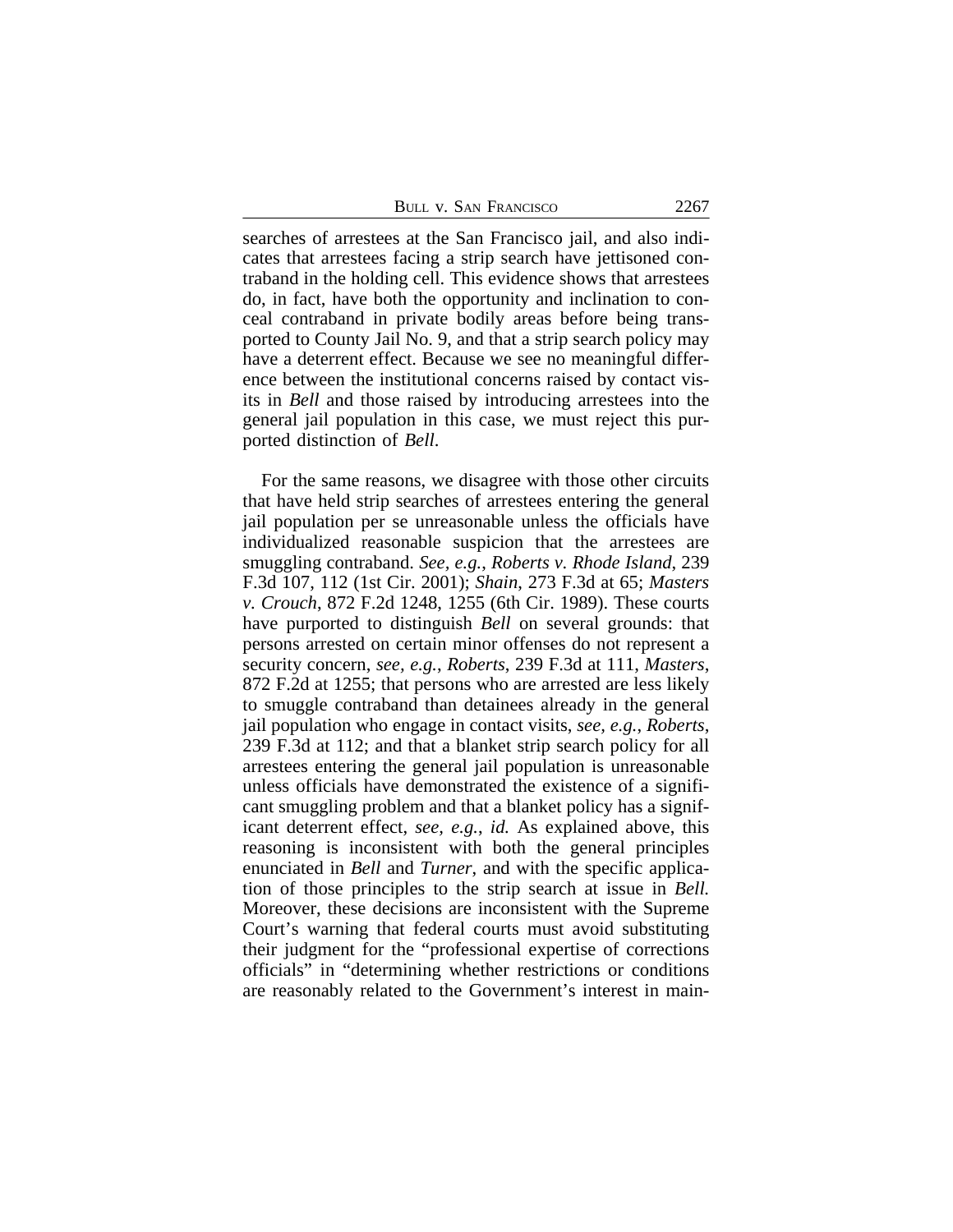searches of arrestees at the San Francisco jail, and also indicates that arrestees facing a strip search have jettisoned contraband in the holding cell. This evidence shows that arrestees do, in fact, have both the opportunity and inclination to conceal contraband in private bodily areas before being transported to County Jail No. 9, and that a strip search policy may have a deterrent effect. Because we see no meaningful difference between the institutional concerns raised by contact visits in *Bell* and those raised by introducing arrestees into the general jail population in this case, we must reject this purported distinction of *Bell*.

For the same reasons, we disagree with those other circuits that have held strip searches of arrestees entering the general jail population per se unreasonable unless the officials have individualized reasonable suspicion that the arrestees are smuggling contraband. *See, e.g.*, *Roberts v. Rhode Island*, 239 F.3d 107, 112 (1st Cir. 2001); *Shain*, 273 F.3d at 65; *Masters v. Crouch*, 872 F.2d 1248, 1255 (6th Cir. 1989). These courts have purported to distinguish *Bell* on several grounds: that persons arrested on certain minor offenses do not represent a security concern, *see, e.g.*, *Roberts*, 239 F.3d at 111, *Masters*, 872 F.2d at 1255; that persons who are arrested are less likely to smuggle contraband than detainees already in the general jail population who engage in contact visits, *see, e.g.*, *Roberts*, 239 F.3d at 112; and that a blanket strip search policy for all arrestees entering the general jail population is unreasonable unless officials have demonstrated the existence of a significant smuggling problem and that a blanket policy has a significant deterrent effect, *see, e.g.*, *id.* As explained above, this reasoning is inconsistent with both the general principles enunciated in *Bell* and *Turner*, and with the specific application of those principles to the strip search at issue in *Bell.* Moreover, these decisions are inconsistent with the Supreme Court's warning that federal courts must avoid substituting their judgment for the "professional expertise of corrections officials" in "determining whether restrictions or conditions are reasonably related to the Government's interest in main-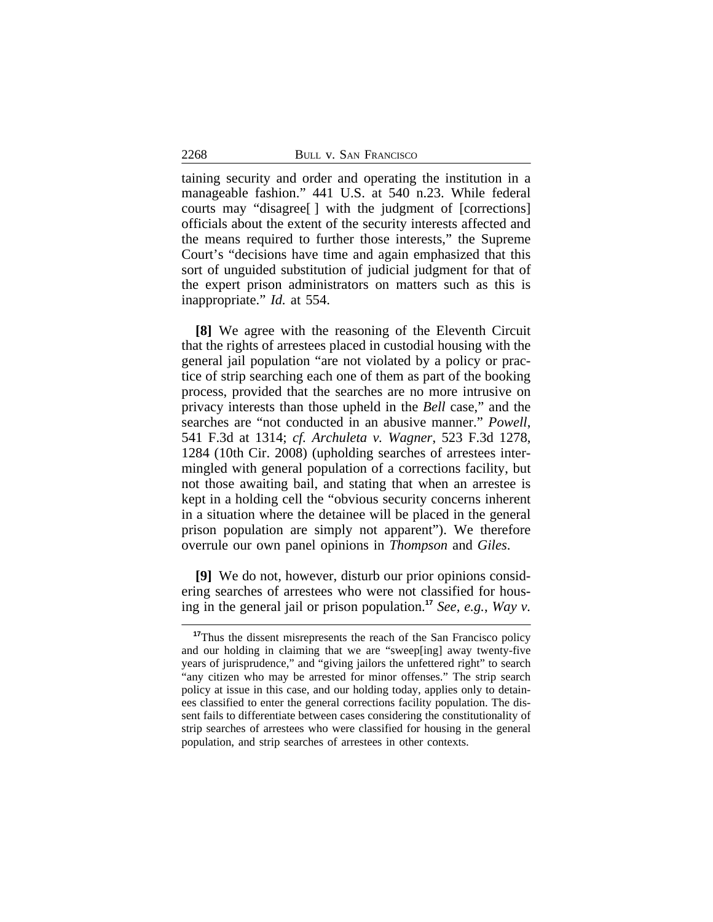taining security and order and operating the institution in a manageable fashion." 441 U.S. at 540 n.23. While federal courts may "disagree[ ] with the judgment of [corrections] officials about the extent of the security interests affected and the means required to further those interests," the Supreme Court's "decisions have time and again emphasized that this sort of unguided substitution of judicial judgment for that of the expert prison administrators on matters such as this is inappropriate." *Id.* at 554.

**[8]** We agree with the reasoning of the Eleventh Circuit that the rights of arrestees placed in custodial housing with the general jail population "are not violated by a policy or practice of strip searching each one of them as part of the booking process, provided that the searches are no more intrusive on privacy interests than those upheld in the *Bell* case," and the searches are "not conducted in an abusive manner." *Powell*, 541 F.3d at 1314; *cf. Archuleta v. Wagner*, 523 F.3d 1278, 1284 (10th Cir. 2008) (upholding searches of arrestees intermingled with general population of a corrections facility, but not those awaiting bail, and stating that when an arrestee is kept in a holding cell the "obvious security concerns inherent in a situation where the detainee will be placed in the general prison population are simply not apparent"). We therefore overrule our own panel opinions in *Thompson* and *Giles*.

**[9]** We do not, however, disturb our prior opinions considering searches of arrestees who were not classified for housing in the general jail or prison population.[17] *See, e.g.*, *Way v.*

[17] Thus the dissent misrepresents the reach of the San Francisco policy and our holding in claiming that we are "sweep[ing] away twenty-five years of jurisprudence," and "giving jailors the unfettered right" to search "any citizen who may be arrested for minor offenses." The strip search policy at issue in this case, and our holding today, applies only to detainees classified to enter the general corrections facility population. The dissent fails to differentiate between cases considering the constitutionality of strip searches of arrestees who were classified for housing in the general population, and strip searches of arrestees in other contexts.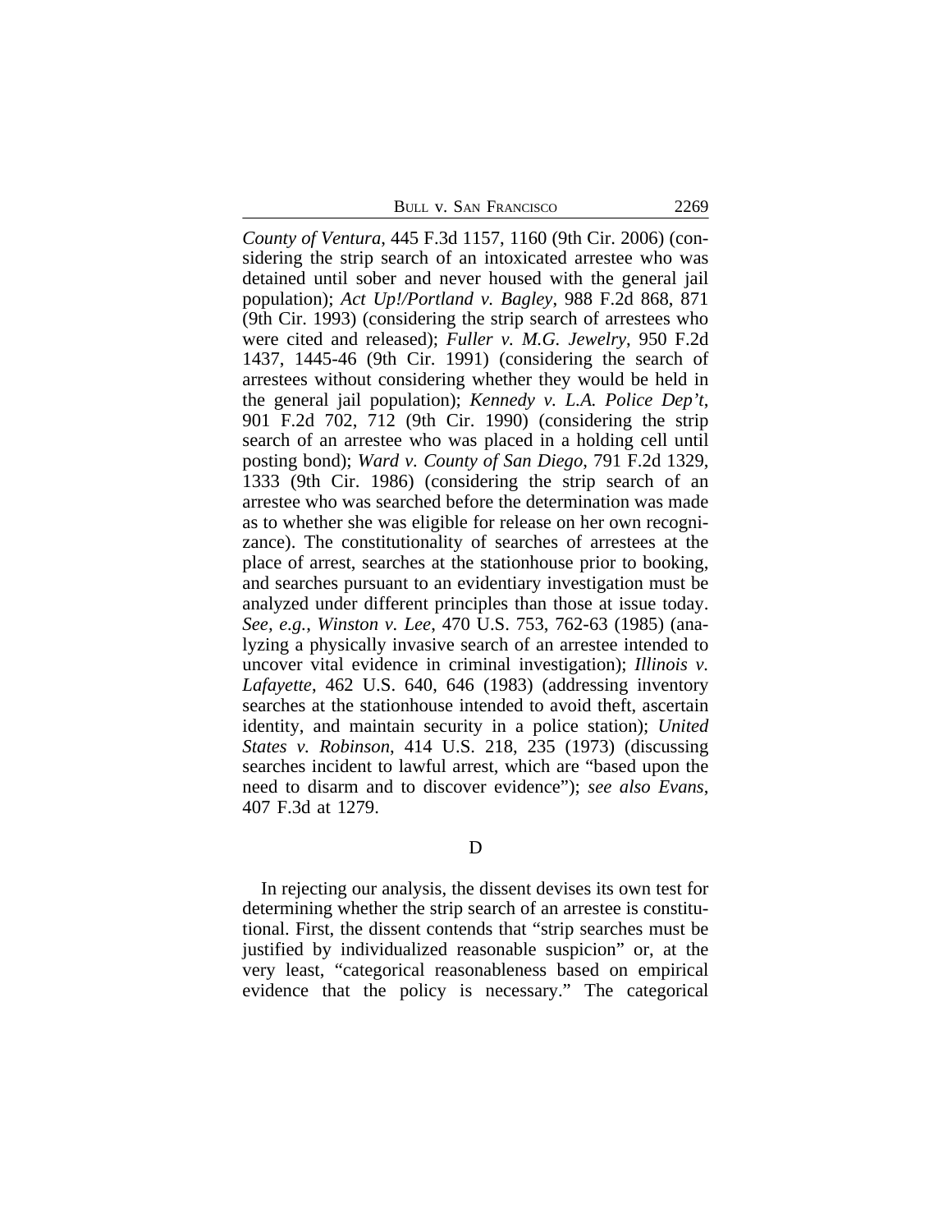*County of Ventura*, 445 F.3d 1157, 1160 (9th Cir. 2006) (considering the strip search of an intoxicated arrestee who was detained until sober and never housed with the general jail population); *Act Up!/Portland v. Bagley*, 988 F.2d 868, 871 (9th Cir. 1993) (considering the strip search of arrestees who were cited and released); *Fuller v. M.G. Jewelry*, 950 F.2d 1437, 1445-46 (9th Cir. 1991) (considering the search of arrestees without considering whether they would be held in the general jail population); *Kennedy v. L.A. Police Dep't*, 901 F.2d 702, 712 (9th Cir. 1990) (considering the strip search of an arrestee who was placed in a holding cell until posting bond); *Ward v. County of San Diego*, 791 F.2d 1329, 1333 (9th Cir. 1986) (considering the strip search of an arrestee who was searched before the determination was made as to whether she was eligible for release on her own recognizance). The constitutionality of searches of arrestees at the place of arrest, searches at the stationhouse prior to booking, and searches pursuant to an evidentiary investigation must be analyzed under different principles than those at issue today. *See, e.g.*, *Winston v. Lee*, 470 U.S. 753, 762-63 (1985) (analyzing a physically invasive search of an arrestee intended to uncover vital evidence in criminal investigation); *Illinois v. Lafayette*, 462 U.S. 640, 646 (1983) (addressing inventory searches at the stationhouse intended to avoid theft, ascertain identity, and maintain security in a police station); *United States v. Robinson*, 414 U.S. 218, 235 (1973) (discussing searches incident to lawful arrest, which are "based upon the need to disarm and to discover evidence"); *see also Evans*, 407 F.3d at 1279.

### D

In rejecting our analysis, the dissent devises its own test for determining whether the strip search of an arrestee is constitutional. First, the dissent contends that "strip searches must be justified by individualized reasonable suspicion" or, at the very least, "categorical reasonableness based on empirical evidence that the policy is necessary." The categorical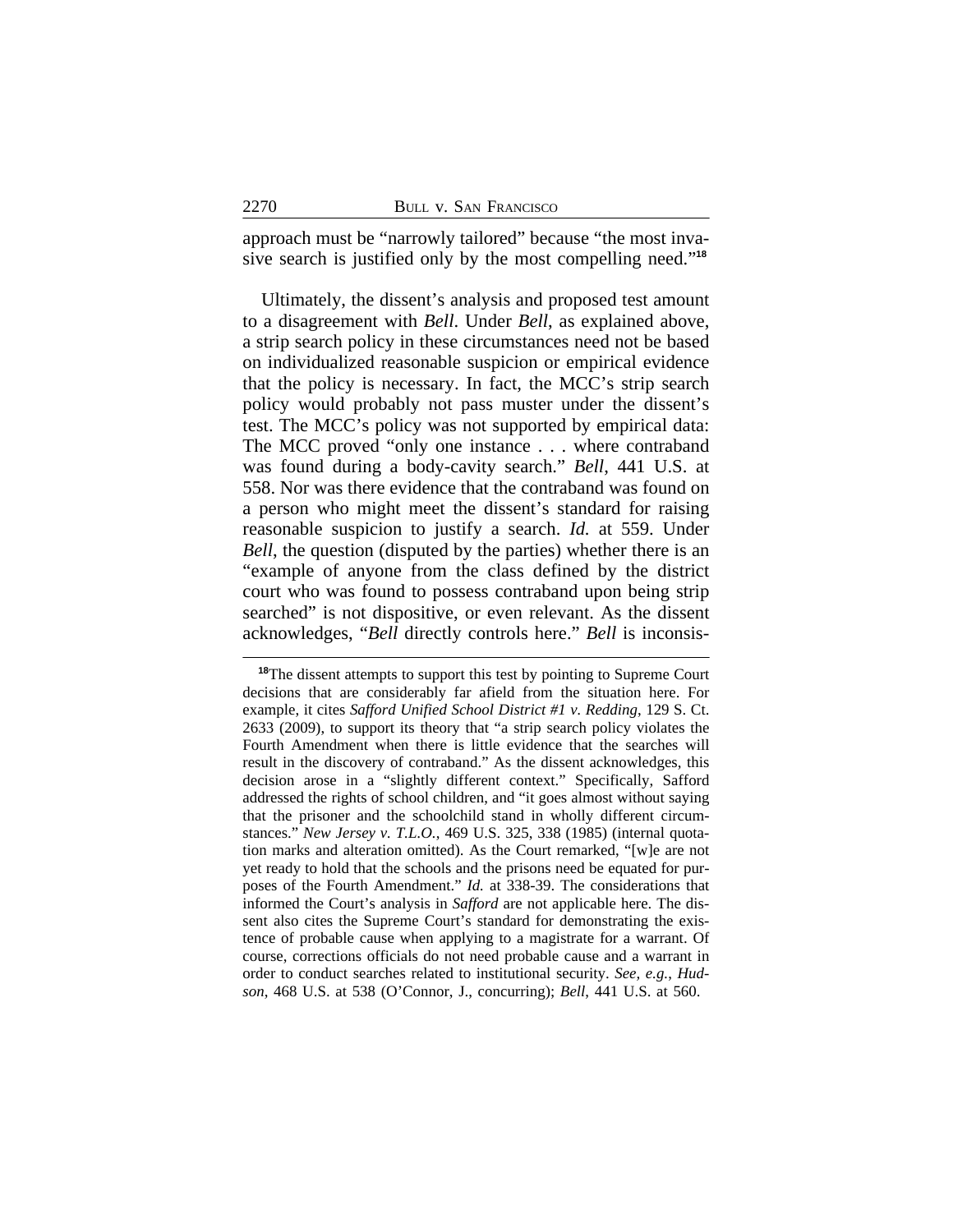approach must be "narrowly tailored" because "the most invasive search is justified only by the most compelling need."[18]

Ultimately, the dissent's analysis and proposed test amount to a disagreement with *Bell*. Under *Bell*, as explained above, a strip search policy in these circumstances need not be based on individualized reasonable suspicion or empirical evidence that the policy is necessary. In fact, the MCC's strip search policy would probably not pass muster under the dissent's test. The MCC's policy was not supported by empirical data: The MCC proved "only one instance . . . where contraband was found during a body-cavity search." *Bell*, 441 U.S. at 558. Nor was there evidence that the contraband was found on a person who might meet the dissent's standard for raising reasonable suspicion to justify a search. *Id.* at 559. Under *Bell*, the question (disputed by the parties) whether there is an "example of anyone from the class defined by the district court who was found to possess contraband upon being strip searched" is not dispositive, or even relevant. As the dissent acknowledges, "*Bell* directly controls here." *Bell* is inconsis-

---

[18]The dissent attempts to support this test by pointing to Supreme Court decisions that are considerably far afield from the situation here. For example, it cites *Safford Unified School District #1 v. Redding*, 129 S. Ct. 2633 (2009), to support its theory that "a strip search policy violates the Fourth Amendment when there is little evidence that the searches will result in the discovery of contraband." As the dissent acknowledges, this decision arose in a "slightly different context." Specifically, Safford addressed the rights of school children, and "it goes almost without saying that the prisoner and the schoolchild stand in wholly different circumstances." *New Jersey v. T.L.O.*, 469 U.S. 325, 338 (1985) (internal quotation marks and alteration omitted). As the Court remarked, "[w]e are not yet ready to hold that the schools and the prisons need be equated for purposes of the Fourth Amendment." *Id.* at 338-39. The considerations that informed the Court's analysis in *Safford* are not applicable here. The dissent also cites the Supreme Court's standard for demonstrating the existence of probable cause when applying to a magistrate for a warrant. Of course, corrections officials do not need probable cause and a warrant in order to conduct searches related to institutional security. *See, e.g.*, *Hudson*, 468 U.S. at 538 (O'Connor, J., concurring); *Bell*, 441 U.S. at 560.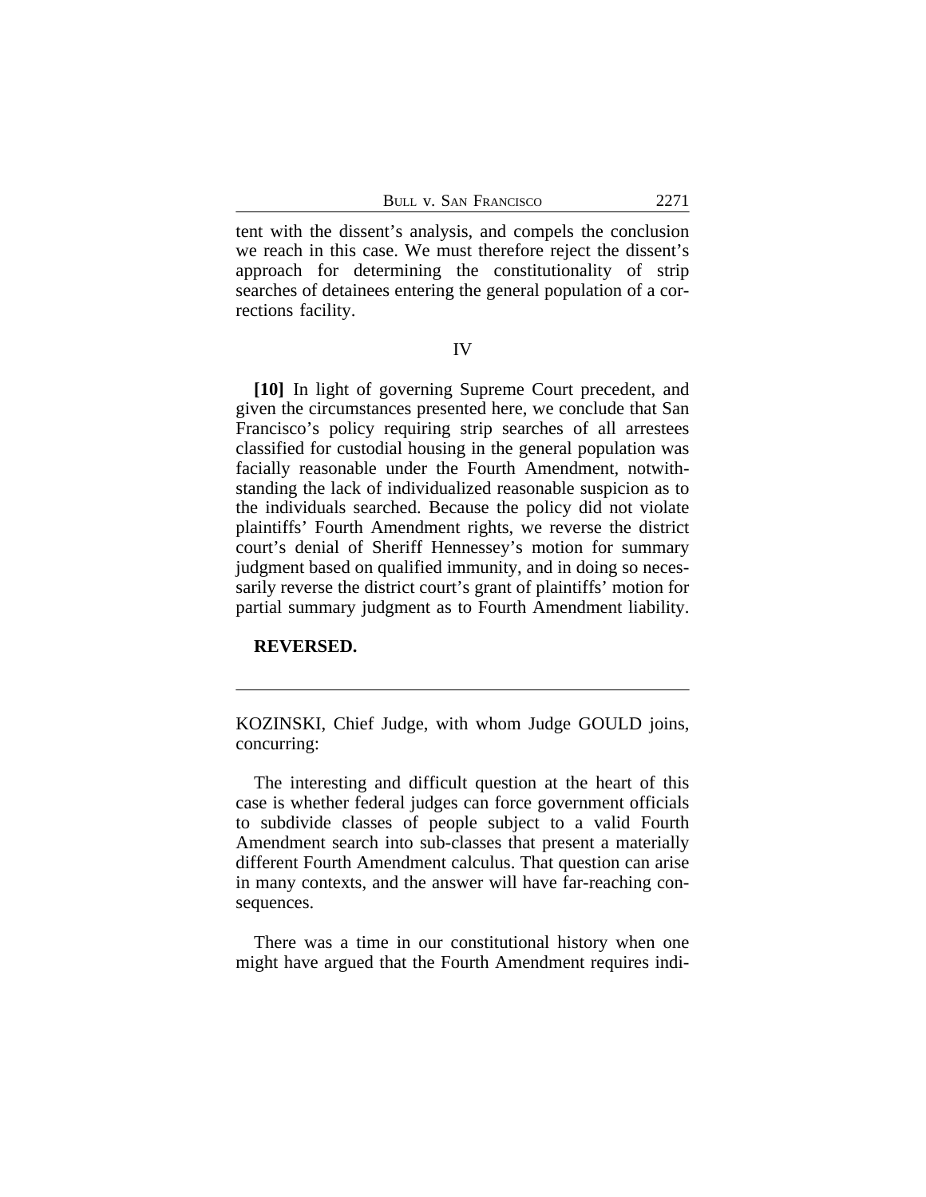tent with the dissent's analysis, and compels the conclusion we reach in this case. We must therefore reject the dissent's approach for determining the constitutionality of strip searches of detainees entering the general population of a corrections facility.

IV

**[10]** In light of governing Supreme Court precedent, and given the circumstances presented here, we conclude that San Francisco's policy requiring strip searches of all arrestees classified for custodial housing in the general population was facially reasonable under the Fourth Amendment, notwithstanding the lack of individualized reasonable suspicion as to the individuals searched. Because the policy did not violate plaintiffs' Fourth Amendment rights, we reverse the district court's denial of Sheriff Hennessey's motion for summary judgment based on qualified immunity, and in doing so necessarily reverse the district court's grant of plaintiffs' motion for partial summary judgment as to Fourth Amendment liability.

**REVERSED.**

---

KOZINSKI, Chief Judge, with whom Judge GOULD joins, concurring:

The interesting and difficult question at the heart of this case is whether federal judges can force government officials to subdivide classes of people subject to a valid Fourth Amendment search into sub-classes that present a materially different Fourth Amendment calculus. That question can arise in many contexts, and the answer will have far-reaching consequences.

There was a time in our constitutional history when one might have argued that the Fourth Amendment requires indi-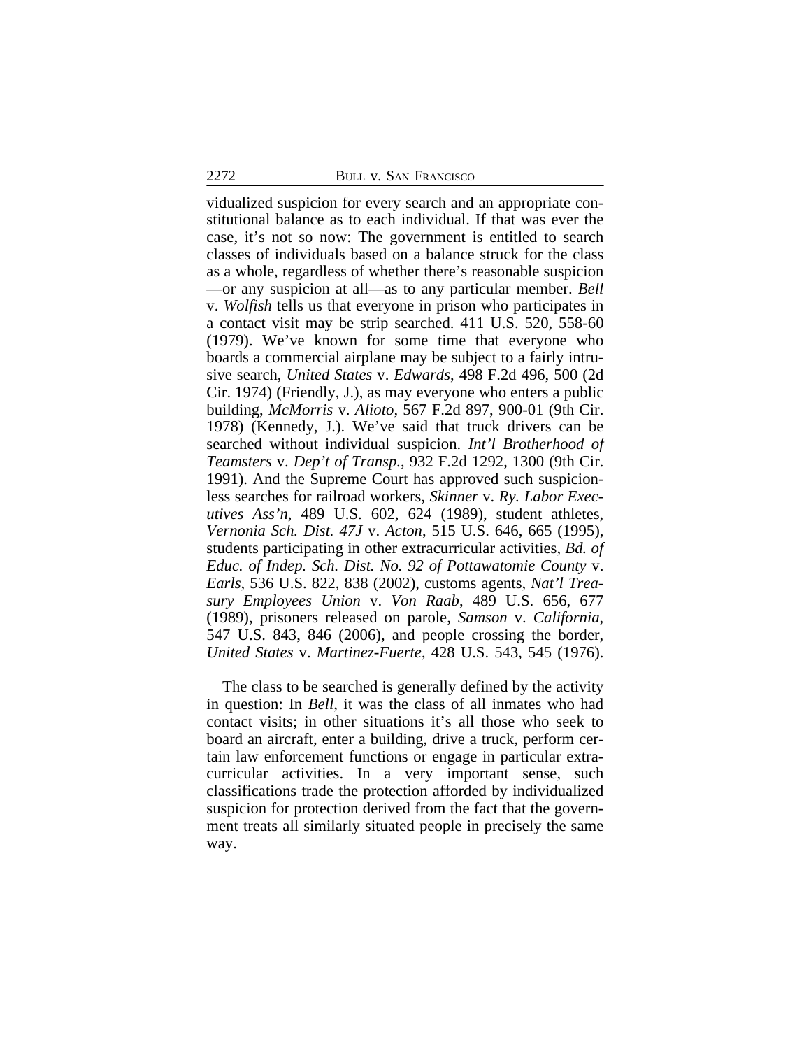vidualized suspicion for every search and an appropriate constitutional balance as to each individual. If that was ever the case, it's not so now: The government is entitled to search classes of individuals based on a balance struck for the class as a whole, regardless of whether there's reasonable suspicion —or any suspicion at all—as to any particular member. *Bell* v. *Wolfish* tells us that everyone in prison who participates in a contact visit may be strip searched. 411 U.S. 520, 558-60 (1979). We've known for some time that everyone who boards a commercial airplane may be subject to a fairly intrusive search, *United States* v. *Edwards*, 498 F.2d 496, 500 (2d Cir. 1974) (Friendly, J.), as may everyone who enters a public building, *McMorris* v. *Alioto*, 567 F.2d 897, 900-01 (9th Cir. 1978) (Kennedy, J.). We've said that truck drivers can be searched without individual suspicion. *Int'l Brotherhood of Teamsters* v. *Dep't of Transp.*, 932 F.2d 1292, 1300 (9th Cir. 1991). And the Supreme Court has approved such suspicionless searches for railroad workers, *Skinner* v. *Ry. Labor Executives Ass'n*, 489 U.S. 602, 624 (1989), student athletes, *Vernonia Sch. Dist. 47J* v. *Acton*, 515 U.S. 646, 665 (1995), students participating in other extracurricular activities, *Bd. of Educ. of Indep. Sch. Dist. No. 92 of Pottawatomie County* v. *Earls*, 536 U.S. 822, 838 (2002), customs agents, *Nat'l Treasury Employees Union* v. *Von Raab*, 489 U.S. 656, 677 (1989), prisoners released on parole, *Samson* v. *California*, 547 U.S. 843, 846 (2006), and people crossing the border, *United States* v. *Martinez-Fuerte*, 428 U.S. 543, 545 (1976).

The class to be searched is generally defined by the activity in question: In *Bell*, it was the class of all inmates who had contact visits; in other situations it's all those who seek to board an aircraft, enter a building, drive a truck, perform certain law enforcement functions or engage in particular extracurricular activities. In a very important sense, such classifications trade the protection afforded by individualized suspicion for protection derived from the fact that the government treats all similarly situated people in precisely the same way.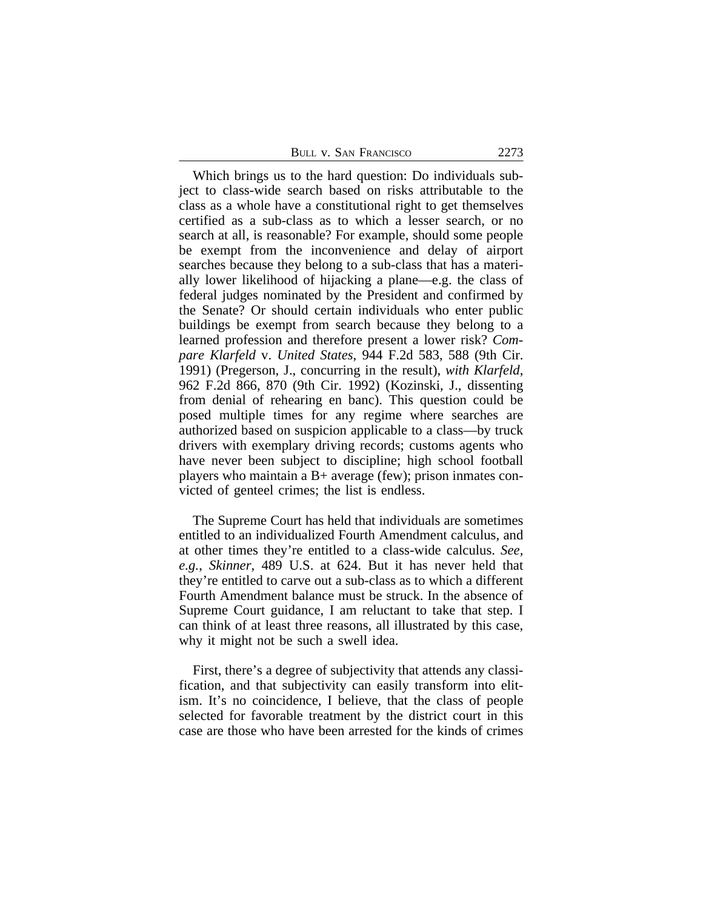Which brings us to the hard question: Do individuals subject to class-wide search based on risks attributable to the class as a whole have a constitutional right to get themselves certified as a sub-class as to which a lesser search, or no search at all, is reasonable? For example, should some people be exempt from the inconvenience and delay of airport searches because they belong to a sub-class that has a materially lower likelihood of hijacking a plane—e.g. the class of federal judges nominated by the President and confirmed by the Senate? Or should certain individuals who enter public buildings be exempt from search because they belong to a learned profession and therefore present a lower risk? *Compare Klarfeld* v. *United States*, 944 F.2d 583, 588 (9th Cir. 1991) (Pregerson, J., concurring in the result), *with Klarfeld*, 962 F.2d 866, 870 (9th Cir. 1992) (Kozinski, J., dissenting from denial of rehearing en banc). This question could be posed multiple times for any regime where searches are authorized based on suspicion applicable to a class—by truck drivers with exemplary driving records; customs agents who have never been subject to discipline; high school football players who maintain a B+ average (few); prison inmates convicted of genteel crimes; the list is endless.

The Supreme Court has held that individuals are sometimes entitled to an individualized Fourth Amendment calculus, and at other times they're entitled to a class-wide calculus. *See, e.g.*, *Skinner*, 489 U.S. at 624. But it has never held that they're entitled to carve out a sub-class as to which a different Fourth Amendment balance must be struck. In the absence of Supreme Court guidance, I am reluctant to take that step. I can think of at least three reasons, all illustrated by this case, why it might not be such a swell idea.

First, there's a degree of subjectivity that attends any classification, and that subjectivity can easily transform into elitism. It's no coincidence, I believe, that the class of people selected for favorable treatment by the district court in this case are those who have been arrested for the kinds of crimes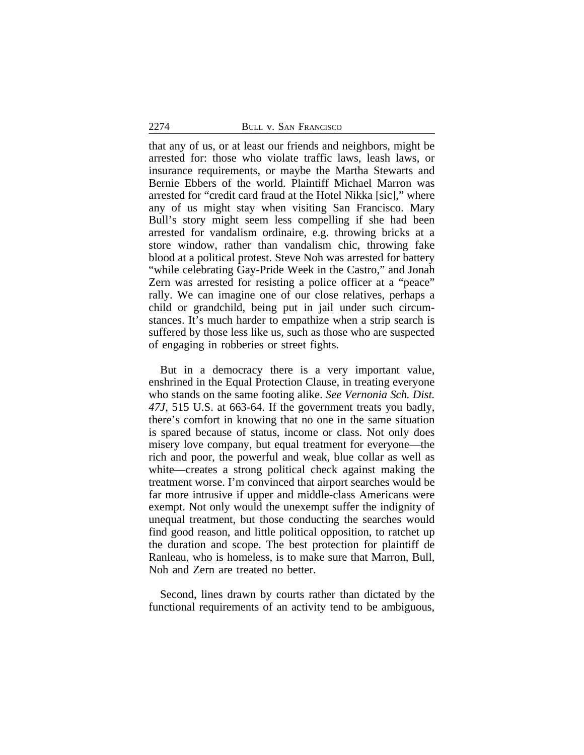that any of us, or at least our friends and neighbors, might be arrested for: those who violate traffic laws, leash laws, or insurance requirements, or maybe the Martha Stewarts and Bernie Ebbers of the world. Plaintiff Michael Marron was arrested for "credit card fraud at the Hotel Nikka [sic]," where any of us might stay when visiting San Francisco. Mary Bull's story might seem less compelling if she had been arrested for vandalism ordinaire, e.g. throwing bricks at a store window, rather than vandalism chic, throwing fake blood at a political protest. Steve Noh was arrested for battery "while celebrating Gay-Pride Week in the Castro," and Jonah Zern was arrested for resisting a police officer at a "peace" rally. We can imagine one of our close relatives, perhaps a child or grandchild, being put in jail under such circumstances. It's much harder to empathize when a strip search is suffered by those less like us, such as those who are suspected of engaging in robberies or street fights.

But in a democracy there is a very important value, enshrined in the Equal Protection Clause, in treating everyone who stands on the same footing alike. *See Vernonia Sch. Dist. 47J*, 515 U.S. at 663-64. If the government treats you badly, there's comfort in knowing that no one in the same situation is spared because of status, income or class. Not only does misery love company, but equal treatment for everyone—the rich and poor, the powerful and weak, blue collar as well as white—creates a strong political check against making the treatment worse. I'm convinced that airport searches would be far more intrusive if upper and middle-class Americans were exempt. Not only would the unexempt suffer the indignity of unequal treatment, but those conducting the searches would find good reason, and little political opposition, to ratchet up the duration and scope. The best protection for plaintiff de Ranleau, who is homeless, is to make sure that Marron, Bull, Noh and Zern are treated no better.

Second, lines drawn by courts rather than dictated by the functional requirements of an activity tend to be ambiguous,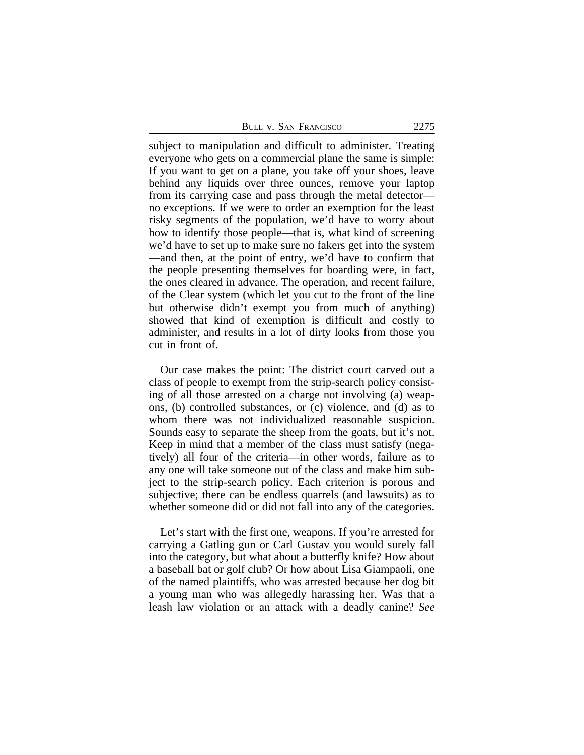subject to manipulation and difficult to administer. Treating everyone who gets on a commercial plane the same is simple: If you want to get on a plane, you take off your shoes, leave behind any liquids over three ounces, remove your laptop from its carrying case and pass through the metal detector—no exceptions. If we were to order an exemption for the least risky segments of the population, we'd have to worry about how to identify those people—that is, what kind of screening we'd have to set up to make sure no fakers get into the system—and then, at the point of entry, we'd have to confirm that the people presenting themselves for boarding were, in fact, the ones cleared in advance. The operation, and recent failure, of the Clear system (which let you cut to the front of the line but otherwise didn't exempt you from much of anything) showed that kind of exemption is difficult and costly to administer, and results in a lot of dirty looks from those you cut in front of.

Our case makes the point: The district court carved out a class of people to exempt from the strip-search policy consisting of all those arrested on a charge not involving (a) weapons, (b) controlled substances, or (c) violence, and (d) as to whom there was not individualized reasonable suspicion. Sounds easy to separate the sheep from the goats, but it's not. Keep in mind that a member of the class must satisfy (negatively) all four of the criteria—in other words, failure as to any one will take someone out of the class and make him subject to the strip-search policy. Each criterion is porous and subjective; there can be endless quarrels (and lawsuits) as to whether someone did or did not fall into any of the categories.

Let's start with the first one, weapons. If you're arrested for carrying a Gatling gun or Carl Gustav you would surely fall into the category, but what about a butterfly knife? How about a baseball bat or golf club? Or how about Lisa Giampaoli, one of the named plaintiffs, who was arrested because her dog bit a young man who was allegedly harassing her. Was that a leash law violation or an attack with a deadly canine? *See*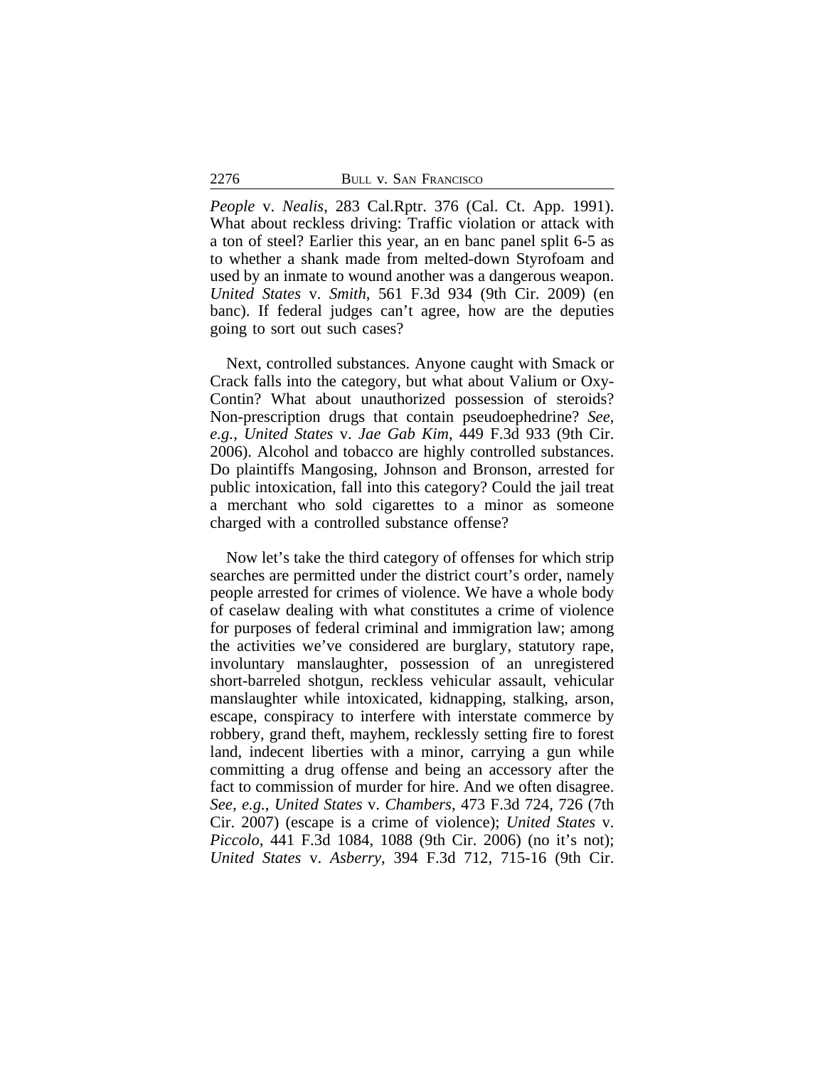*People* v. *Nealis*, 283 Cal.Rptr. 376 (Cal. Ct. App. 1991). What about reckless driving: Traffic violation or attack with a ton of steel? Earlier this year, an en banc panel split 6-5 as to whether a shank made from melted-down Styrofoam and used by an inmate to wound another was a dangerous weapon. *United States* v. *Smith*, 561 F.3d 934 (9th Cir. 2009) (en banc). If federal judges can't agree, how are the deputies going to sort out such cases?

Next, controlled substances. Anyone caught with Smack or Crack falls into the category, but what about Valium or Oxy-Contin? What about unauthorized possession of steroids? Non-prescription drugs that contain pseudoephedrine? *See, e.g.*, *United States* v. *Jae Gab Kim*, 449 F.3d 933 (9th Cir. 2006). Alcohol and tobacco are highly controlled substances. Do plaintiffs Mangosing, Johnson and Bronson, arrested for public intoxication, fall into this category? Could the jail treat a merchant who sold cigarettes to a minor as someone charged with a controlled substance offense?

Now let's take the third category of offenses for which strip searches are permitted under the district court's order, namely people arrested for crimes of violence. We have a whole body of caselaw dealing with what constitutes a crime of violence for purposes of federal criminal and immigration law; among the activities we've considered are burglary, statutory rape, involuntary manslaughter, possession of an unregistered short-barreled shotgun, reckless vehicular assault, vehicular manslaughter while intoxicated, kidnapping, stalking, arson, escape, conspiracy to interfere with interstate commerce by robbery, grand theft, mayhem, recklessly setting fire to forest land, indecent liberties with a minor, carrying a gun while committing a drug offense and being an accessory after the fact to commission of murder for hire. And we often disagree. *See, e.g.*, *United States* v. *Chambers*, 473 F.3d 724, 726 (7th Cir. 2007) (escape is a crime of violence); *United States* v. *Piccolo*, 441 F.3d 1084, 1088 (9th Cir. 2006) (no it's not); *United States* v. *Asberry*, 394 F.3d 712, 715-16 (9th Cir.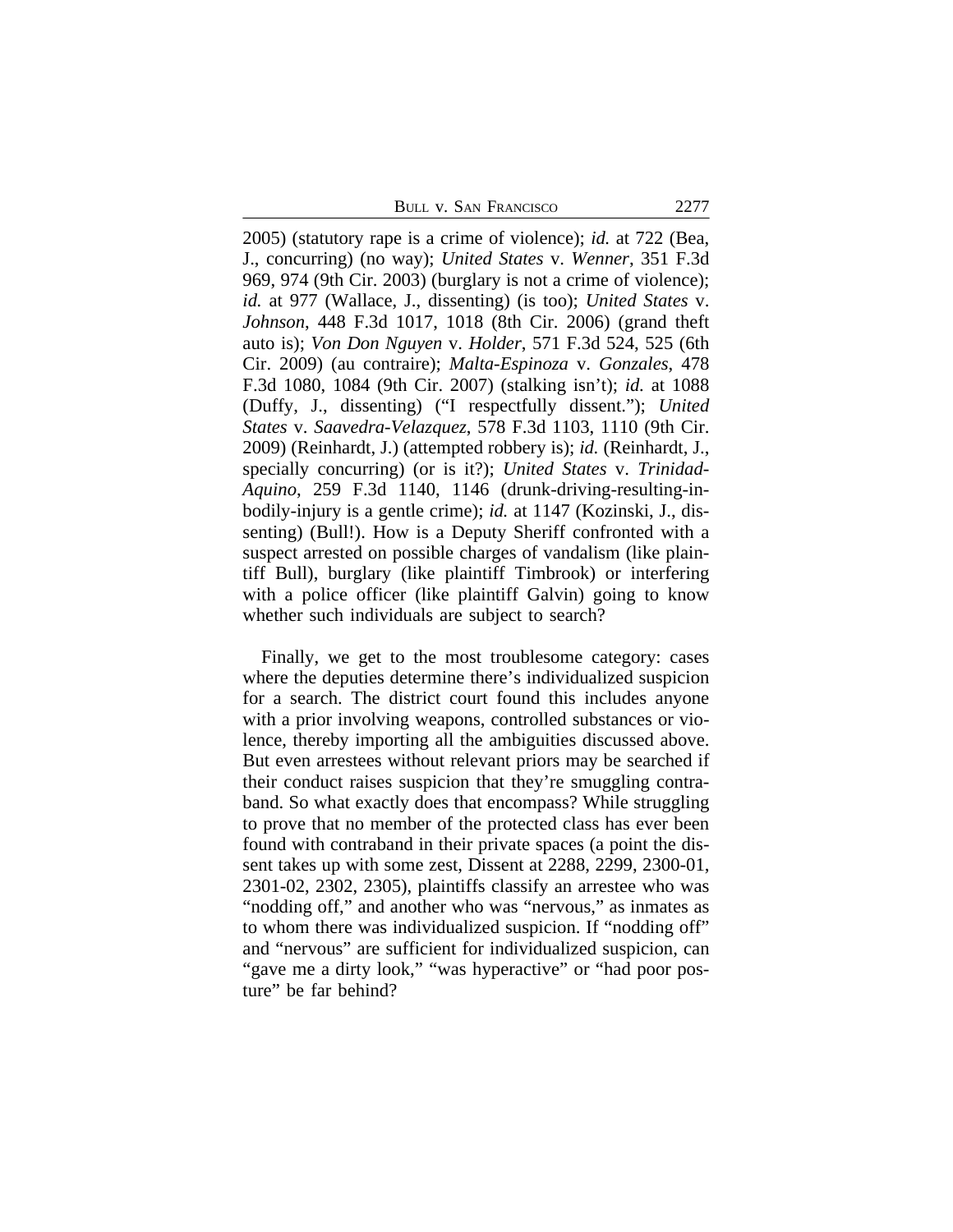2005) (statutory rape is a crime of violence); *id.* at 722 (Bea, J., concurring) (no way); *United States* v. *Wenner*, 351 F.3d 969, 974 (9th Cir. 2003) (burglary is not a crime of violence); *id.* at 977 (Wallace, J., dissenting) (is too); *United States* v. *Johnson*, 448 F.3d 1017, 1018 (8th Cir. 2006) (grand theft auto is); *Von Don Nguyen* v. *Holder*, 571 F.3d 524, 525 (6th Cir. 2009) (au contraire); *Malta-Espinoza* v. *Gonzales*, 478 F.3d 1080, 1084 (9th Cir. 2007) (stalking isn't); *id.* at 1088 (Duffy, J., dissenting) ("I respectfully dissent."); *United States* v. *Saavedra-Velazquez*, 578 F.3d 1103, 1110 (9th Cir. 2009) (Reinhardt, J.) (attempted robbery is); *id.* (Reinhardt, J., specially concurring) (or is it?); *United States* v. *Trinidad-Aquino*, 259 F.3d 1140, 1146 (drunk-driving-resulting-in-bodily-injury is a gentle crime); *id.* at 1147 (Kozinski, J., dissenting) (Bull!). How is a Deputy Sheriff confronted with a suspect arrested on possible charges of vandalism (like plaintiff Bull), burglary (like plaintiff Timbrook) or interfering with a police officer (like plaintiff Galvin) going to know whether such individuals are subject to search?

Finally, we get to the most troublesome category: cases where the deputies determine there's individualized suspicion for a search. The district court found this includes anyone with a prior involving weapons, controlled substances or violence, thereby importing all the ambiguities discussed above. But even arrestees without relevant priors may be searched if their conduct raises suspicion that they're smuggling contraband. So what exactly does that encompass? While struggling to prove that no member of the protected class has ever been found with contraband in their private spaces (a point the dissent takes up with some zest, Dissent at 2288, 2299, 2300-01, 2301-02, 2302, 2305), plaintiffs classify an arrestee who was "nodding off," and another who was "nervous," as inmates as to whom there was individualized suspicion. If "nodding off" and "nervous" are sufficient for individualized suspicion, can "gave me a dirty look," "was hyperactive" or "had poor posture" be far behind?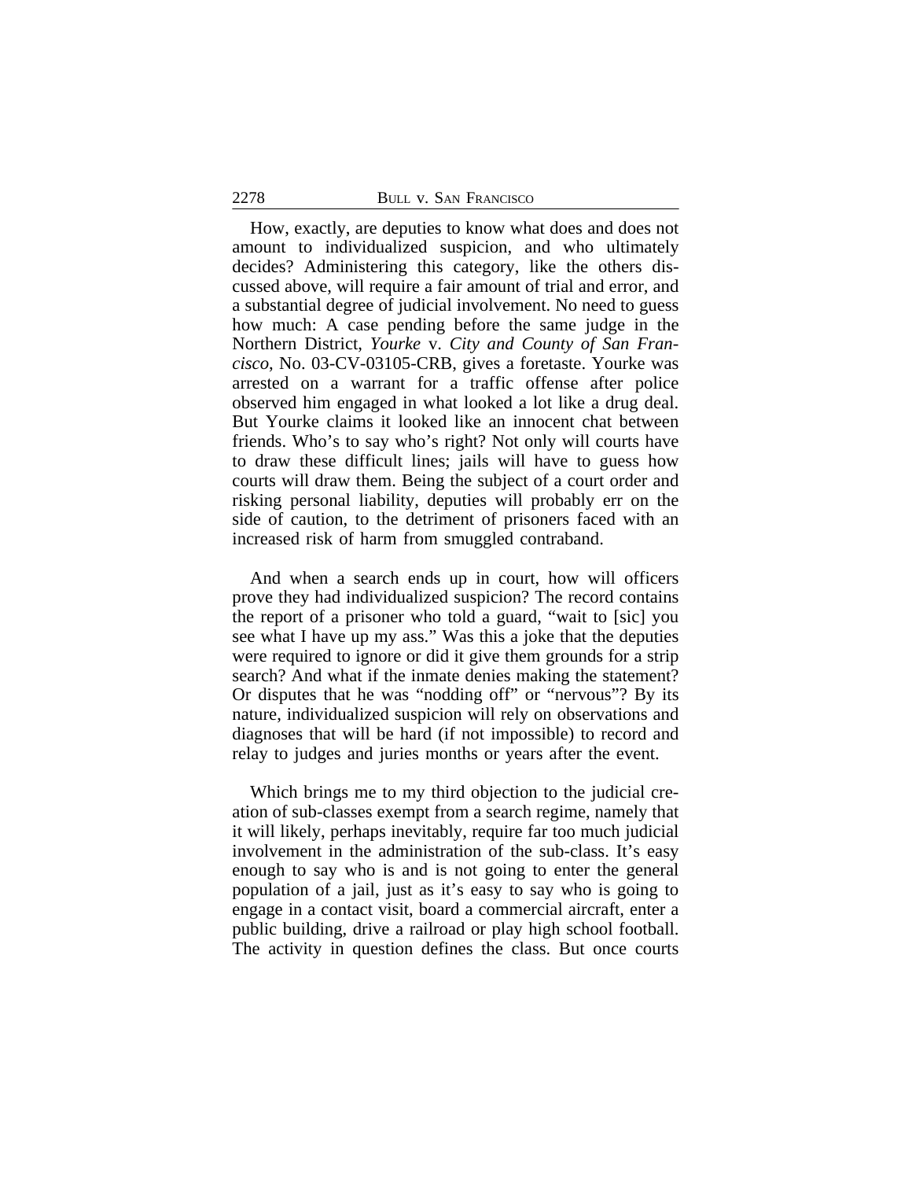How, exactly, are deputies to know what does and does not amount to individualized suspicion, and who ultimately decides? Administering this category, like the others discussed above, will require a fair amount of trial and error, and a substantial degree of judicial involvement. No need to guess how much: A case pending before the same judge in the Northern District, *Yourke* v. *City and County of San Francisco*, No. 03-CV-03105-CRB, gives a foretaste. Yourke was arrested on a warrant for a traffic offense after police observed him engaged in what looked a lot like a drug deal. But Yourke claims it looked like an innocent chat between friends. Who's to say who's right? Not only will courts have to draw these difficult lines; jails will have to guess how courts will draw them. Being the subject of a court order and risking personal liability, deputies will probably err on the side of caution, to the detriment of prisoners faced with an increased risk of harm from smuggled contraband.

And when a search ends up in court, how will officers prove they had individualized suspicion? The record contains the report of a prisoner who told a guard, "wait to [sic] you see what I have up my ass." Was this a joke that the deputies were required to ignore or did it give them grounds for a strip search? And what if the inmate denies making the statement? Or disputes that he was "nodding off" or "nervous"? By its nature, individualized suspicion will rely on observations and diagnoses that will be hard (if not impossible) to record and relay to judges and juries months or years after the event.

Which brings me to my third objection to the judicial creation of sub-classes exempt from a search regime, namely that it will likely, perhaps inevitably, require far too much judicial involvement in the administration of the sub-class. It's easy enough to say who is and is not going to enter the general population of a jail, just as it's easy to say who is going to engage in a contact visit, board a commercial aircraft, enter a public building, drive a railroad or play high school football. The activity in question defines the class. But once courts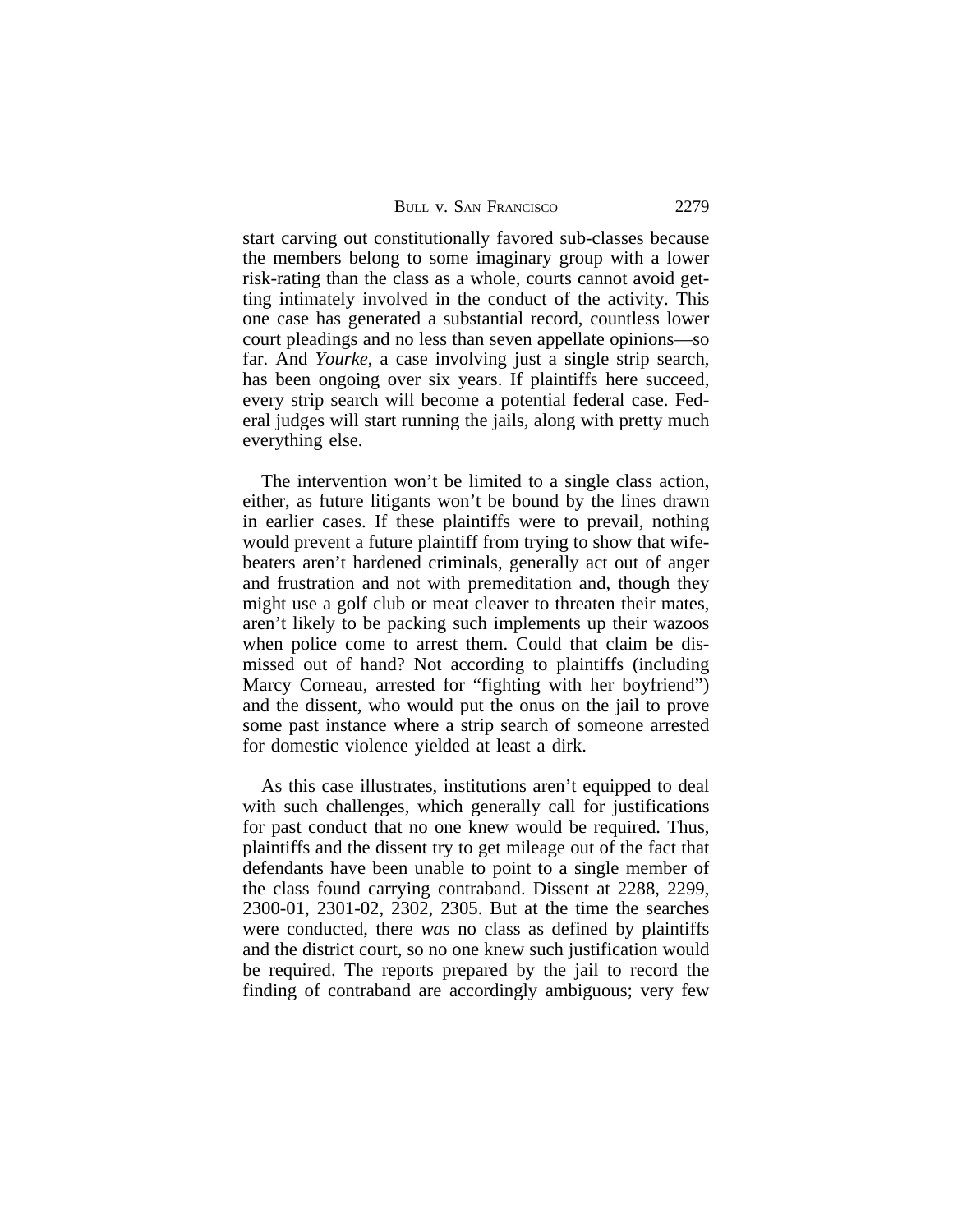start carving out constitutionally favored sub-classes because the members belong to some imaginary group with a lower risk-rating than the class as a whole, courts cannot avoid getting intimately involved in the conduct of the activity. This one case has generated a substantial record, countless lower court pleadings and no less than seven appellate opinions—so far. And *Yourke*, a case involving just a single strip search, has been ongoing over six years. If plaintiffs here succeed, every strip search will become a potential federal case. Federal judges will start running the jails, along with pretty much everything else.

The intervention won't be limited to a single class action, either, as future litigants won't be bound by the lines drawn in earlier cases. If these plaintiffs were to prevail, nothing would prevent a future plaintiff from trying to show that wife-beaters aren't hardened criminals, generally act out of anger and frustration and not with premeditation and, though they might use a golf club or meat cleaver to threaten their mates, aren't likely to be packing such implements up their wazoos when police come to arrest them. Could that claim be dismissed out of hand? Not according to plaintiffs (including Marcy Corneau, arrested for "fighting with her boyfriend") and the dissent, who would put the onus on the jail to prove some past instance where a strip search of someone arrested for domestic violence yielded at least a dirk.

As this case illustrates, institutions aren't equipped to deal with such challenges, which generally call for justifications for past conduct that no one knew would be required. Thus, plaintiffs and the dissent try to get mileage out of the fact that defendants have been unable to point to a single member of the class found carrying contraband. Dissent at 2288, 2299, 2300-01, 2301-02, 2302, 2305. But at the time the searches were conducted, there *was* no class as defined by plaintiffs and the district court, so no one knew such justification would be required. The reports prepared by the jail to record the finding of contraband are accordingly ambiguous; very few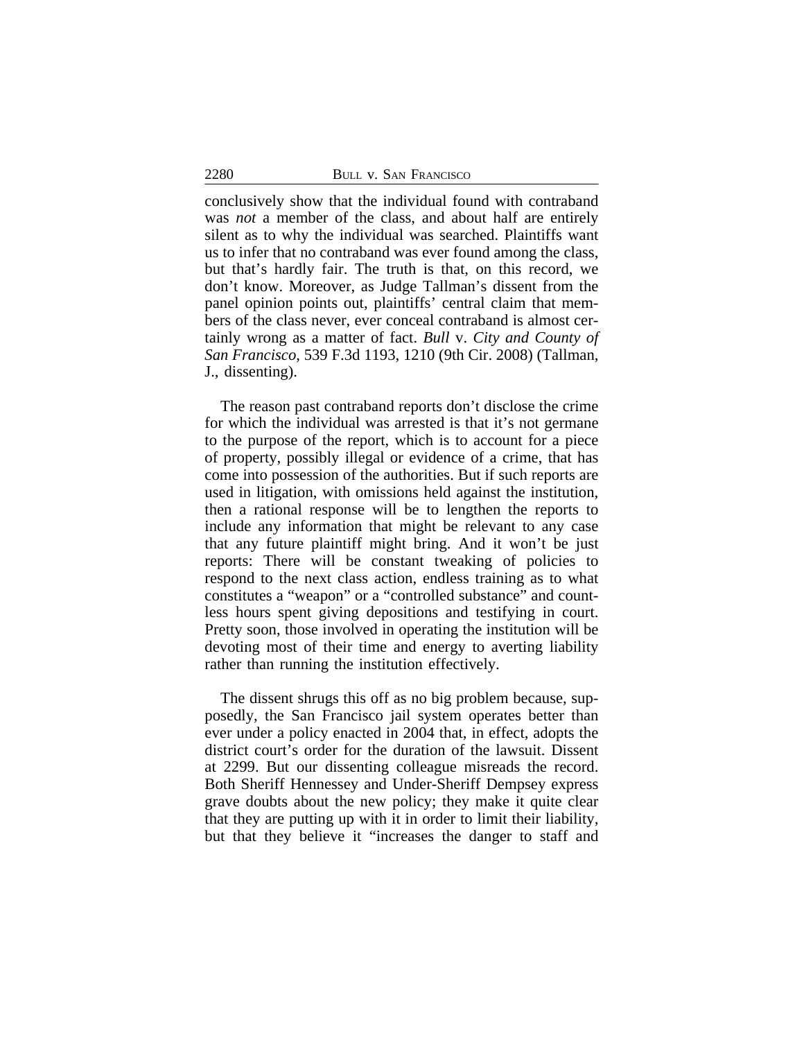conclusively show that the individual found with contraband was *not* a member of the class, and about half are entirely silent as to why the individual was searched. Plaintiffs want us to infer that no contraband was ever found among the class, but that's hardly fair. The truth is that, on this record, we don't know. Moreover, as Judge Tallman's dissent from the panel opinion points out, plaintiffs' central claim that members of the class never, ever conceal contraband is almost certainly wrong as a matter of fact. *Bull* v. *City and County of San Francisco*, 539 F.3d 1193, 1210 (9th Cir. 2008) (Tallman, J., dissenting).

The reason past contraband reports don't disclose the crime for which the individual was arrested is that it's not germane to the purpose of the report, which is to account for a piece of property, possibly illegal or evidence of a crime, that has come into possession of the authorities. But if such reports are used in litigation, with omissions held against the institution, then a rational response will be to lengthen the reports to include any information that might be relevant to any case that any future plaintiff might bring. And it won't be just reports: There will be constant tweaking of policies to respond to the next class action, endless training as to what constitutes a "weapon" or a "controlled substance" and countless hours spent giving depositions and testifying in court. Pretty soon, those involved in operating the institution will be devoting most of their time and energy to averting liability rather than running the institution effectively.

The dissent shrugs this off as no big problem because, supposedly, the San Francisco jail system operates better than ever under a policy enacted in 2004 that, in effect, adopts the district court's order for the duration of the lawsuit. Dissent at 2299. But our dissenting colleague misreads the record. Both Sheriff Hennessey and Under-Sheriff Dempsey express grave doubts about the new policy; they make it quite clear that they are putting up with it in order to limit their liability, but that they believe it "increases the danger to staff and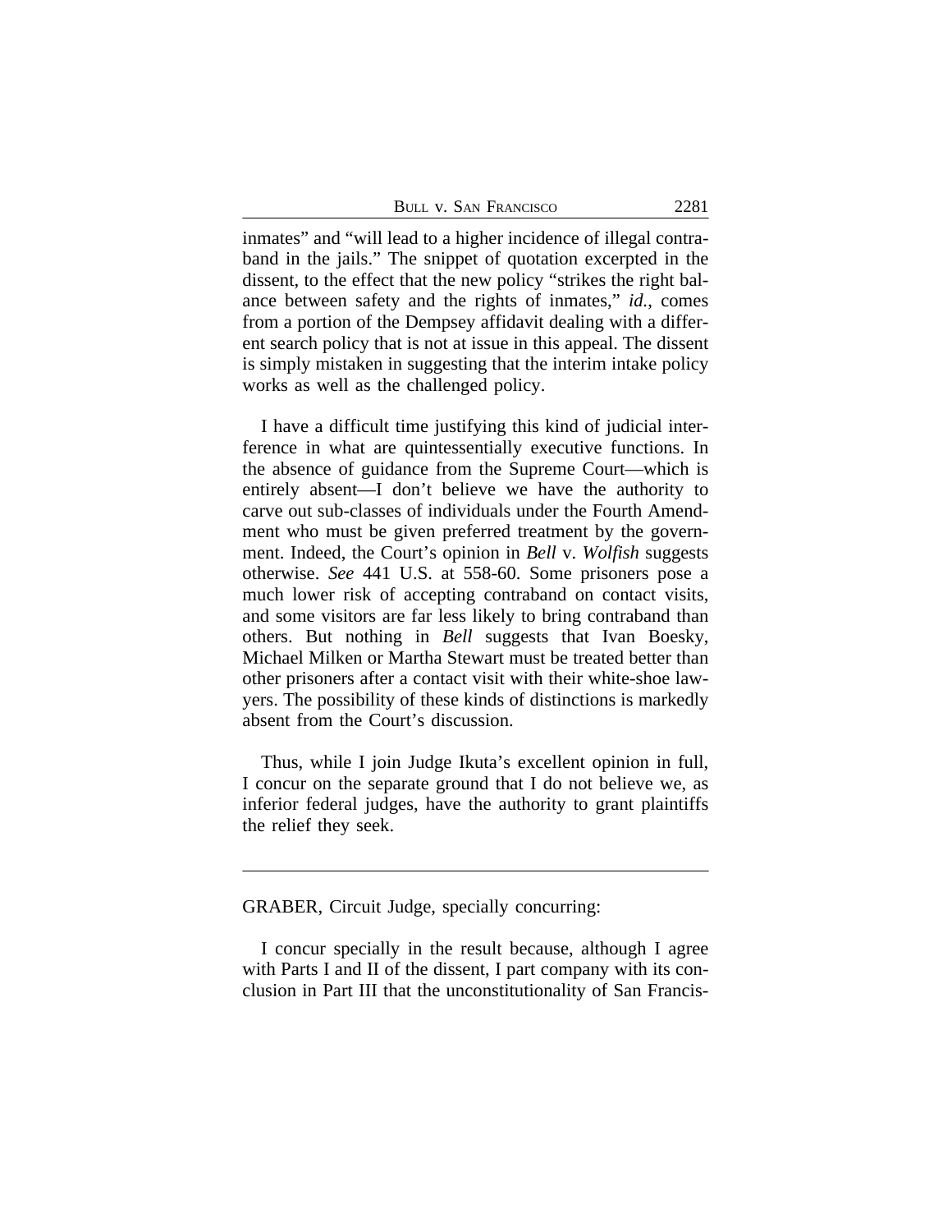inmates" and "will lead to a higher incidence of illegal contraband in the jails." The snippet of quotation excerpted in the dissent, to the effect that the new policy "strikes the right balance between safety and the rights of inmates," *id.*, comes from a portion of the Dempsey affidavit dealing with a different search policy that is not at issue in this appeal. The dissent is simply mistaken in suggesting that the interim intake policy works as well as the challenged policy.

I have a difficult time justifying this kind of judicial interference in what are quintessentially executive functions. In the absence of guidance from the Supreme Court—which is entirely absent—I don't believe we have the authority to carve out sub-classes of individuals under the Fourth Amendment who must be given preferred treatment by the government. Indeed, the Court's opinion in *Bell* v. *Wolfish* suggests otherwise. *See* 441 U.S. at 558-60. Some prisoners pose a much lower risk of accepting contraband on contact visits, and some visitors are far less likely to bring contraband than others. But nothing in *Bell* suggests that Ivan Boesky, Michael Milken or Martha Stewart must be treated better than other prisoners after a contact visit with their white-shoe lawyers. The possibility of these kinds of distinctions is markedly absent from the Court's discussion.

Thus, while I join Judge Ikuta's excellent opinion in full, I concur on the separate ground that I do not believe we, as inferior federal judges, have the authority to grant plaintiffs the relief they seek.

---

GRABER, Circuit Judge, specially concurring:

I concur specially in the result because, although I agree with Parts I and II of the dissent, I part company with its conclusion in Part III that the unconstitutionality of San Francis-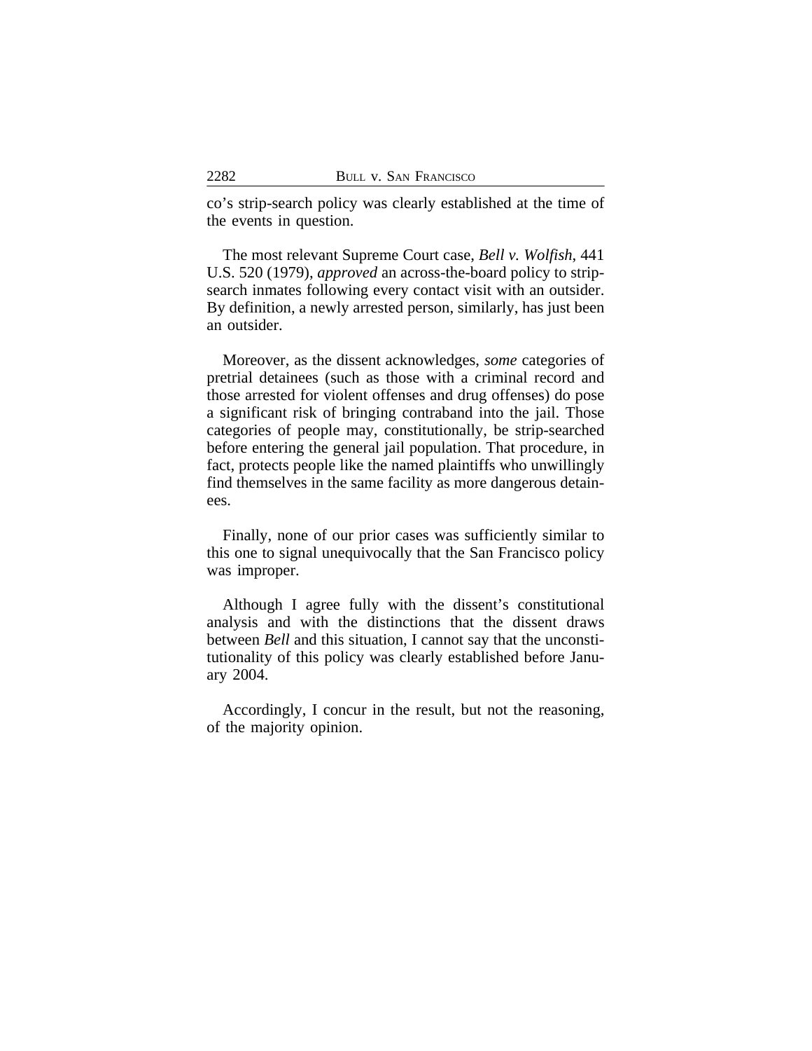co's strip-search policy was clearly established at the time of the events in question.

The most relevant Supreme Court case, *Bell v. Wolfish*, 441 U.S. 520 (1979), *approved* an across-the-board policy to strip-search inmates following every contact visit with an outsider. By definition, a newly arrested person, similarly, has just been an outsider.

Moreover, as the dissent acknowledges, *some* categories of pretrial detainees (such as those with a criminal record and those arrested for violent offenses and drug offenses) do pose a significant risk of bringing contraband into the jail. Those categories of people may, constitutionally, be strip-searched before entering the general jail population. That procedure, in fact, protects people like the named plaintiffs who unwillingly find themselves in the same facility as more dangerous detainees.

Finally, none of our prior cases was sufficiently similar to this one to signal unequivocally that the San Francisco policy was improper.

Although I agree fully with the dissent's constitutional analysis and with the distinctions that the dissent draws between *Bell* and this situation, I cannot say that the unconstitutionality of this policy was clearly established before January 2004.

Accordingly, I concur in the result, but not the reasoning, of the majority opinion.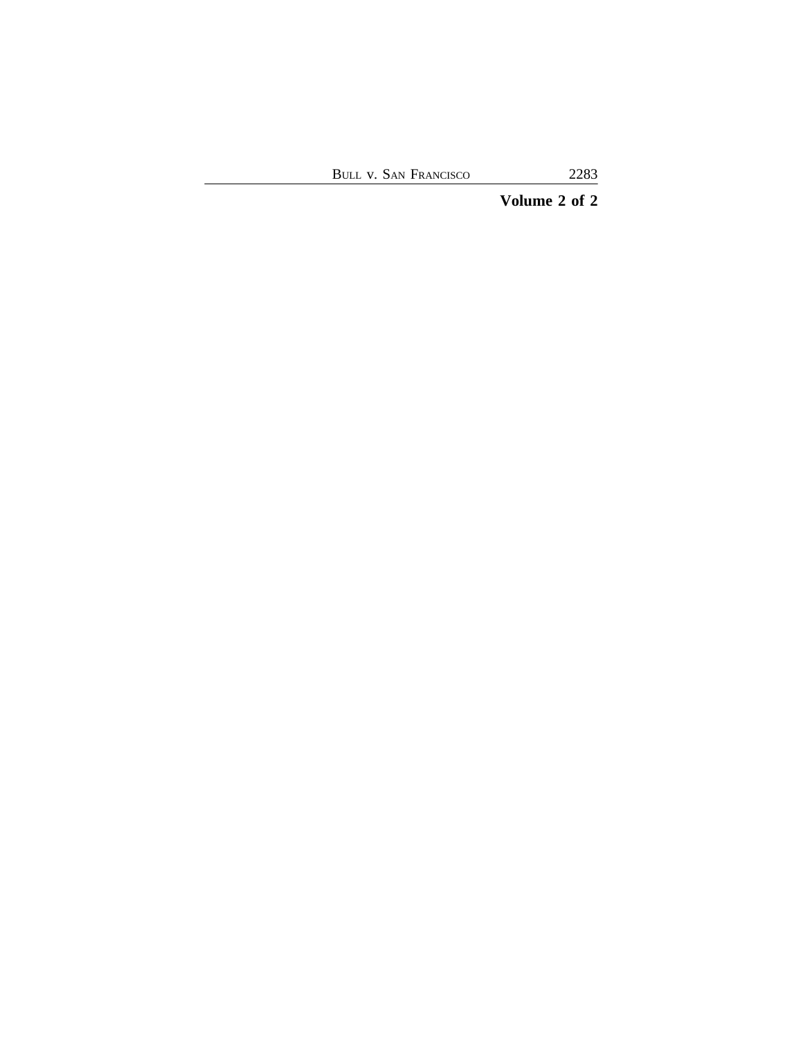**Volume 2 of 2**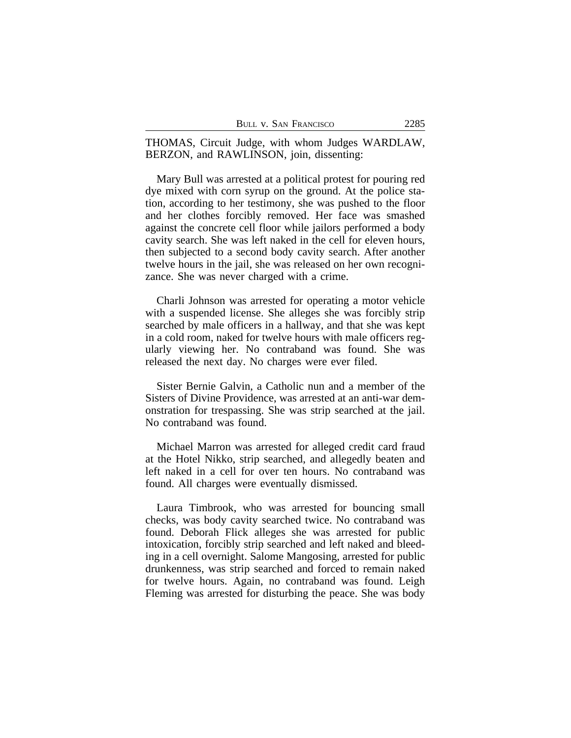THOMAS, Circuit Judge, with whom Judges WARDLAW, BERZON, and RAWLINSON, join, dissenting:

Mary Bull was arrested at a political protest for pouring red dye mixed with corn syrup on the ground. At the police station, according to her testimony, she was pushed to the floor and her clothes forcibly removed. Her face was smashed against the concrete cell floor while jailors performed a body cavity search. She was left naked in the cell for eleven hours, then subjected to a second body cavity search. After another twelve hours in the jail, she was released on her own recognizance. She was never charged with a crime.

Charli Johnson was arrested for operating a motor vehicle with a suspended license. She alleges she was forcibly strip searched by male officers in a hallway, and that she was kept in a cold room, naked for twelve hours with male officers regularly viewing her. No contraband was found. She was released the next day. No charges were ever filed.

Sister Bernie Galvin, a Catholic nun and a member of the Sisters of Divine Providence, was arrested at an anti-war demonstration for trespassing. She was strip searched at the jail. No contraband was found.

Michael Marron was arrested for alleged credit card fraud at the Hotel Nikko, strip searched, and allegedly beaten and left naked in a cell for over ten hours. No contraband was found. All charges were eventually dismissed.

Laura Timbrook, who was arrested for bouncing small checks, was body cavity searched twice. No contraband was found. Deborah Flick alleges she was arrested for public intoxication, forcibly strip searched and left naked and bleeding in a cell overnight. Salome Mangosing, arrested for public drunkenness, was strip searched and forced to remain naked for twelve hours. Again, no contraband was found. Leigh Fleming was arrested for disturbing the peace. She was body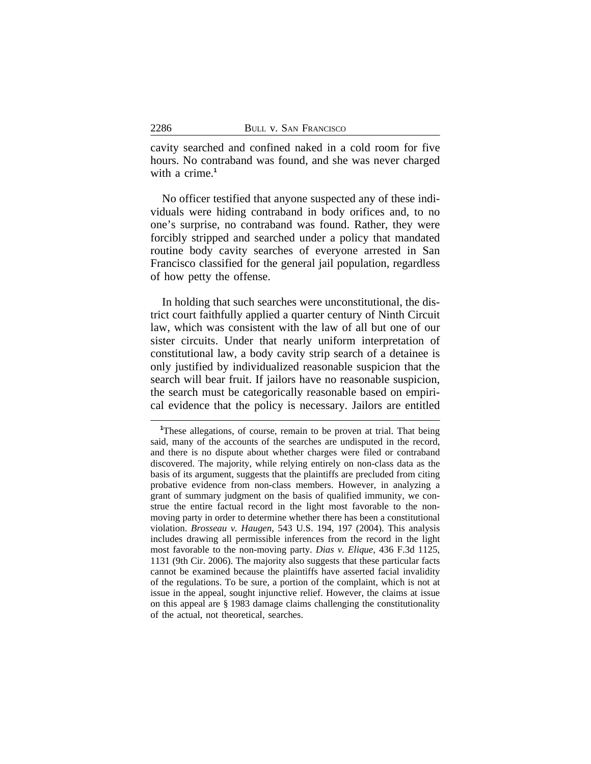cavity searched and confined naked in a cold room for five hours. No contraband was found, and she was never charged with a crime.[1]

No officer testified that anyone suspected any of these individuals were hiding contraband in body orifices and, to no one's surprise, no contraband was found. Rather, they were forcibly stripped and searched under a policy that mandated routine body cavity searches of everyone arrested in San Francisco classified for the general jail population, regardless of how petty the offense.

In holding that such searches were unconstitutional, the district court faithfully applied a quarter century of Ninth Circuit law, which was consistent with the law of all but one of our sister circuits. Under that nearly uniform interpretation of constitutional law, a body cavity strip search of a detainee is only justified by individualized reasonable suspicion that the search will bear fruit. If jailors have no reasonable suspicion, the search must be categorically reasonable based on empirical evidence that the policy is necessary. Jailors are entitled

[1]These allegations, of course, remain to be proven at trial. That being said, many of the accounts of the searches are undisputed in the record, and there is no dispute about whether charges were filed or contraband discovered. The majority, while relying entirely on non-class data as the basis of its argument, suggests that the plaintiffs are precluded from citing probative evidence from non-class members. However, in analyzing a grant of summary judgment on the basis of qualified immunity, we construe the entire factual record in the light most favorable to the non-moving party in order to determine whether there has been a constitutional violation. *Brosseau v. Haugen*, 543 U.S. 194, 197 (2004). This analysis includes drawing all permissible inferences from the record in the light most favorable to the non-moving party. *Dias v. Elique*, 436 F.3d 1125, 1131 (9th Cir. 2006). The majority also suggests that these particular facts cannot be examined because the plaintiffs have asserted facial invalidity of the regulations. To be sure, a portion of the complaint, which is not at issue in the appeal, sought injunctive relief. However, the claims at issue on this appeal are § 1983 damage claims challenging the constitutionality of the actual, not theoretical, searches.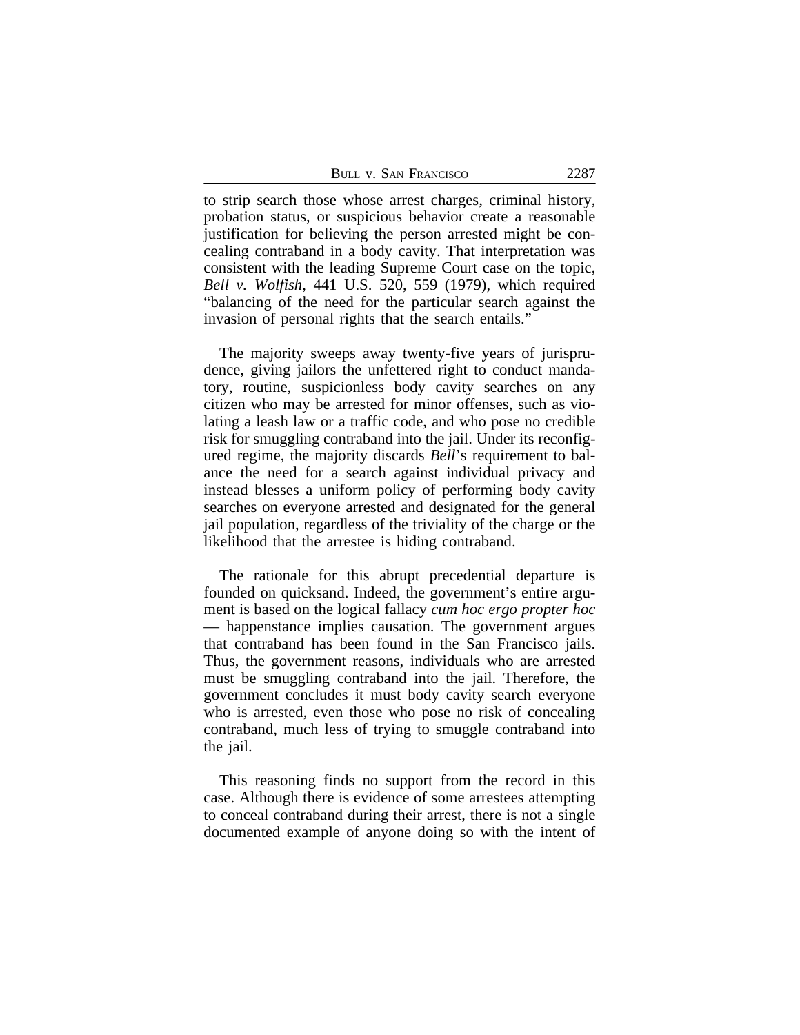to strip search those whose arrest charges, criminal history, probation status, or suspicious behavior create a reasonable justification for believing the person arrested might be concealing contraband in a body cavity. That interpretation was consistent with the leading Supreme Court case on the topic, *Bell v. Wolfish*, 441 U.S. 520, 559 (1979), which required "balancing of the need for the particular search against the invasion of personal rights that the search entails."

The majority sweeps away twenty-five years of jurisprudence, giving jailors the unfettered right to conduct mandatory, routine, suspicionless body cavity searches on any citizen who may be arrested for minor offenses, such as violating a leash law or a traffic code, and who pose no credible risk for smuggling contraband into the jail. Under its reconfigured regime, the majority discards *Bell*'s requirement to balance the need for a search against individual privacy and instead blesses a uniform policy of performing body cavity searches on everyone arrested and designated for the general jail population, regardless of the triviality of the charge or the likelihood that the arrestee is hiding contraband.

The rationale for this abrupt precedential departure is founded on quicksand. Indeed, the government's entire argument is based on the logical fallacy *cum hoc ergo propter hoc* — happenstance implies causation. The government argues that contraband has been found in the San Francisco jails. Thus, the government reasons, individuals who are arrested must be smuggling contraband into the jail. Therefore, the government concludes it must body cavity search everyone who is arrested, even those who pose no risk of concealing contraband, much less of trying to smuggle contraband into the jail.

This reasoning finds no support from the record in this case. Although there is evidence of some arrestees attempting to conceal contraband during their arrest, there is not a single documented example of anyone doing so with the intent of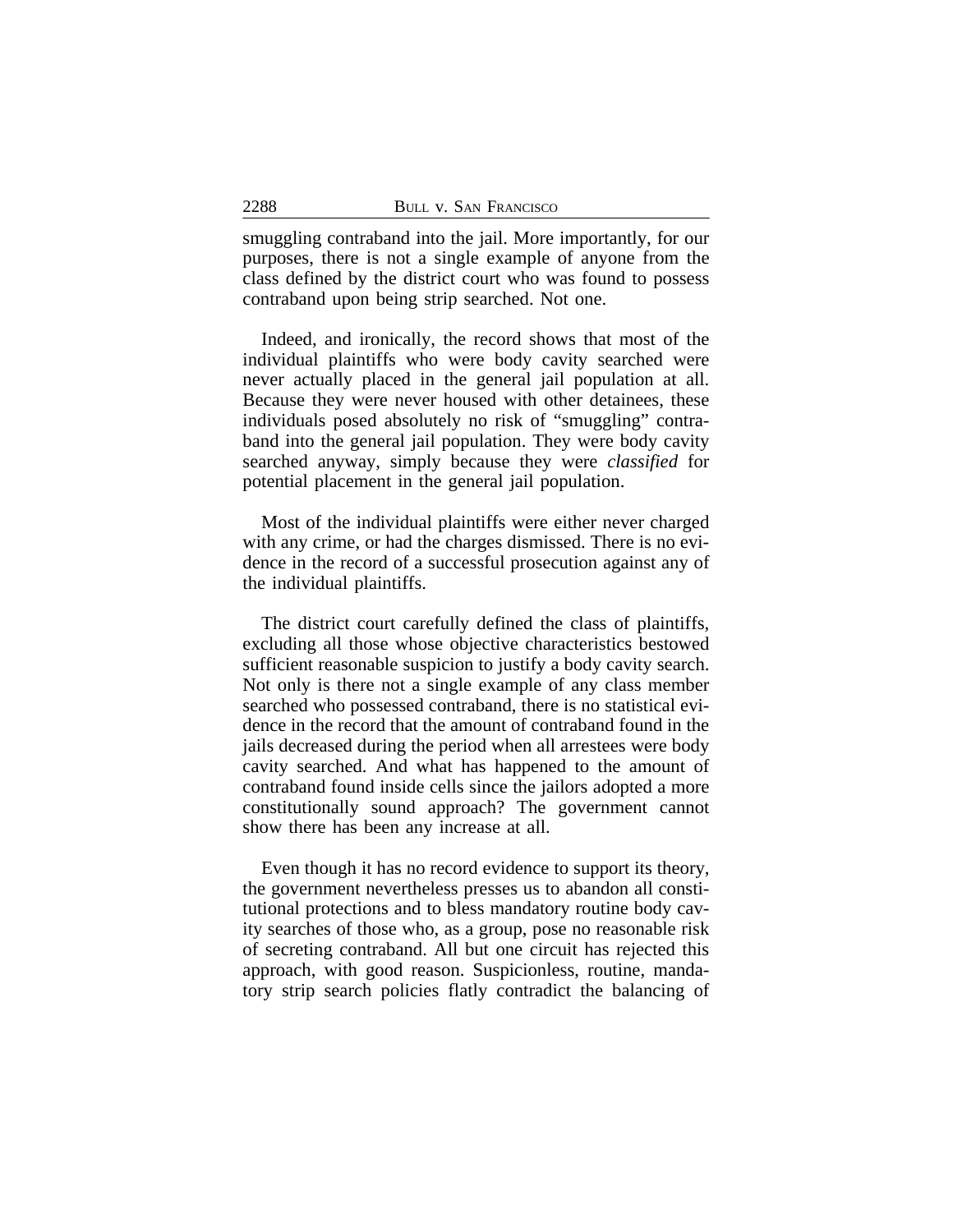smuggling contraband into the jail. More importantly, for our purposes, there is not a single example of anyone from the class defined by the district court who was found to possess contraband upon being strip searched. Not one.

Indeed, and ironically, the record shows that most of the individual plaintiffs who were body cavity searched were never actually placed in the general jail population at all. Because they were never housed with other detainees, these individuals posed absolutely no risk of "smuggling" contraband into the general jail population. They were body cavity searched anyway, simply because they were *classified* for potential placement in the general jail population.

Most of the individual plaintiffs were either never charged with any crime, or had the charges dismissed. There is no evidence in the record of a successful prosecution against any of the individual plaintiffs.

The district court carefully defined the class of plaintiffs, excluding all those whose objective characteristics bestowed sufficient reasonable suspicion to justify a body cavity search. Not only is there not a single example of any class member searched who possessed contraband, there is no statistical evidence in the record that the amount of contraband found in the jails decreased during the period when all arrestees were body cavity searched. And what has happened to the amount of contraband found inside cells since the jailors adopted a more constitutionally sound approach? The government cannot show there has been any increase at all.

Even though it has no record evidence to support its theory, the government nevertheless presses us to abandon all constitutional protections and to bless mandatory routine body cavity searches of those who, as a group, pose no reasonable risk of secreting contraband. All but one circuit has rejected this approach, with good reason. Suspicionless, routine, mandatory strip search policies flatly contradict the balancing of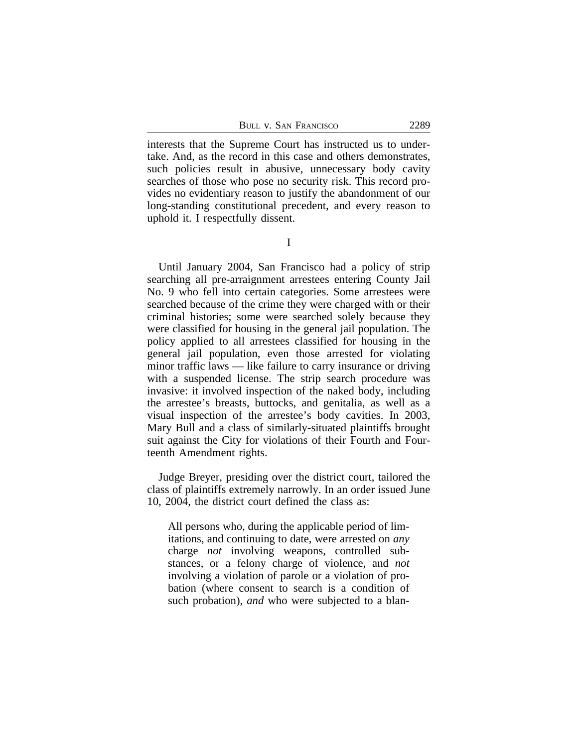interests that the Supreme Court has instructed us to undertake. And, as the record in this case and others demonstrates, such policies result in abusive, unnecessary body cavity searches of those who pose no security risk. This record provides no evidentiary reason to justify the abandonment of our long-standing constitutional precedent, and every reason to uphold it. I respectfully dissent.

I

Until January 2004, San Francisco had a policy of strip searching all pre-arraignment arrestees entering County Jail No. 9 who fell into certain categories. Some arrestees were searched because of the crime they were charged with or their criminal histories; some were searched solely because they were classified for housing in the general jail population. The policy applied to all arrestees classified for housing in the general jail population, even those arrested for violating minor traffic laws — like failure to carry insurance or driving with a suspended license. The strip search procedure was invasive: it involved inspection of the naked body, including the arrestee's breasts, buttocks, and genitalia, as well as a visual inspection of the arrestee's body cavities. In 2003, Mary Bull and a class of similarly-situated plaintiffs brought suit against the City for violations of their Fourth and Fourteenth Amendment rights.

Judge Breyer, presiding over the district court, tailored the class of plaintiffs extremely narrowly. In an order issued June 10, 2004, the district court defined the class as:

> All persons who, during the applicable period of limitations, and continuing to date, were arrested on *any* charge *not* involving weapons, controlled substances, or a felony charge of violence, and *not* involving a violation of parole or a violation of probation (where consent to search is a condition of such probation), *and* who were subjected to a blan-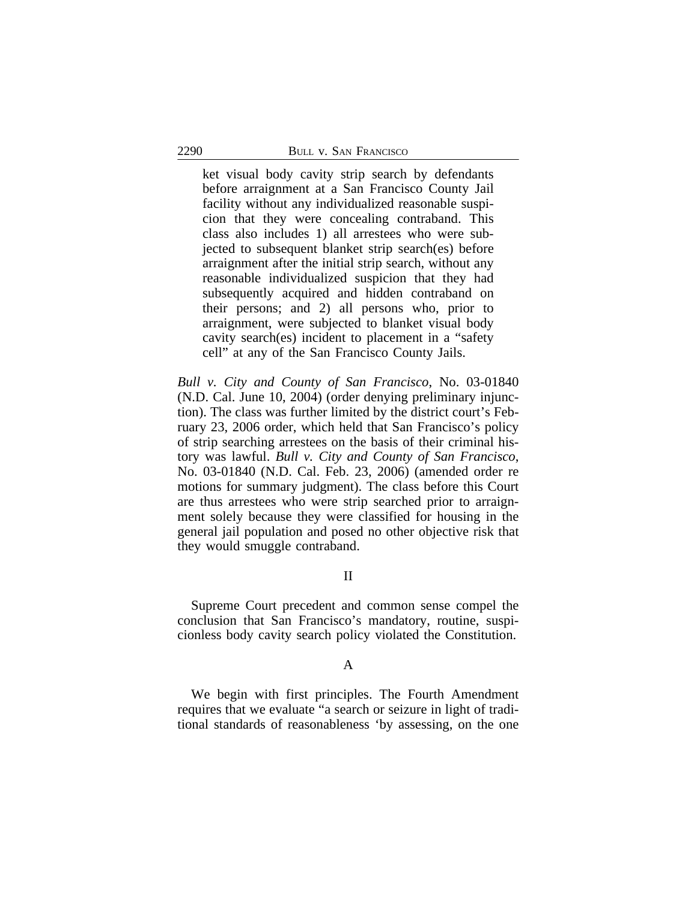> ket visual body cavity strip search by defendants before arraignment at a San Francisco County Jail facility without any individualized reasonable suspicion that they were concealing contraband. This class also includes 1) all arrestees who were subjected to subsequent blanket strip search(es) before arraignment after the initial strip search, without any reasonable individualized suspicion that they had subsequently acquired and hidden contraband on their persons; and 2) all persons who, prior to arraignment, were subjected to blanket visual body cavity search(es) incident to placement in a "safety cell" at any of the San Francisco County Jails.

*Bull v. City and County of San Francisco*, No. 03-01840 (N.D. Cal. June 10, 2004) (order denying preliminary injunction). The class was further limited by the district court's February 23, 2006 order, which held that San Francisco's policy of strip searching arrestees on the basis of their criminal history was lawful. *Bull v. City and County of San Francisco*, No. 03-01840 (N.D. Cal. Feb. 23, 2006) (amended order re motions for summary judgment). The class before this Court are thus arrestees who were strip searched prior to arraignment solely because they were classified for housing in the general jail population and posed no other objective risk that they would smuggle contraband.

## II

Supreme Court precedent and common sense compel the conclusion that San Francisco's mandatory, routine, suspicionless body cavity search policy violated the Constitution.

### A

We begin with first principles. The Fourth Amendment requires that we evaluate "a search or seizure in light of traditional standards of reasonableness 'by assessing, on the one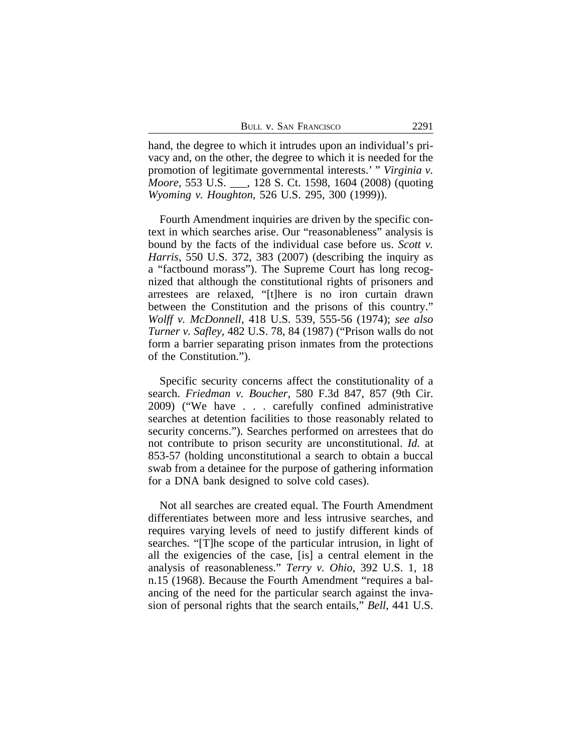hand, the degree to which it intrudes upon an individual's privacy and, on the other, the degree to which it is needed for the promotion of legitimate governmental interests.' " *Virginia v. Moore*, 553 U.S. ___, 128 S. Ct. 1598, 1604 (2008) (quoting *Wyoming v. Houghton*, 526 U.S. 295, 300 (1999)).

Fourth Amendment inquiries are driven by the specific context in which searches arise. Our "reasonableness" analysis is bound by the facts of the individual case before us. *Scott v. Harris*, 550 U.S. 372, 383 (2007) (describing the inquiry as a "factbound morass"). The Supreme Court has long recognized that although the constitutional rights of prisoners and arrestees are relaxed, "[t]here is no iron curtain drawn between the Constitution and the prisons of this country." *Wolff v. McDonnell*, 418 U.S. 539, 555-56 (1974); *see also Turner v. Safley*, 482 U.S. 78, 84 (1987) ("Prison walls do not form a barrier separating prison inmates from the protections of the Constitution.").

Specific security concerns affect the constitutionality of a search. *Friedman v. Boucher*, 580 F.3d 847, 857 (9th Cir. 2009) ("We have . . . carefully confined administrative searches at detention facilities to those reasonably related to security concerns."). Searches performed on arrestees that do not contribute to prison security are unconstitutional. *Id.* at 853-57 (holding unconstitutional a search to obtain a buccal swab from a detainee for the purpose of gathering information for a DNA bank designed to solve cold cases).

Not all searches are created equal. The Fourth Amendment differentiates between more and less intrusive searches, and requires varying levels of need to justify different kinds of searches. "[T]he scope of the particular intrusion, in light of all the exigencies of the case, [is] a central element in the analysis of reasonableness." *Terry v. Ohio*, 392 U.S. 1, 18 n.15 (1968). Because the Fourth Amendment "requires a balancing of the need for the particular search against the invasion of personal rights that the search entails," *Bell*, 441 U.S.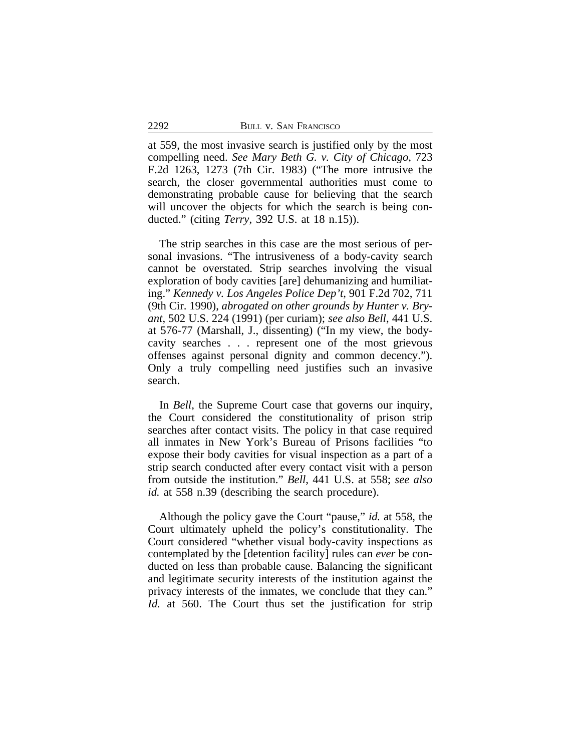at 559, the most invasive search is justified only by the most compelling need. *See Mary Beth G. v. City of Chicago*, 723 F.2d 1263, 1273 (7th Cir. 1983) ("The more intrusive the search, the closer governmental authorities must come to demonstrating probable cause for believing that the search will uncover the objects for which the search is being conducted." (citing *Terry*, 392 U.S. at 18 n.15)).

The strip searches in this case are the most serious of personal invasions. "The intrusiveness of a body-cavity search cannot be overstated. Strip searches involving the visual exploration of body cavities [are] dehumanizing and humiliating." *Kennedy v. Los Angeles Police Dep't*, 901 F.2d 702, 711 (9th Cir. 1990), *abrogated on other grounds by Hunter v. Bryant*, 502 U.S. 224 (1991) (per curiam); *see also Bell*, 441 U.S. at 576-77 (Marshall, J., dissenting) ("In my view, the body-cavity searches . . . represent one of the most grievous offenses against personal dignity and common decency."). Only a truly compelling need justifies such an invasive search.

In *Bell*, the Supreme Court case that governs our inquiry, the Court considered the constitutionality of prison strip searches after contact visits. The policy in that case required all inmates in New York's Bureau of Prisons facilities "to expose their body cavities for visual inspection as a part of a strip search conducted after every contact visit with a person from outside the institution." *Bell*, 441 U.S. at 558; *see also id.* at 558 n.39 (describing the search procedure).

Although the policy gave the Court "pause," *id.* at 558, the Court ultimately upheld the policy's constitutionality. The Court considered "whether visual body-cavity inspections as contemplated by the [detention facility] rules can *ever* be conducted on less than probable cause. Balancing the significant and legitimate security interests of the institution against the privacy interests of the inmates, we conclude that they can." *Id.* at 560. The Court thus set the justification for strip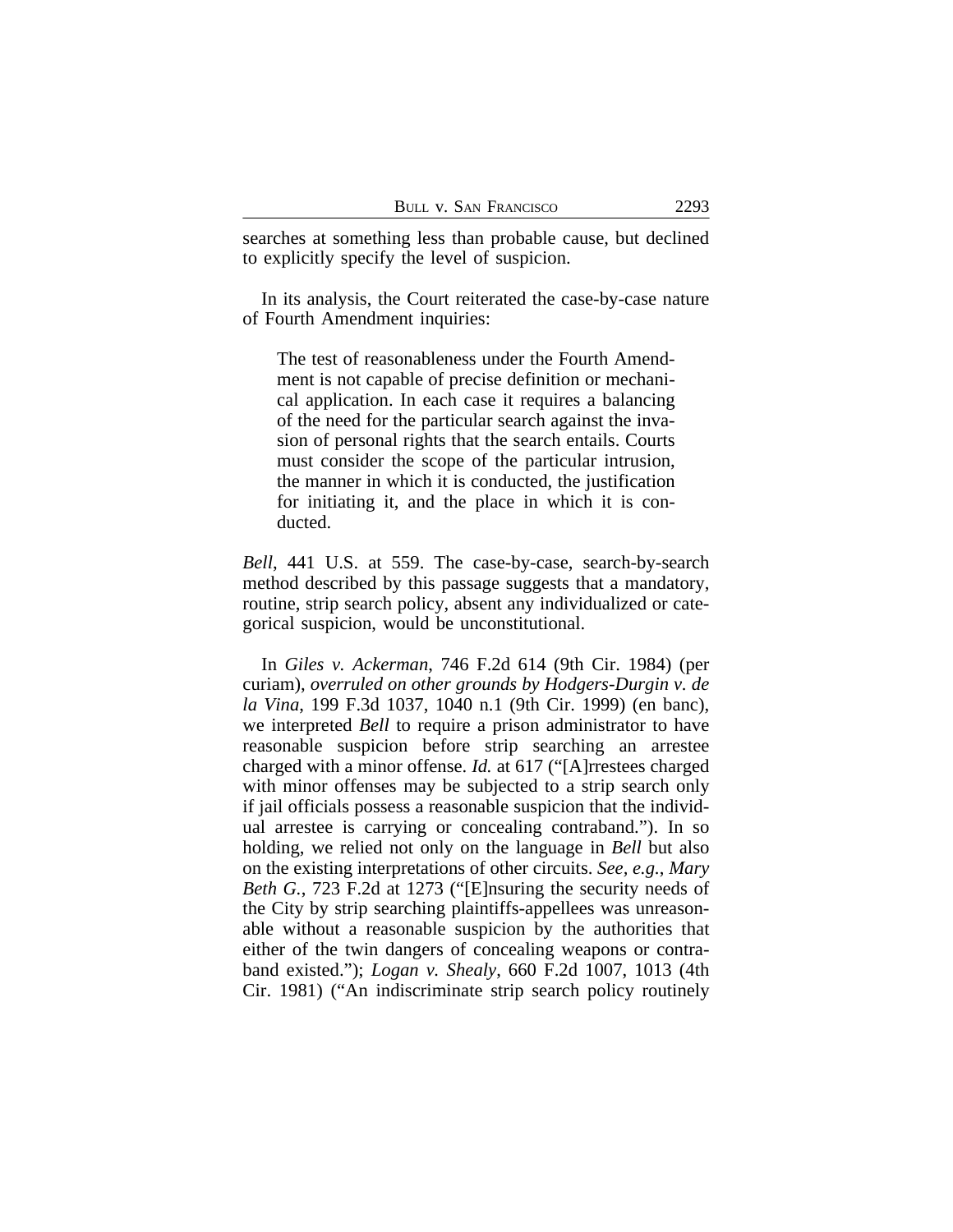searches at something less than probable cause, but declined to explicitly specify the level of suspicion.

In its analysis, the Court reiterated the case-by-case nature of Fourth Amendment inquiries:

> The test of reasonableness under the Fourth Amendment is not capable of precise definition or mechanical application. In each case it requires a balancing of the need for the particular search against the invasion of personal rights that the search entails. Courts must consider the scope of the particular intrusion, the manner in which it is conducted, the justification for initiating it, and the place in which it is conducted.

*Bell*, 441 U.S. at 559. The case-by-case, search-by-search method described by this passage suggests that a mandatory, routine, strip search policy, absent any individualized or categorical suspicion, would be unconstitutional.

In *Giles v. Ackerman*, 746 F.2d 614 (9th Cir. 1984) (per curiam), *overruled on other grounds by Hodgers-Durgin v. de la Vina*, 199 F.3d 1037, 1040 n.1 (9th Cir. 1999) (en banc), we interpreted *Bell* to require a prison administrator to have reasonable suspicion before strip searching an arrestee charged with a minor offense. *Id.* at 617 ("[A]rrestees charged with minor offenses may be subjected to a strip search only if jail officials possess a reasonable suspicion that the individual arrestee is carrying or concealing contraband."). In so holding, we relied not only on the language in *Bell* but also on the existing interpretations of other circuits. *See, e.g.*, *Mary Beth G.*, 723 F.2d at 1273 ("[E]nsuring the security needs of the City by strip searching plaintiffs-appellees was unreasonable without a reasonable suspicion by the authorities that either of the twin dangers of concealing weapons or contraband existed."); *Logan v. Shealy*, 660 F.2d 1007, 1013 (4th Cir. 1981) ("An indiscriminate strip search policy routinely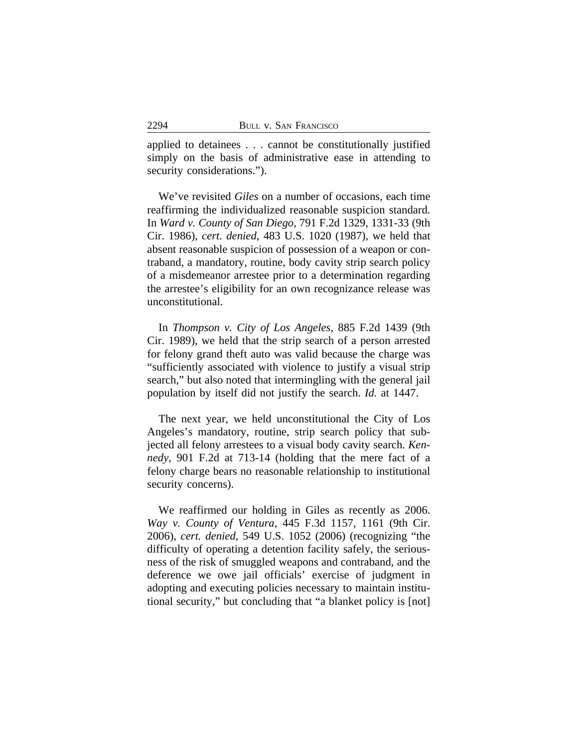applied to detainees . . . cannot be constitutionally justified simply on the basis of administrative ease in attending to security considerations.").

We've revisited *Giles* on a number of occasions, each time reaffirming the individualized reasonable suspicion standard. In *Ward v. County of San Diego*, 791 F.2d 1329, 1331-33 (9th Cir. 1986), *cert. denied*, 483 U.S. 1020 (1987), we held that absent reasonable suspicion of possession of a weapon or contraband, a mandatory, routine, body cavity strip search policy of a misdemeanor arrestee prior to a determination regarding the arrestee's eligibility for an own recognizance release was unconstitutional.

In *Thompson v. City of Los Angeles*, 885 F.2d 1439 (9th Cir. 1989), we held that the strip search of a person arrested for felony grand theft auto was valid because the charge was "sufficiently associated with violence to justify a visual strip search," but also noted that intermingling with the general jail population by itself did not justify the search. *Id.* at 1447.

The next year, we held unconstitutional the City of Los Angeles's mandatory, routine, strip search policy that subjected all felony arrestees to a visual body cavity search. *Kennedy*, 901 F.2d at 713-14 (holding that the mere fact of a felony charge bears no reasonable relationship to institutional security concerns).

We reaffirmed our holding in Giles as recently as 2006. *Way v. County of Ventura*, 445 F.3d 1157, 1161 (9th Cir. 2006), *cert. denied*, 549 U.S. 1052 (2006) (recognizing "the difficulty of operating a detention facility safely, the seriousness of the risk of smuggled weapons and contraband, and the deference we owe jail officials' exercise of judgment in adopting and executing policies necessary to maintain institutional security," but concluding that "a blanket policy is [not]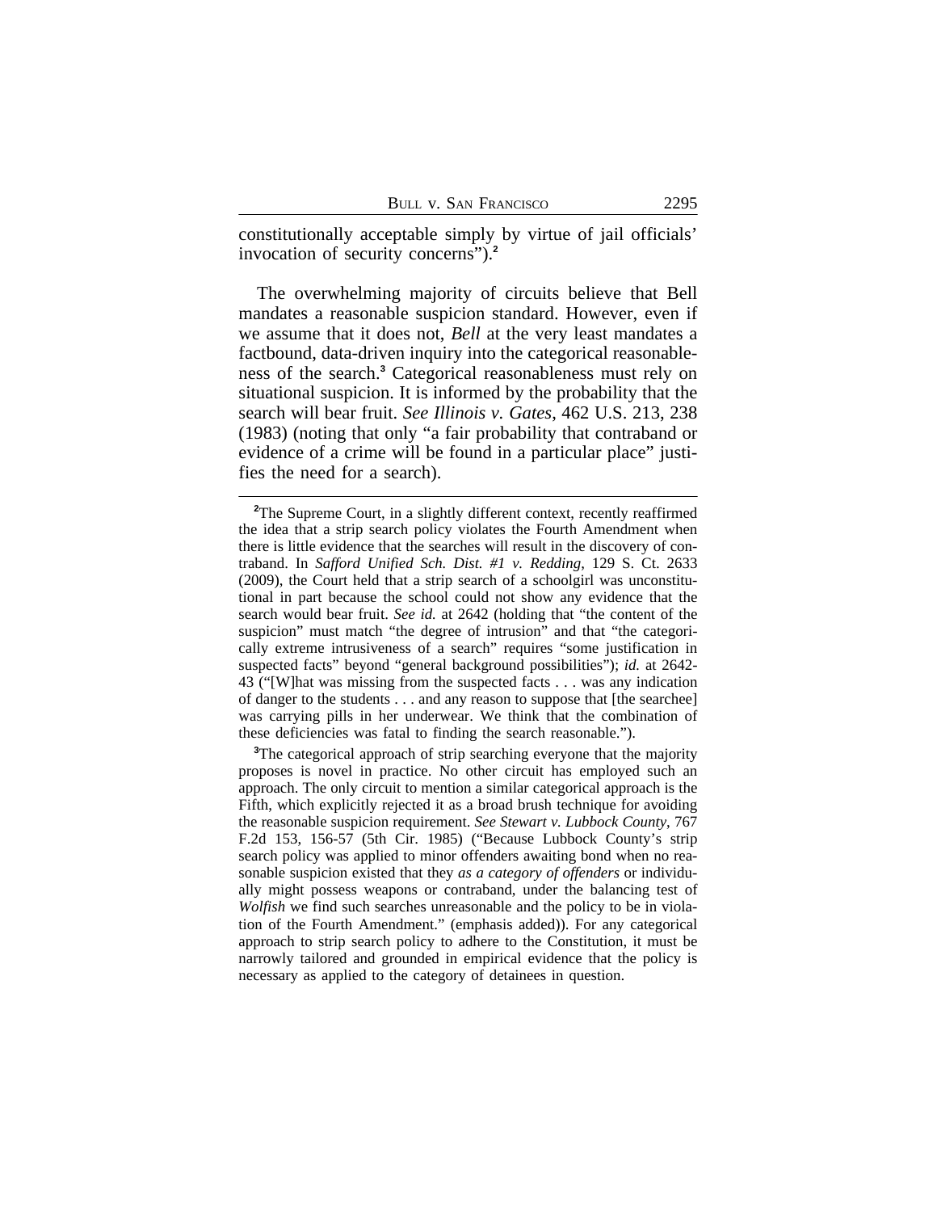constitutionally acceptable simply by virtue of jail officials' invocation of security concerns").[2]

The overwhelming majority of circuits believe that Bell mandates a reasonable suspicion standard. However, even if we assume that it does not, *Bell* at the very least mandates a factbound, data-driven inquiry into the categorical reasonableness of the search.[3] Categorical reasonableness must rely on situational suspicion. It is informed by the probability that the search will bear fruit. *See Illinois v. Gates*, 462 U.S. 213, 238 (1983) (noting that only "a fair probability that contraband or evidence of a crime will be found in a particular place" justifies the need for a search).

---

[2]The Supreme Court, in a slightly different context, recently reaffirmed the idea that a strip search policy violates the Fourth Amendment when there is little evidence that the searches will result in the discovery of contraband. In *Safford Unified Sch. Dist. #1 v. Redding*, 129 S. Ct. 2633 (2009), the Court held that a strip search of a schoolgirl was unconstitutional in part because the school could not show any evidence that the search would bear fruit. *See id.* at 2642 (holding that "the content of the suspicion" must match "the degree of intrusion" and that "the categorically extreme intrusiveness of a search" requires "some justification in suspected facts" beyond "general background possibilities"); *id.* at 2642-43 ("[W]hat was missing from the suspected facts . . . was any indication of danger to the students . . . and any reason to suppose that [the searchee] was carrying pills in her underwear. We think that the combination of these deficiencies was fatal to finding the search reasonable.").

[3]The categorical approach of strip searching everyone that the majority proposes is novel in practice. No other circuit has employed such an approach. The only circuit to mention a similar categorical approach is the Fifth, which explicitly rejected it as a broad brush technique for avoiding the reasonable suspicion requirement. *See Stewart v. Lubbock County*, 767 F.2d 153, 156-57 (5th Cir. 1985) ("Because Lubbock County's strip search policy was applied to minor offenders awaiting bond when no reasonable suspicion existed that they *as a category of offenders* or individually might possess weapons or contraband, under the balancing test of *Wolfish* we find such searches unreasonable and the policy to be in violation of the Fourth Amendment." (emphasis added)). For any categorical approach to strip search policy to adhere to the Constitution, it must be narrowly tailored and grounded in empirical evidence that the policy is necessary as applied to the category of detainees in question.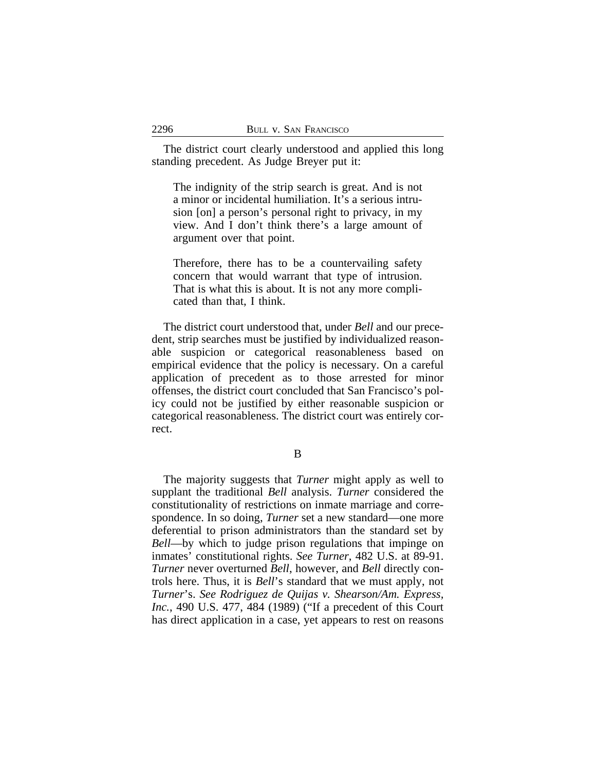The district court clearly understood and applied this long standing precedent. As Judge Breyer put it:

> The indignity of the strip search is great. And is not a minor or incidental humiliation. It's a serious intrusion [on] a person's personal right to privacy, in my view. And I don't think there's a large amount of argument over that point.
>
> Therefore, there has to be a countervailing safety concern that would warrant that type of intrusion. That is what this is about. It is not any more complicated than that, I think.

The district court understood that, under *Bell* and our precedent, strip searches must be justified by individualized reasonable suspicion or categorical reasonableness based on empirical evidence that the policy is necessary. On a careful application of precedent as to those arrested for minor offenses, the district court concluded that San Francisco's policy could not be justified by either reasonable suspicion or categorical reasonableness. The district court was entirely correct.

B

The majority suggests that *Turner* might apply as well to supplant the traditional *Bell* analysis. *Turner* considered the constitutionality of restrictions on inmate marriage and correspondence. In so doing, *Turner* set a new standard—one more deferential to prison administrators than the standard set by *Bell*—by which to judge prison regulations that impinge on inmates' constitutional rights. *See Turner*, 482 U.S. at 89-91. *Turner* never overturned *Bell*, however, and *Bell* directly controls here. Thus, it is *Bell*'s standard that we must apply, not *Turner*'s. *See Rodriguez de Quijas v. Shearson/Am. Express, Inc.*, 490 U.S. 477, 484 (1989) ("If a precedent of this Court has direct application in a case, yet appears to rest on reasons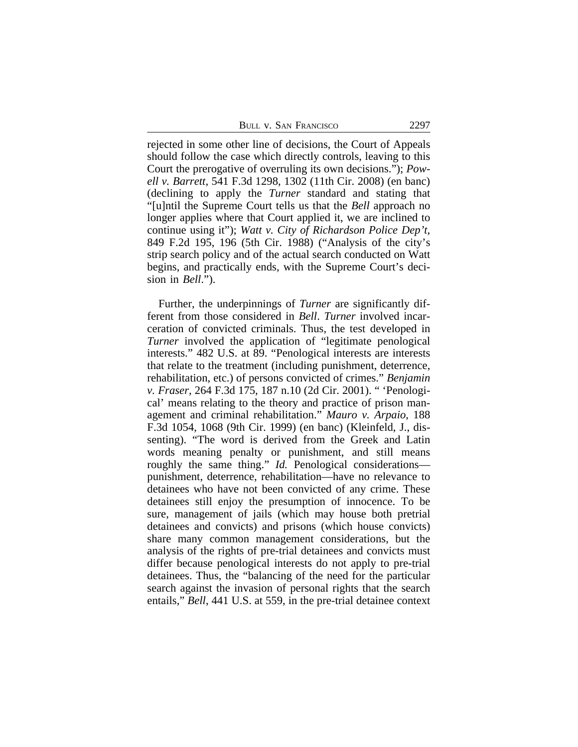rejected in some other line of decisions, the Court of Appeals should follow the case which directly controls, leaving to this Court the prerogative of overruling its own decisions."); *Powell v. Barrett*, 541 F.3d 1298, 1302 (11th Cir. 2008) (en banc) (declining to apply the *Turner* standard and stating that "[u]ntil the Supreme Court tells us that the *Bell* approach no longer applies where that Court applied it, we are inclined to continue using it"); *Watt v. City of Richardson Police Dep't*, 849 F.2d 195, 196 (5th Cir. 1988) ("Analysis of the city's strip search policy and of the actual search conducted on Watt begins, and practically ends, with the Supreme Court's decision in *Bell*.").

Further, the underpinnings of *Turner* are significantly different from those considered in *Bell*. *Turner* involved incarceration of convicted criminals. Thus, the test developed in *Turner* involved the application of "legitimate penological interests." 482 U.S. at 89. "Penological interests are interests that relate to the treatment (including punishment, deterrence, rehabilitation, etc.) of persons convicted of crimes." *Benjamin v. Fraser*, 264 F.3d 175, 187 n.10 (2d Cir. 2001). " 'Penological' means relating to the theory and practice of prison management and criminal rehabilitation." *Mauro v. Arpaio*, 188 F.3d 1054, 1068 (9th Cir. 1999) (en banc) (Kleinfeld, J., dissenting). "The word is derived from the Greek and Latin words meaning penalty or punishment, and still means roughly the same thing." *Id.* Penological considerations—punishment, deterrence, rehabilitation—have no relevance to detainees who have not been convicted of any crime. These detainees still enjoy the presumption of innocence. To be sure, management of jails (which may house both pretrial detainees and convicts) and prisons (which house convicts) share many common management considerations, but the analysis of the rights of pre-trial detainees and convicts must differ because penological interests do not apply to pre-trial detainees. Thus, the "balancing of the need for the particular search against the invasion of personal rights that the search entails," *Bell*, 441 U.S. at 559, in the pre-trial detainee context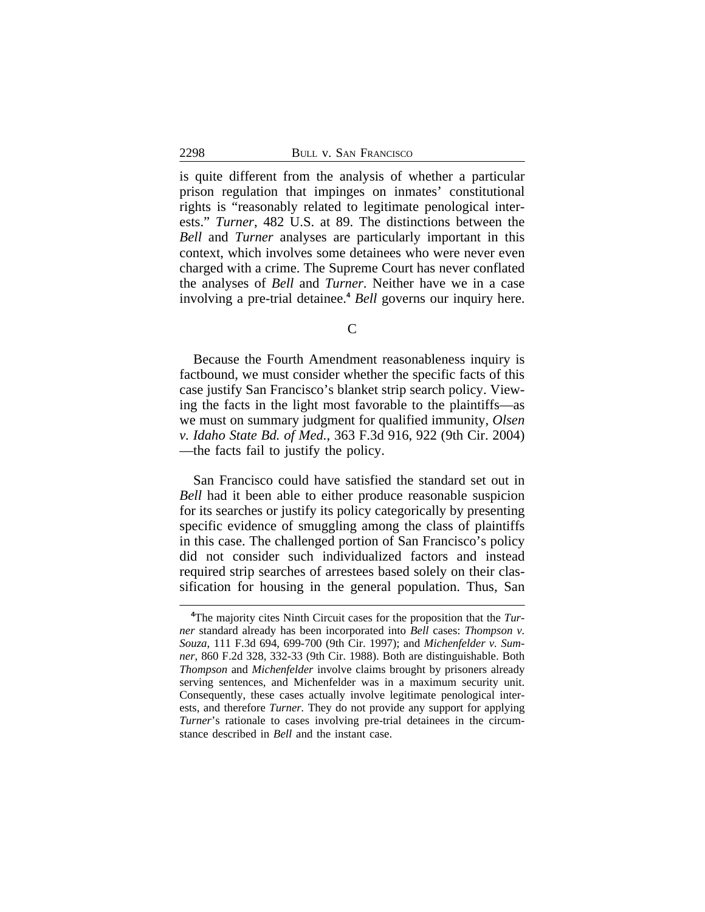is quite different from the analysis of whether a particular prison regulation that impinges on inmates' constitutional rights is "reasonably related to legitimate penological interests." *Turner*, 482 U.S. at 89. The distinctions between the *Bell* and *Turner* analyses are particularly important in this context, which involves some detainees who were never even charged with a crime. The Supreme Court has never conflated the analyses of *Bell* and *Turner*. Neither have we in a case involving a pre-trial detainee.[4] *Bell* governs our inquiry here.

C

Because the Fourth Amendment reasonableness inquiry is factbound, we must consider whether the specific facts of this case justify San Francisco's blanket strip search policy. Viewing the facts in the light most favorable to the plaintiffs—as we must on summary judgment for qualified immunity, *Olsen v. Idaho State Bd. of Med.*, 363 F.3d 916, 922 (9th Cir. 2004)—the facts fail to justify the policy.

San Francisco could have satisfied the standard set out in *Bell* had it been able to either produce reasonable suspicion for its searches or justify its policy categorically by presenting specific evidence of smuggling among the class of plaintiffs in this case. The challenged portion of San Francisco's policy did not consider such individualized factors and instead required strip searches of arrestees based solely on their classification for housing in the general population. Thus, San

[4]The majority cites Ninth Circuit cases for the proposition that the *Turner* standard already has been incorporated into *Bell* cases: *Thompson v. Souza*, 111 F.3d 694, 699-700 (9th Cir. 1997); and *Michenfelder v. Sumner*, 860 F.2d 328, 332-33 (9th Cir. 1988). Both are distinguishable. Both *Thompson* and *Michenfelder* involve claims brought by prisoners already serving sentences, and Michenfelder was in a maximum security unit. Consequently, these cases actually involve legitimate penological interests, and therefore *Turner.* They do not provide any support for applying *Turner*'s rationale to cases involving pre-trial detainees in the circumstance described in *Bell* and the instant case.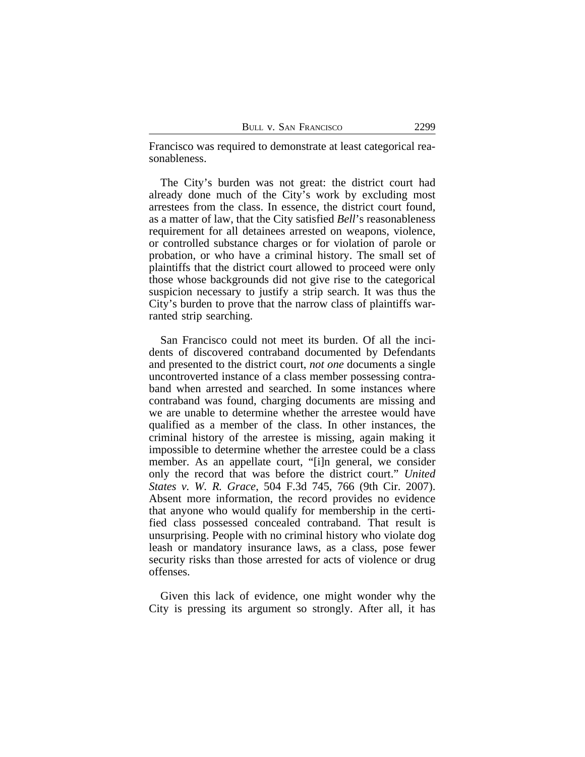Francisco was required to demonstrate at least categorical reasonableness.

The City's burden was not great: the district court had already done much of the City's work by excluding most arrestees from the class. In essence, the district court found, as a matter of law, that the City satisfied *Bell*'s reasonableness requirement for all detainees arrested on weapons, violence, or controlled substance charges or for violation of parole or probation, or who have a criminal history. The small set of plaintiffs that the district court allowed to proceed were only those whose backgrounds did not give rise to the categorical suspicion necessary to justify a strip search. It was thus the City's burden to prove that the narrow class of plaintiffs warranted strip searching.

San Francisco could not meet its burden. Of all the incidents of discovered contraband documented by Defendants and presented to the district court, *not one* documents a single uncontroverted instance of a class member possessing contraband when arrested and searched. In some instances where contraband was found, charging documents are missing and we are unable to determine whether the arrestee would have qualified as a member of the class. In other instances, the criminal history of the arrestee is missing, again making it impossible to determine whether the arrestee could be a class member. As an appellate court, "[i]n general, we consider only the record that was before the district court." *United States v. W. R. Grace*, 504 F.3d 745, 766 (9th Cir. 2007). Absent more information, the record provides no evidence that anyone who would qualify for membership in the certified class possessed concealed contraband. That result is unsurprising. People with no criminal history who violate dog leash or mandatory insurance laws, as a class, pose fewer security risks than those arrested for acts of violence or drug offenses.

Given this lack of evidence, one might wonder why the City is pressing its argument so strongly. After all, it has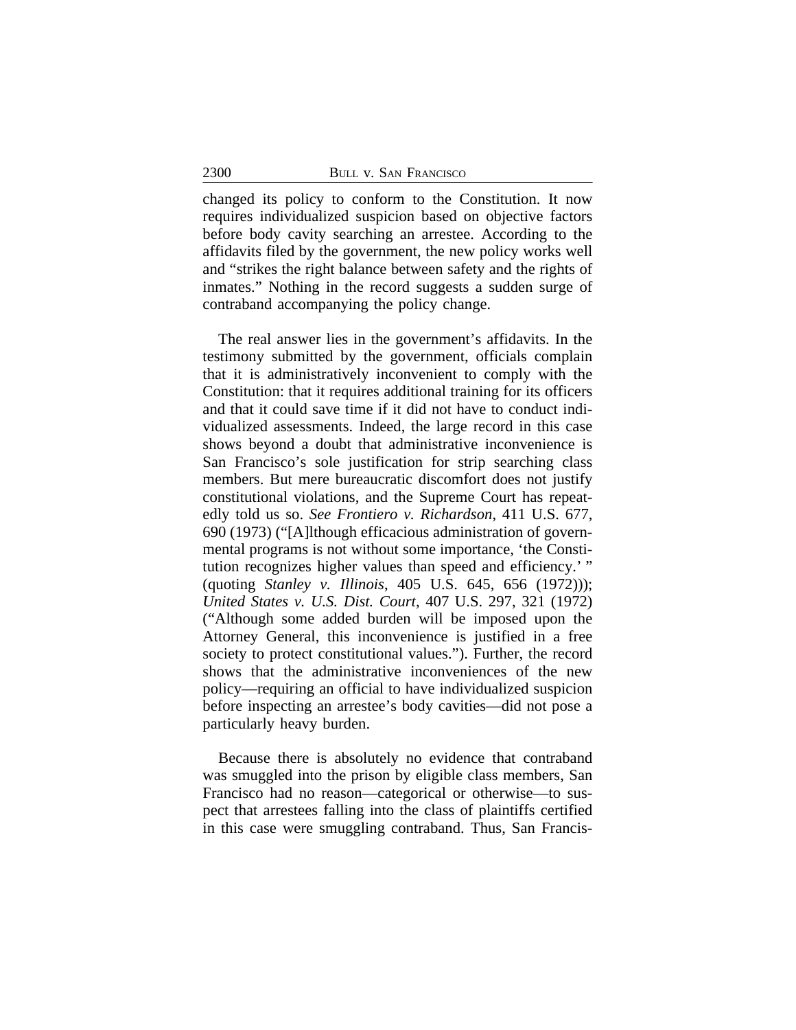changed its policy to conform to the Constitution. It now requires individualized suspicion based on objective factors before body cavity searching an arrestee. According to the affidavits filed by the government, the new policy works well and "strikes the right balance between safety and the rights of inmates." Nothing in the record suggests a sudden surge of contraband accompanying the policy change.

The real answer lies in the government's affidavits. In the testimony submitted by the government, officials complain that it is administratively inconvenient to comply with the Constitution: that it requires additional training for its officers and that it could save time if it did not have to conduct individualized assessments. Indeed, the large record in this case shows beyond a doubt that administrative inconvenience is San Francisco's sole justification for strip searching class members. But mere bureaucratic discomfort does not justify constitutional violations, and the Supreme Court has repeatedly told us so. *See Frontiero v. Richardson*, 411 U.S. 677, 690 (1973) ("[A]lthough efficacious administration of governmental programs is not without some importance, 'the Constitution recognizes higher values than speed and efficiency.' " (quoting *Stanley v. Illinois*, 405 U.S. 645, 656 (1972))); *United States v. U.S. Dist. Court*, 407 U.S. 297, 321 (1972) ("Although some added burden will be imposed upon the Attorney General, this inconvenience is justified in a free society to protect constitutional values."). Further, the record shows that the administrative inconveniences of the new policy—requiring an official to have individualized suspicion before inspecting an arrestee's body cavities—did not pose a particularly heavy burden.

Because there is absolutely no evidence that contraband was smuggled into the prison by eligible class members, San Francisco had no reason—categorical or otherwise—to suspect that arrestees falling into the class of plaintiffs certified in this case were smuggling contraband. Thus, San Francis-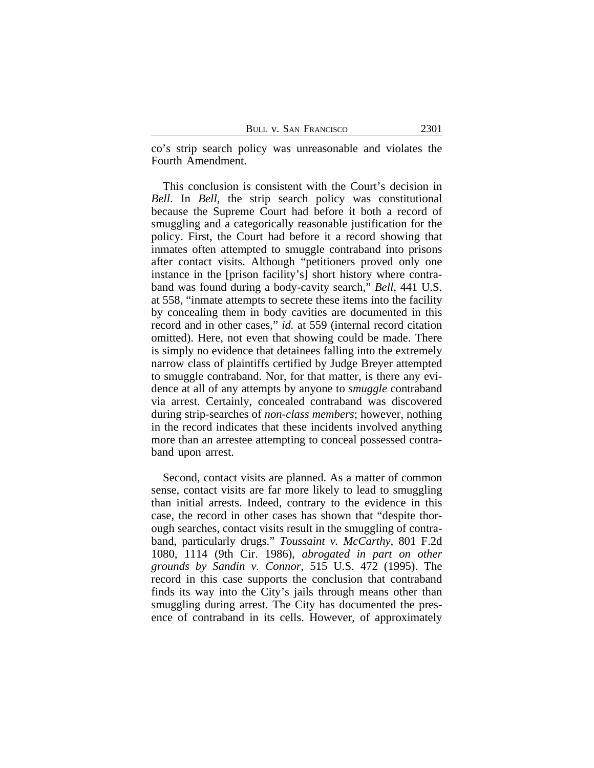co's strip search policy was unreasonable and violates the Fourth Amendment.

This conclusion is consistent with the Court's decision in *Bell*. In *Bell*, the strip search policy was constitutional because the Supreme Court had before it both a record of smuggling and a categorically reasonable justification for the policy. First, the Court had before it a record showing that inmates often attempted to smuggle contraband into prisons after contact visits. Although "petitioners proved only one instance in the [prison facility's] short history where contraband was found during a body-cavity search," *Bell*, 441 U.S. at 558, "inmate attempts to secrete these items into the facility by concealing them in body cavities are documented in this record and in other cases," *id.* at 559 (internal record citation omitted). Here, not even that showing could be made. There is simply no evidence that detainees falling into the extremely narrow class of plaintiffs certified by Judge Breyer attempted to smuggle contraband. Nor, for that matter, is there any evidence at all of any attempts by anyone to *smuggle* contraband via arrest. Certainly, concealed contraband was discovered during strip-searches of *non-class members*; however, nothing in the record indicates that these incidents involved anything more than an arrestee attempting to conceal possessed contraband upon arrest.

Second, contact visits are planned. As a matter of common sense, contact visits are far more likely to lead to smuggling than initial arrests. Indeed, contrary to the evidence in this case, the record in other cases has shown that "despite thorough searches, contact visits result in the smuggling of contraband, particularly drugs." *Toussaint v. McCarthy*, 801 F.2d 1080, 1114 (9th Cir. 1986), *abrogated in part on other grounds by Sandin v. Connor*, 515 U.S. 472 (1995). The record in this case supports the conclusion that contraband finds its way into the City's jails through means other than smuggling during arrest. The City has documented the presence of contraband in its cells. However, of approximately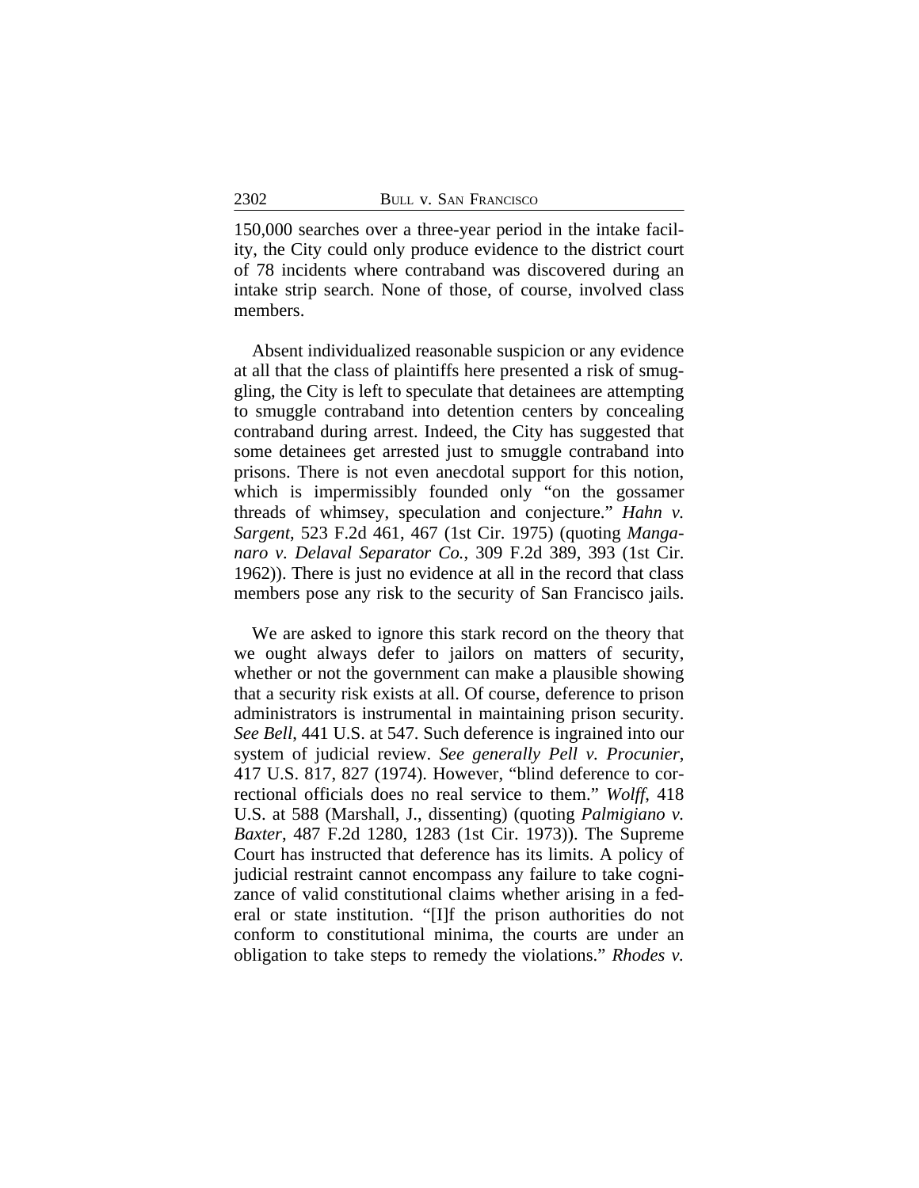150,000 searches over a three-year period in the intake facility, the City could only produce evidence to the district court of 78 incidents where contraband was discovered during an intake strip search. None of those, of course, involved class members.

Absent individualized reasonable suspicion or any evidence at all that the class of plaintiffs here presented a risk of smuggling, the City is left to speculate that detainees are attempting to smuggle contraband into detention centers by concealing contraband during arrest. Indeed, the City has suggested that some detainees get arrested just to smuggle contraband into prisons. There is not even anecdotal support for this notion, which is impermissibly founded only "on the gossamer threads of whimsey, speculation and conjecture." *Hahn v. Sargent*, 523 F.2d 461, 467 (1st Cir. 1975) (quoting *Manganaro v. Delaval Separator Co.*, 309 F.2d 389, 393 (1st Cir. 1962)). There is just no evidence at all in the record that class members pose any risk to the security of San Francisco jails.

We are asked to ignore this stark record on the theory that we ought always defer to jailors on matters of security, whether or not the government can make a plausible showing that a security risk exists at all. Of course, deference to prison administrators is instrumental in maintaining prison security. *See Bell*, 441 U.S. at 547. Such deference is ingrained into our system of judicial review. *See generally Pell v. Procunier*, 417 U.S. 817, 827 (1974). However, "blind deference to correctional officials does no real service to them." *Wolff*, 418 U.S. at 588 (Marshall, J., dissenting) (quoting *Palmigiano v. Baxter*, 487 F.2d 1280, 1283 (1st Cir. 1973)). The Supreme Court has instructed that deference has its limits. A policy of judicial restraint cannot encompass any failure to take cognizance of valid constitutional claims whether arising in a federal or state institution. "[I]f the prison authorities do not conform to constitutional minima, the courts are under an obligation to take steps to remedy the violations." *Rhodes v.*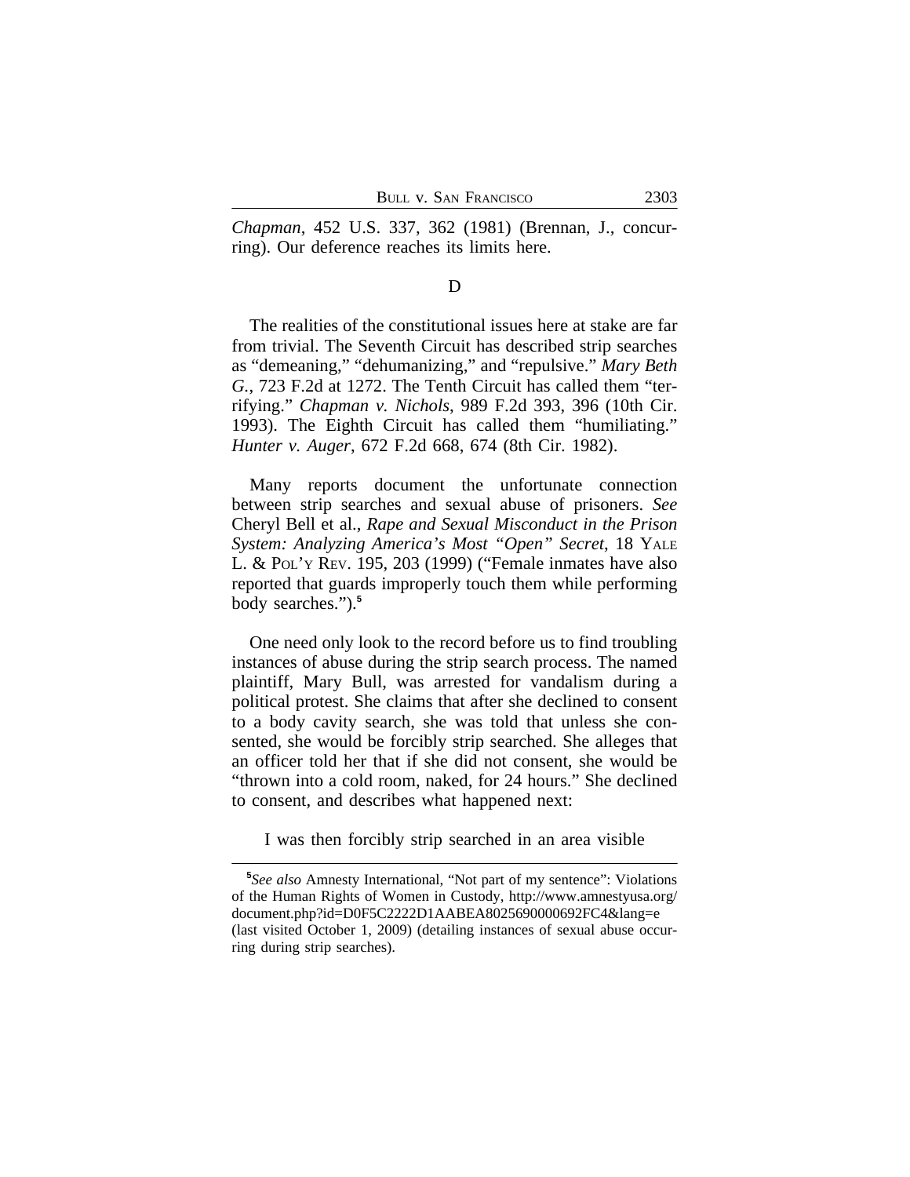*Chapman*, 452 U.S. 337, 362 (1981) (Brennan, J., concurring). Our deference reaches its limits here.

D

The realities of the constitutional issues here at stake are far from trivial. The Seventh Circuit has described strip searches as "demeaning," "dehumanizing," and "repulsive." *Mary Beth G.*, 723 F.2d at 1272. The Tenth Circuit has called them "terrifying." *Chapman v. Nichols*, 989 F.2d 393, 396 (10th Cir. 1993). The Eighth Circuit has called them "humiliating." *Hunter v. Auger*, 672 F.2d 668, 674 (8th Cir. 1982).

Many reports document the unfortunate connection between strip searches and sexual abuse of prisoners. *See* Cheryl Bell et al., *Rape and Sexual Misconduct in the Prison System: Analyzing America's Most "Open" Secret*, 18 YALE L. & POL'Y REV. 195, 203 (1999) ("Female inmates have also reported that guards improperly touch them while performing body searches.").[5]

One need only look to the record before us to find troubling instances of abuse during the strip search process. The named plaintiff, Mary Bull, was arrested for vandalism during a political protest. She claims that after she declined to consent to a body cavity search, she was told that unless she consented, she would be forcibly strip searched. She alleges that an officer told her that if she did not consent, she would be "thrown into a cold room, naked, for 24 hours." She declined to consent, and describes what happened next:

> I was then forcibly strip searched in an area visible

[5]*See also* Amnesty International, "Not part of my sentence": Violations of the Human Rights of Women in Custody, http://www.amnestyusa.org/document.php?id=D0F5C2222D1AABEA8025690000692FC4&lang=e (last visited October 1, 2009) (detailing instances of sexual abuse occurring during strip searches).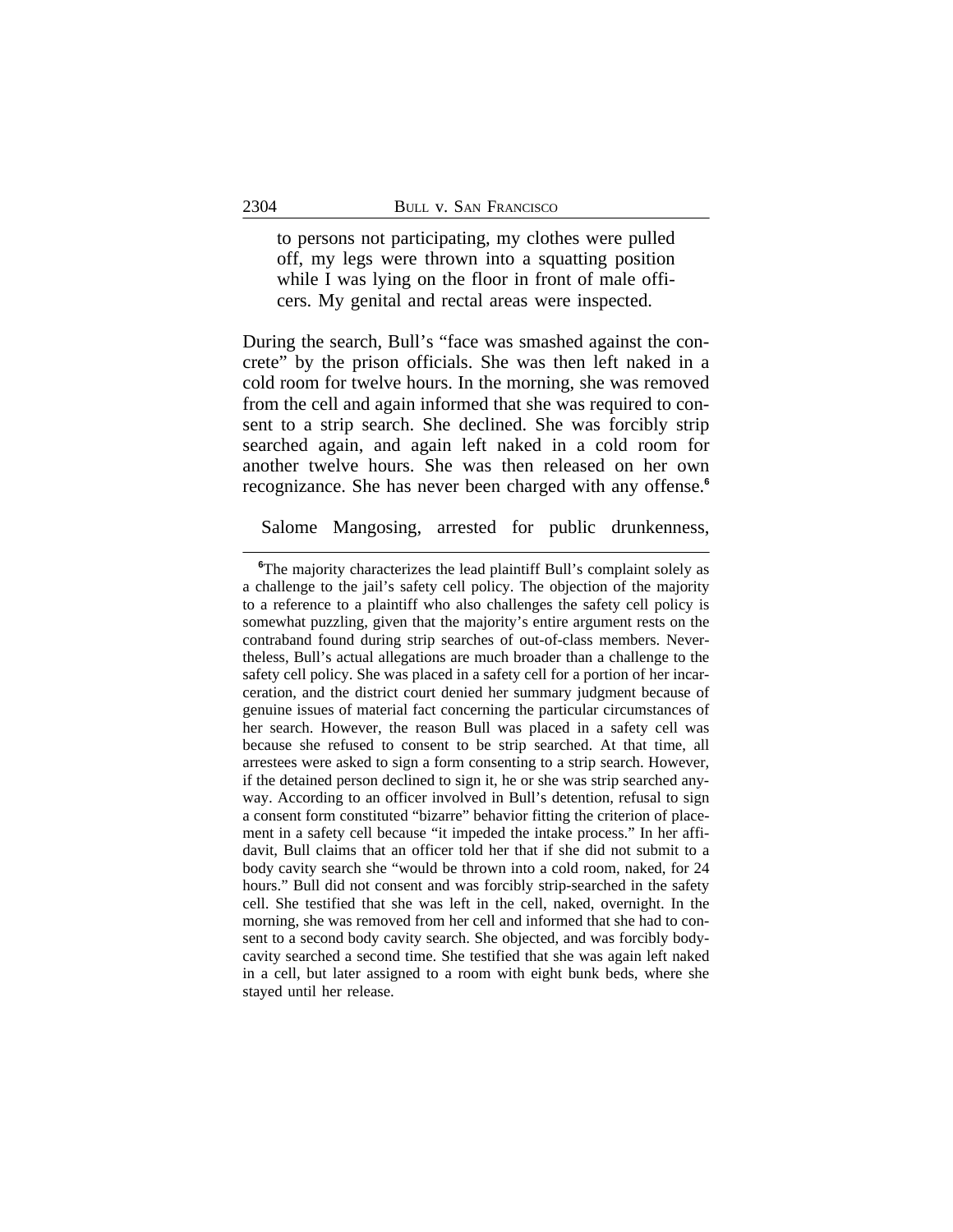> to persons not participating, my clothes were pulled off, my legs were thrown into a squatting position while I was lying on the floor in front of male officers. My genital and rectal areas were inspected.

During the search, Bull's "face was smashed against the concrete" by the prison officials. She was then left naked in a cold room for twelve hours. In the morning, she was removed from the cell and again informed that she was required to consent to a strip search. She declined. She was forcibly strip searched again, and again left naked in a cold room for another twelve hours. She was then released on her own recognizance. She has never been charged with any offense.[6]

Salome Mangosing, arrested for public drunkenness,

---

[6]The majority characterizes the lead plaintiff Bull's complaint solely as a challenge to the jail's safety cell policy. The objection of the majority to a reference to a plaintiff who also challenges the safety cell policy is somewhat puzzling, given that the majority's entire argument rests on the contraband found during strip searches of out-of-class members. Nevertheless, Bull's actual allegations are much broader than a challenge to the safety cell policy. She was placed in a safety cell for a portion of her incarceration, and the district court denied her summary judgment because of genuine issues of material fact concerning the particular circumstances of her search. However, the reason Bull was placed in a safety cell was because she refused to consent to be strip searched. At that time, all arrestees were asked to sign a form consenting to a strip search. However, if the detained person declined to sign it, he or she was strip searched anyway. According to an officer involved in Bull's detention, refusal to sign a consent form constituted "bizarre" behavior fitting the criterion of placement in a safety cell because "it impeded the intake process." In her affidavit, Bull claims that an officer told her that if she did not submit to a body cavity search she "would be thrown into a cold room, naked, for 24 hours." Bull did not consent and was forcibly strip-searched in the safety cell. She testified that she was left in the cell, naked, overnight. In the morning, she was removed from her cell and informed that she had to consent to a second body cavity search. She objected, and was forcibly body-cavity searched a second time. She testified that she was again left naked in a cell, but later assigned to a room with eight bunk beds, where she stayed until her release.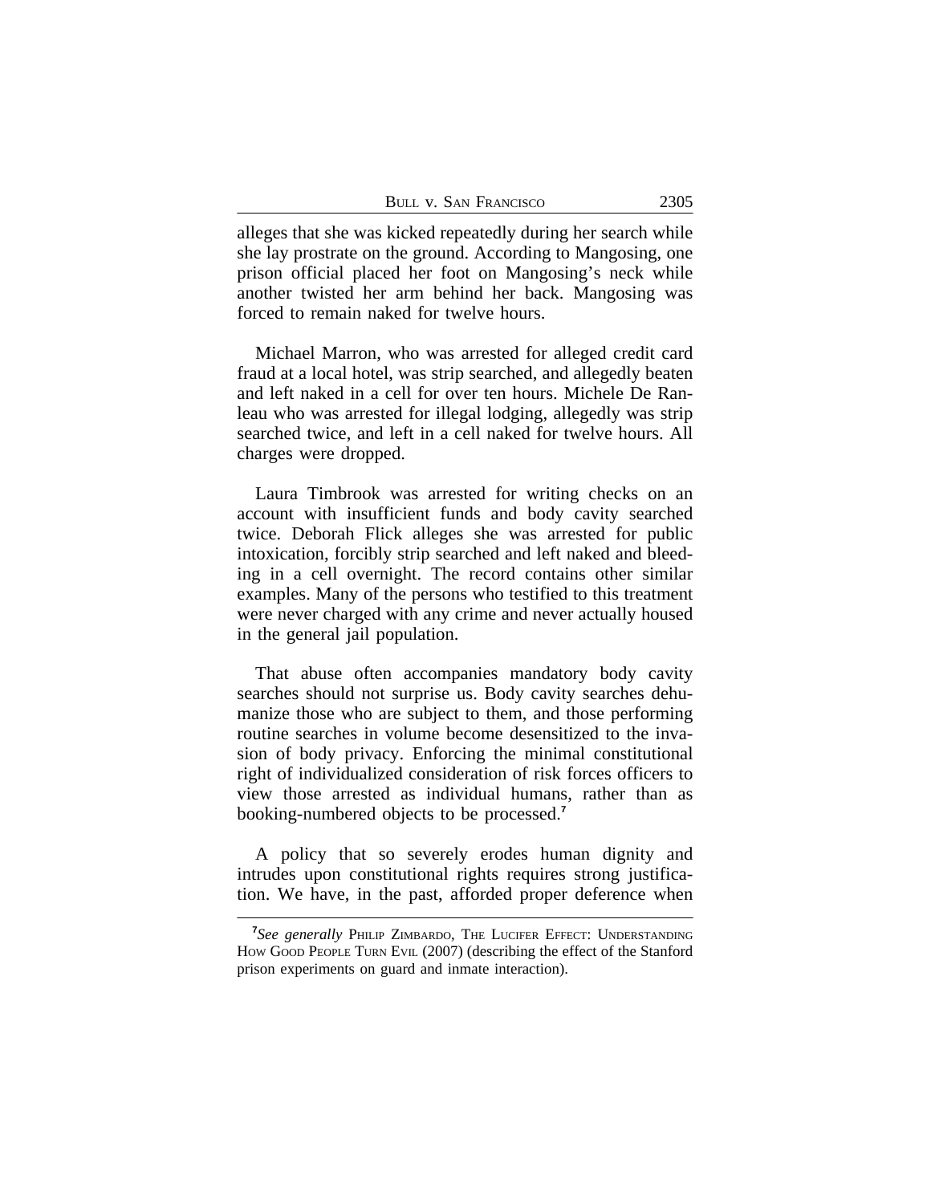alleges that she was kicked repeatedly during her search while she lay prostrate on the ground. According to Mangosing, one prison official placed her foot on Mangosing's neck while another twisted her arm behind her back. Mangosing was forced to remain naked for twelve hours.

Michael Marron, who was arrested for alleged credit card fraud at a local hotel, was strip searched, and allegedly beaten and left naked in a cell for over ten hours. Michele De Ranleau who was arrested for illegal lodging, allegedly was strip searched twice, and left in a cell naked for twelve hours. All charges were dropped.

Laura Timbrook was arrested for writing checks on an account with insufficient funds and body cavity searched twice. Deborah Flick alleges she was arrested for public intoxication, forcibly strip searched and left naked and bleeding in a cell overnight. The record contains other similar examples. Many of the persons who testified to this treatment were never charged with any crime and never actually housed in the general jail population.

That abuse often accompanies mandatory body cavity searches should not surprise us. Body cavity searches dehumanize those who are subject to them, and those performing routine searches in volume become desensitized to the invasion of body privacy. Enforcing the minimal constitutional right of individualized consideration of risk forces officers to view those arrested as individual humans, rather than as booking-numbered objects to be processed.[7]

A policy that so severely erodes human dignity and intrudes upon constitutional rights requires strong justification. We have, in the past, afforded proper deference when

---

[7] *See generally* PHILIP ZIMBARDO, THE LUCIFER EFFECT: UNDERSTANDING HOW GOOD PEOPLE TURN EVIL (2007) (describing the effect of the Stanford prison experiments on guard and inmate interaction).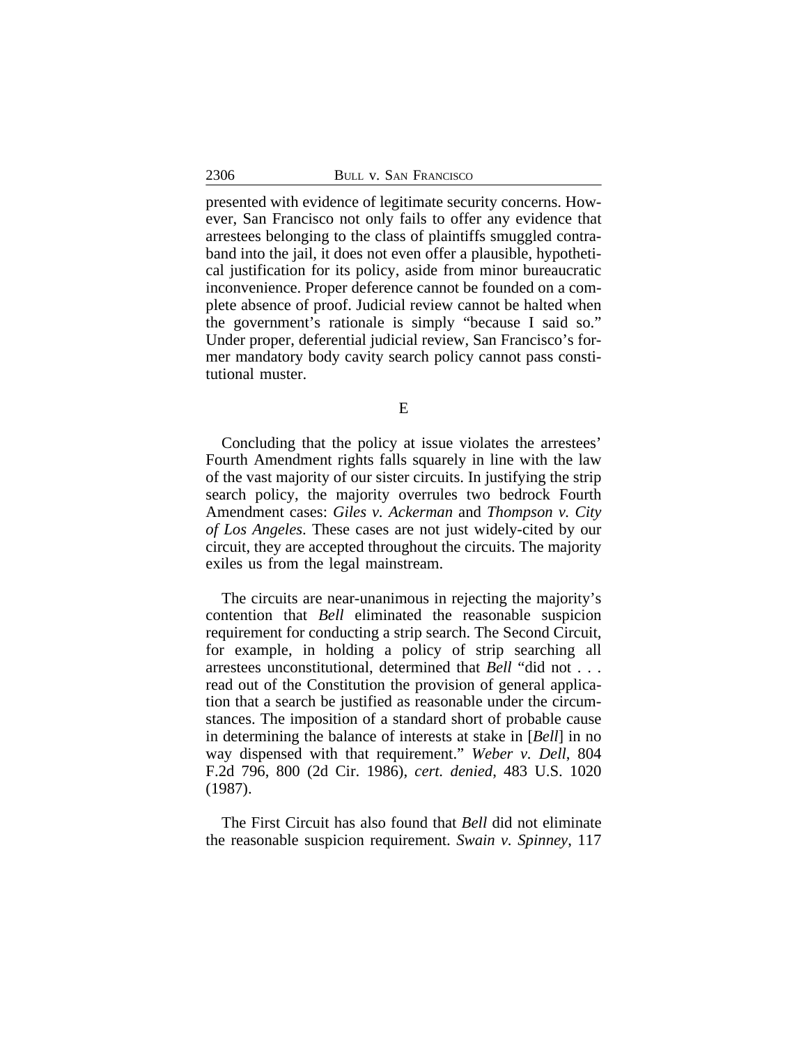presented with evidence of legitimate security concerns. However, San Francisco not only fails to offer any evidence that arrestees belonging to the class of plaintiffs smuggled contraband into the jail, it does not even offer a plausible, hypothetical justification for its policy, aside from minor bureaucratic inconvenience. Proper deference cannot be founded on a complete absence of proof. Judicial review cannot be halted when the government's rationale is simply "because I said so." Under proper, deferential judicial review, San Francisco's former mandatory body cavity search policy cannot pass constitutional muster.

### E

Concluding that the policy at issue violates the arrestees' Fourth Amendment rights falls squarely in line with the law of the vast majority of our sister circuits. In justifying the strip search policy, the majority overrules two bedrock Fourth Amendment cases: *Giles v. Ackerman* and *Thompson v. City of Los Angeles*. These cases are not just widely-cited by our circuit, they are accepted throughout the circuits. The majority exiles us from the legal mainstream.

The circuits are near-unanimous in rejecting the majority's contention that *Bell* eliminated the reasonable suspicion requirement for conducting a strip search. The Second Circuit, for example, in holding a policy of strip searching all arrestees unconstitutional, determined that *Bell* "did not . . . read out of the Constitution the provision of general application that a search be justified as reasonable under the circumstances. The imposition of a standard short of probable cause in determining the balance of interests at stake in [*Bell*] in no way dispensed with that requirement." *Weber v. Dell*, 804 F.2d 796, 800 (2d Cir. 1986), *cert. denied*, 483 U.S. 1020 (1987).

The First Circuit has also found that *Bell* did not eliminate the reasonable suspicion requirement. *Swain v. Spinney*, 117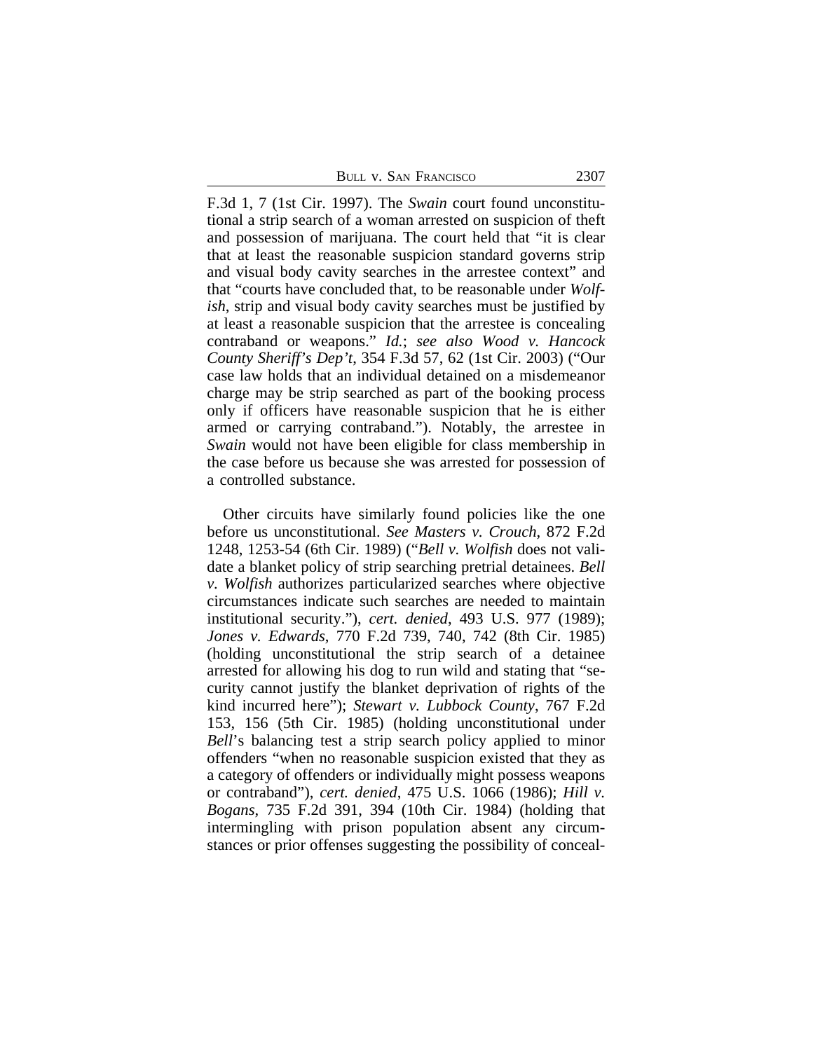F.3d 1, 7 (1st Cir. 1997). The *Swain* court found unconstitutional a strip search of a woman arrested on suspicion of theft and possession of marijuana. The court held that "it is clear that at least the reasonable suspicion standard governs strip and visual body cavity searches in the arrestee context" and that "courts have concluded that, to be reasonable under *Wolfish*, strip and visual body cavity searches must be justified by at least a reasonable suspicion that the arrestee is concealing contraband or weapons." *Id.*; *see also Wood v. Hancock County Sheriff's Dep't*, 354 F.3d 57, 62 (1st Cir. 2003) ("Our case law holds that an individual detained on a misdemeanor charge may be strip searched as part of the booking process only if officers have reasonable suspicion that he is either armed or carrying contraband."). Notably, the arrestee in *Swain* would not have been eligible for class membership in the case before us because she was arrested for possession of a controlled substance.

Other circuits have similarly found policies like the one before us unconstitutional. *See Masters v. Crouch*, 872 F.2d 1248, 1253-54 (6th Cir. 1989) ("*Bell v. Wolfish* does not validate a blanket policy of strip searching pretrial detainees. *Bell v. Wolfish* authorizes particularized searches where objective circumstances indicate such searches are needed to maintain institutional security."), *cert. denied*, 493 U.S. 977 (1989); *Jones v. Edwards*, 770 F.2d 739, 740, 742 (8th Cir. 1985) (holding unconstitutional the strip search of a detainee arrested for allowing his dog to run wild and stating that "security cannot justify the blanket deprivation of rights of the kind incurred here"); *Stewart v. Lubbock County*, 767 F.2d 153, 156 (5th Cir. 1985) (holding unconstitutional under *Bell*'s balancing test a strip search policy applied to minor offenders "when no reasonable suspicion existed that they as a category of offenders or individually might possess weapons or contraband"), *cert. denied*, 475 U.S. 1066 (1986); *Hill v. Bogans*, 735 F.2d 391, 394 (10th Cir. 1984) (holding that intermingling with prison population absent any circumstances or prior offenses suggesting the possibility of conceal-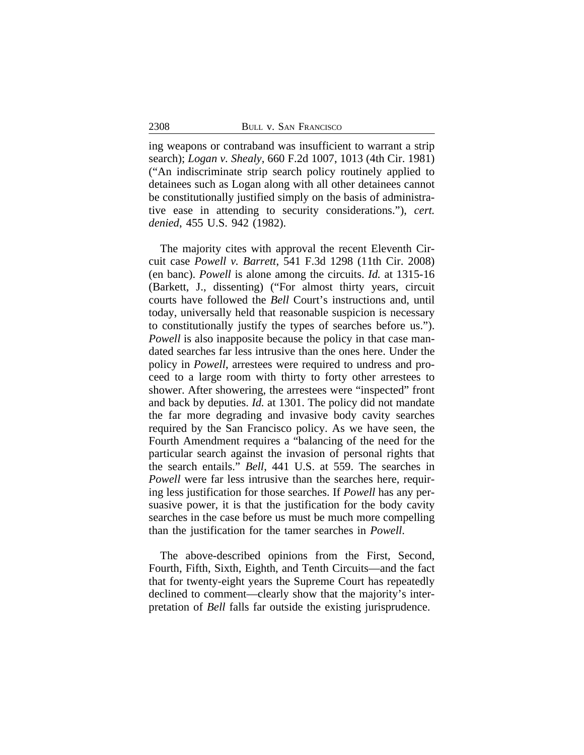ing weapons or contraband was insufficient to warrant a strip search); *Logan v. Shealy*, 660 F.2d 1007, 1013 (4th Cir. 1981) ("An indiscriminate strip search policy routinely applied to detainees such as Logan along with all other detainees cannot be constitutionally justified simply on the basis of administrative ease in attending to security considerations."), *cert. denied*, 455 U.S. 942 (1982).

The majority cites with approval the recent Eleventh Circuit case *Powell v. Barrett*, 541 F.3d 1298 (11th Cir. 2008) (en banc). *Powell* is alone among the circuits. *Id.* at 1315-16 (Barkett, J., dissenting) ("For almost thirty years, circuit courts have followed the *Bell* Court's instructions and, until today, universally held that reasonable suspicion is necessary to constitutionally justify the types of searches before us."). *Powell* is also inapposite because the policy in that case mandated searches far less intrusive than the ones here. Under the policy in *Powell*, arrestees were required to undress and proceed to a large room with thirty to forty other arrestees to shower. After showering, the arrestees were "inspected" front and back by deputies. *Id.* at 1301. The policy did not mandate the far more degrading and invasive body cavity searches required by the San Francisco policy. As we have seen, the Fourth Amendment requires a "balancing of the need for the particular search against the invasion of personal rights that the search entails." *Bell*, 441 U.S. at 559. The searches in *Powell* were far less intrusive than the searches here, requiring less justification for those searches. If *Powell* has any persuasive power, it is that the justification for the body cavity searches in the case before us must be much more compelling than the justification for the tamer searches in *Powell*.

The above-described opinions from the First, Second, Fourth, Fifth, Sixth, Eighth, and Tenth Circuits—and the fact that for twenty-eight years the Supreme Court has repeatedly declined to comment—clearly show that the majority's interpretation of *Bell* falls far outside the existing jurisprudence.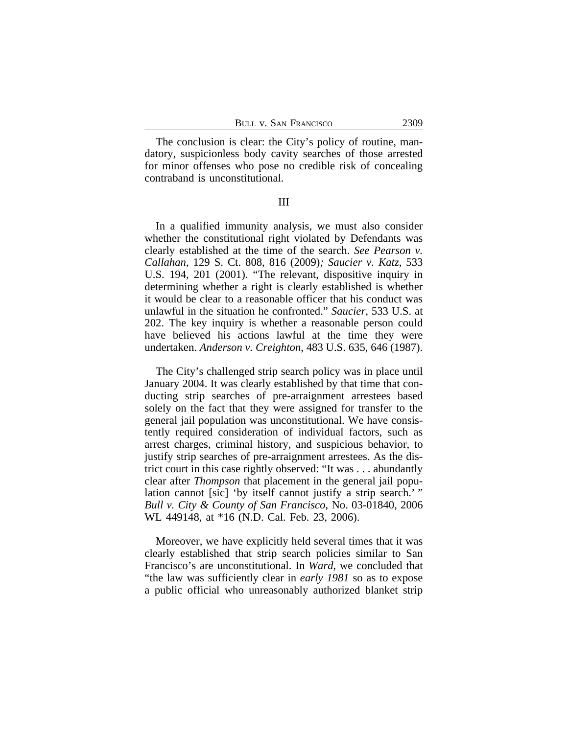The conclusion is clear: the City's policy of routine, mandatory, suspicionless body cavity searches of those arrested for minor offenses who pose no credible risk of concealing contraband is unconstitutional.

## III

In a qualified immunity analysis, we must also consider whether the constitutional right violated by Defendants was clearly established at the time of the search. *See Pearson v. Callahan*, 129 S. Ct. 808, 816 (2009)*; Saucier v. Katz*, 533 U.S. 194, 201 (2001). "The relevant, dispositive inquiry in determining whether a right is clearly established is whether it would be clear to a reasonable officer that his conduct was unlawful in the situation he confronted." *Saucier*, 533 U.S. at 202. The key inquiry is whether a reasonable person could have believed his actions lawful at the time they were undertaken. *Anderson v. Creighton*, 483 U.S. 635, 646 (1987).

The City's challenged strip search policy was in place until January 2004. It was clearly established by that time that conducting strip searches of pre-arraignment arrestees based solely on the fact that they were assigned for transfer to the general jail population was unconstitutional. We have consistently required consideration of individual factors, such as arrest charges, criminal history, and suspicious behavior, to justify strip searches of pre-arraignment arrestees. As the district court in this case rightly observed: "It was . . . abundantly clear after *Thompson* that placement in the general jail population cannot [sic] 'by itself cannot justify a strip search.' " *Bull v. City & County of San Francisco*, No. 03-01840, 2006 WL 449148, at *16 (N.D. Cal. Feb. 23, 2006).

Moreover, we have explicitly held several times that it was clearly established that strip search policies similar to San Francisco's are unconstitutional. In *Ward*, we concluded that "the law was sufficiently clear in *early 1981* so as to expose a public official who unreasonably authorized blanket strip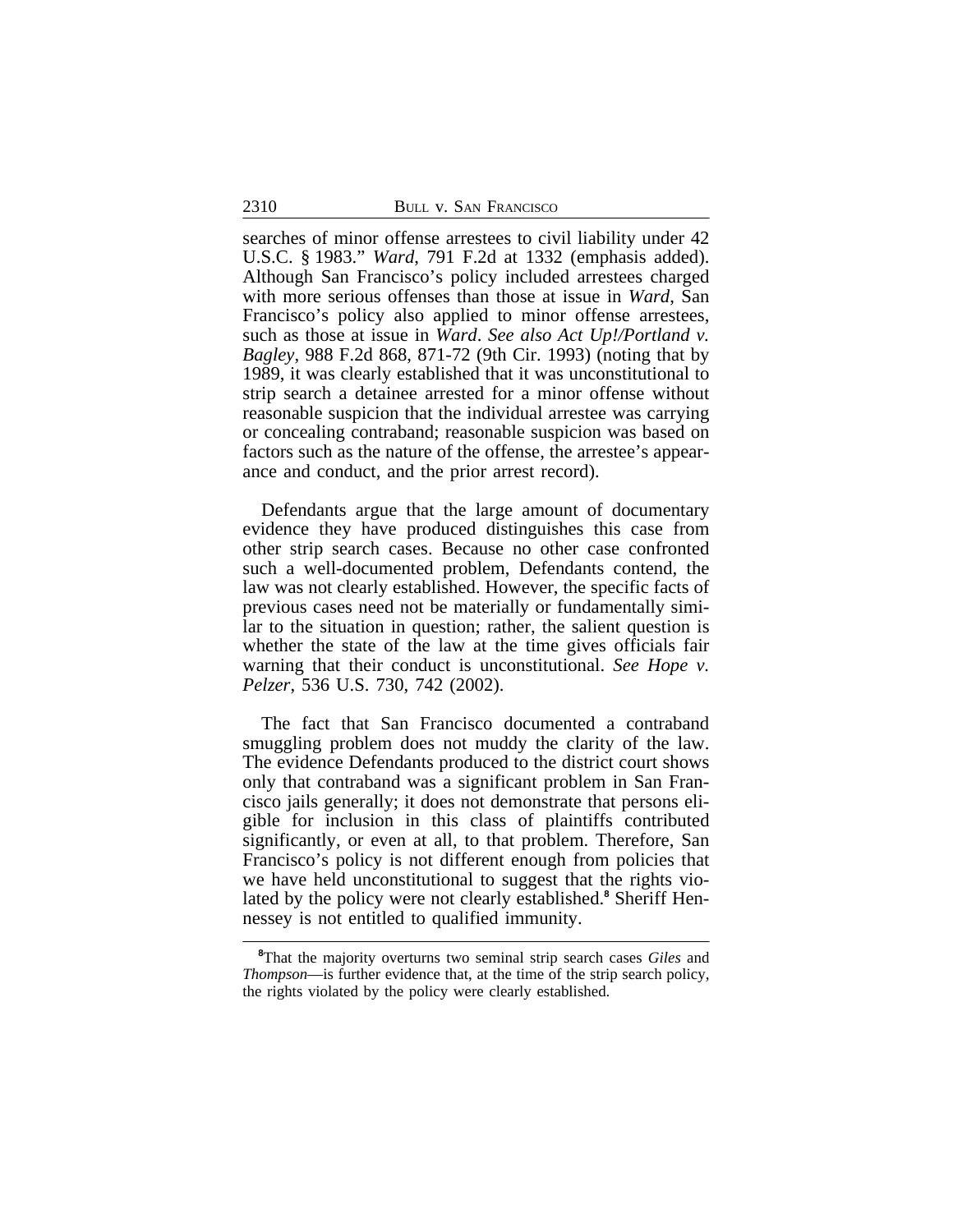searches of minor offense arrestees to civil liability under 42 U.S.C. § 1983." *Ward*, 791 F.2d at 1332 (emphasis added). Although San Francisco's policy included arrestees charged with more serious offenses than those at issue in *Ward*, San Francisco's policy also applied to minor offense arrestees, such as those at issue in *Ward*. *See also Act Up!/Portland v. Bagley*, 988 F.2d 868, 871-72 (9th Cir. 1993) (noting that by 1989, it was clearly established that it was unconstitutional to strip search a detainee arrested for a minor offense without reasonable suspicion that the individual arrestee was carrying or concealing contraband; reasonable suspicion was based on factors such as the nature of the offense, the arrestee's appearance and conduct, and the prior arrest record).

Defendants argue that the large amount of documentary evidence they have produced distinguishes this case from other strip search cases. Because no other case confronted such a well-documented problem, Defendants contend, the law was not clearly established. However, the specific facts of previous cases need not be materially or fundamentally similar to the situation in question; rather, the salient question is whether the state of the law at the time gives officials fair warning that their conduct is unconstitutional. *See Hope v. Pelzer*, 536 U.S. 730, 742 (2002).

The fact that San Francisco documented a contraband smuggling problem does not muddy the clarity of the law. The evidence Defendants produced to the district court shows only that contraband was a significant problem in San Francisco jails generally; it does not demonstrate that persons eligible for inclusion in this class of plaintiffs contributed significantly, or even at all, to that problem. Therefore, San Francisco's policy is not different enough from policies that we have held unconstitutional to suggest that the rights violated by the policy were not clearly established.[8] Sheriff Hennessey is not entitled to qualified immunity.

---

[8]That the majority overturns two seminal strip search cases *Giles* and *Thompson*—is further evidence that, at the time of the strip search policy, the rights violated by the policy were clearly established.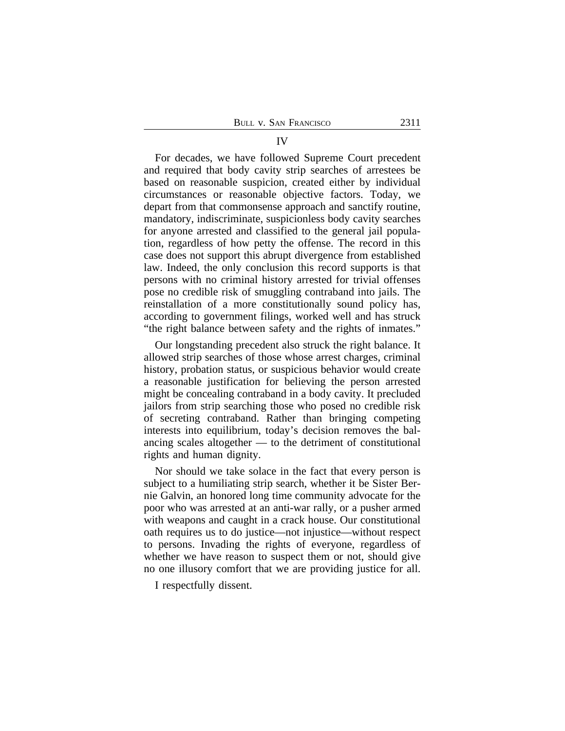## IV

For decades, we have followed Supreme Court precedent and required that body cavity strip searches of arrestees be based on reasonable suspicion, created either by individual circumstances or reasonable objective factors. Today, we depart from that commonsense approach and sanctify routine, mandatory, indiscriminate, suspicionless body cavity searches for anyone arrested and classified to the general jail population, regardless of how petty the offense. The record in this case does not support this abrupt divergence from established law. Indeed, the only conclusion this record supports is that persons with no criminal history arrested for trivial offenses pose no credible risk of smuggling contraband into jails. The reinstallation of a more constitutionally sound policy has, according to government filings, worked well and has struck "the right balance between safety and the rights of inmates."

Our longstanding precedent also struck the right balance. It allowed strip searches of those whose arrest charges, criminal history, probation status, or suspicious behavior would create a reasonable justification for believing the person arrested might be concealing contraband in a body cavity. It precluded jailors from strip searching those who posed no credible risk of secreting contraband. Rather than bringing competing interests into equilibrium, today's decision removes the balancing scales altogether — to the detriment of constitutional rights and human dignity.

Nor should we take solace in the fact that every person is subject to a humiliating strip search, whether it be Sister Bernie Galvin, an honored long time community advocate for the poor who was arrested at an anti-war rally, or a pusher armed with weapons and caught in a crack house. Our constitutional oath requires us to do justice—not injustice—without respect to persons. Invading the rights of everyone, regardless of whether we have reason to suspect them or not, should give no one illusory comfort that we are providing justice for all.

I respectfully dissent.